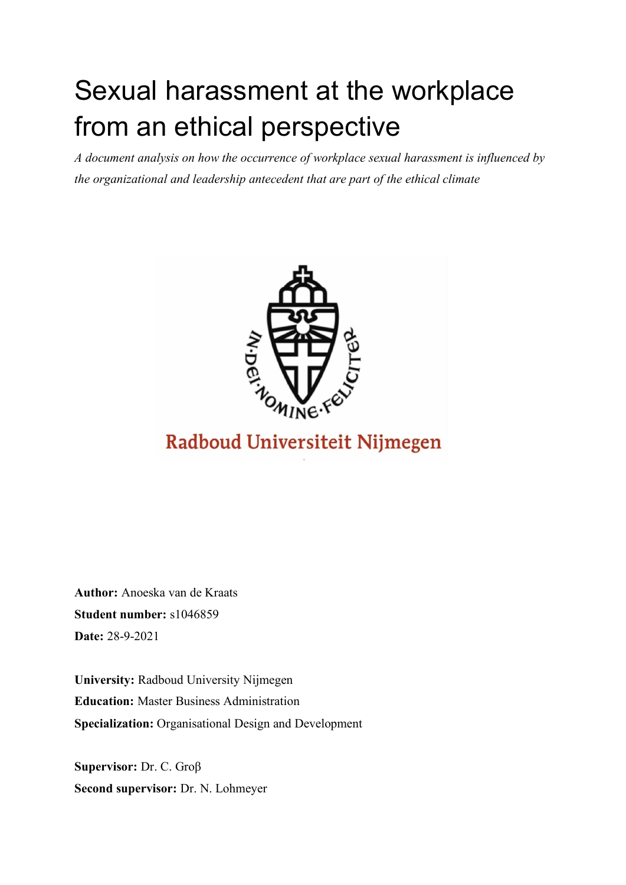# Sexual harassment at the workplace from an ethical perspective

*A document analysis on how the occurrence of workplace sexual harassment is influenced by the organizational and leadership antecedent that are part of the ethical climate*

**Author:** Anoeska van de Kraats
**Student number:** s1046859
**Date:** 28-9-2021

**University:** Radboud University Nijmegen
**Education:** Master Business Administration
**Specialization:** Organisational Design and Development

**Supervisor:** Dr. C. Groβ
**Second supervisor:** Dr. N. Lohmeyer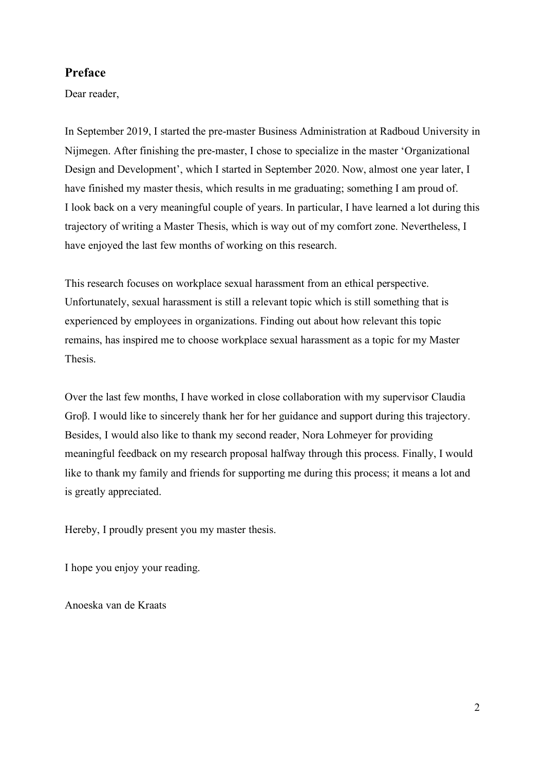## Preface

Dear reader,

In September 2019, I started the pre-master Business Administration at Radboud University in Nijmegen. After finishing the pre-master, I chose to specialize in the master 'Organizational Design and Development', which I started in September 2020. Now, almost one year later, I have finished my master thesis, which results in me graduating; something I am proud of. I look back on a very meaningful couple of years. In particular, I have learned a lot during this trajectory of writing a Master Thesis, which is way out of my comfort zone. Nevertheless, I have enjoyed the last few months of working on this research.

This research focuses on workplace sexual harassment from an ethical perspective. Unfortunately, sexual harassment is still a relevant topic which is still something that is experienced by employees in organizations. Finding out about how relevant this topic remains, has inspired me to choose workplace sexual harassment as a topic for my Master Thesis.

Over the last few months, I have worked in close collaboration with my supervisor Claudia Groβ. I would like to sincerely thank her for her guidance and support during this trajectory. Besides, I would also like to thank my second reader, Nora Lohmeyer for providing meaningful feedback on my research proposal halfway through this process. Finally, I would like to thank my family and friends for supporting me during this process; it means a lot and is greatly appreciated.

Hereby, I proudly present you my master thesis.

I hope you enjoy your reading.

Anoeska van de Kraats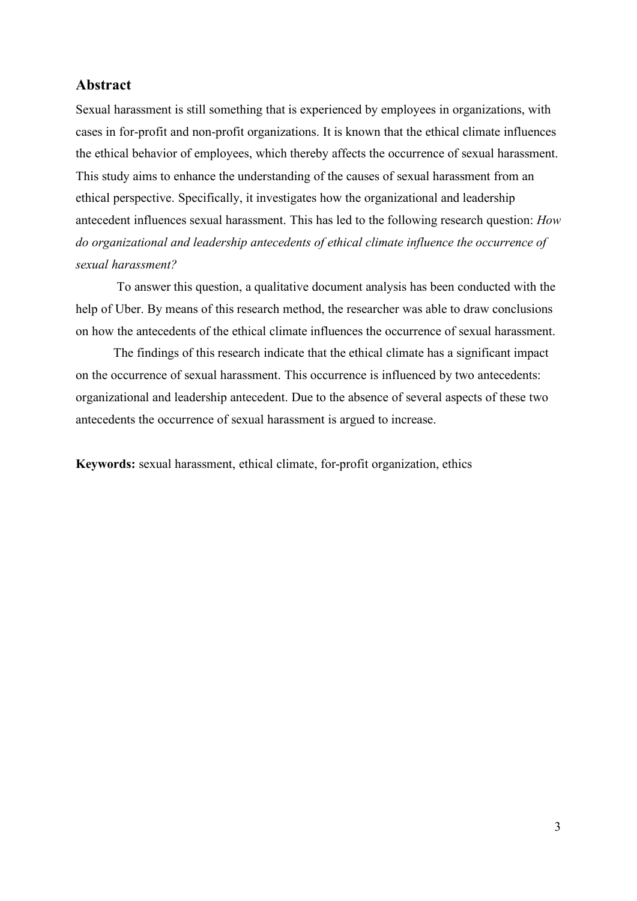## Abstract

Sexual harassment is still something that is experienced by employees in organizations, with cases in for-profit and non-profit organizations. It is known that the ethical climate influences the ethical behavior of employees, which thereby affects the occurrence of sexual harassment. This study aims to enhance the understanding of the causes of sexual harassment from an ethical perspective. Specifically, it investigates how the organizational and leadership antecedent influences sexual harassment. This has led to the following research question: *How do organizational and leadership antecedents of ethical climate influence the occurrence of sexual harassment?*

To answer this question, a qualitative document analysis has been conducted with the help of Uber. By means of this research method, the researcher was able to draw conclusions on how the antecedents of the ethical climate influences the occurrence of sexual harassment.

The findings of this research indicate that the ethical climate has a significant impact on the occurrence of sexual harassment. This occurrence is influenced by two antecedents: organizational and leadership antecedent. Due to the absence of several aspects of these two antecedents the occurrence of sexual harassment is argued to increase.

**Keywords:** sexual harassment, ethical climate, for-profit organization, ethics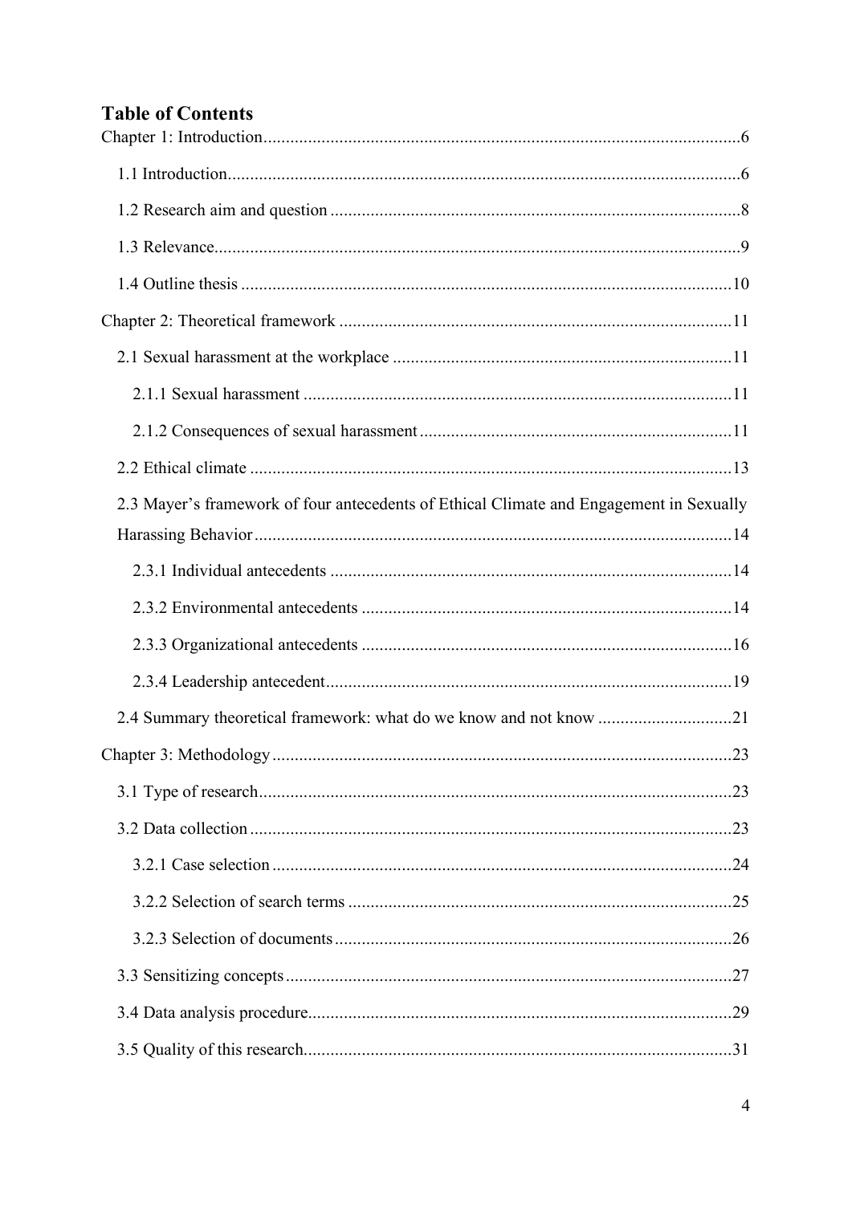# Table of Contents

Chapter 1: Introduction....................................................................................................6

1.1 Introduction....................................................................................................6

1.2 Research aim and question ..........................................................................................8

1.3 Relevance....................................................................................................9

1.4 Outline thesis ..........................................................................................................10

Chapter 2: Theoretical framework ..........................................................................................11

2.1 Sexual harassment at the workplace ..........................................................................................11

2.1.1 Sexual harassment ..........................................................................................11

2.1.2 Consequences of sexual harassment..........................................................................................11

2.2 Ethical climate ..........................................................................................13

2.3 Mayer's framework of four antecedents of Ethical Climate and Engagement in Sexually Harassing Behavior..........................................................................................14

2.3.1 Individual antecedents ..........................................................................................14

2.3.2 Environmental antecedents ..........................................................................................14

2.3.3 Organizational antecedents ..........................................................................................16

2.3.4 Leadership antecedent..........................................................................................19

2.4 Summary theoretical framework: what do we know and not know ..........................................................................................21

Chapter 3: Methodology..........................................................................................23

3.1 Type of research..........................................................................................23

3.2 Data collection..........................................................................................23

3.2.1 Case selection..........................................................................................24

3.2.2 Selection of search terms ..........................................................................................25

3.2.3 Selection of documents..........................................................................................26

3.3 Sensitizing concepts..........................................................................................27

3.4 Data analysis procedure..........................................................................................29

3.5 Quality of this research..........................................................................................31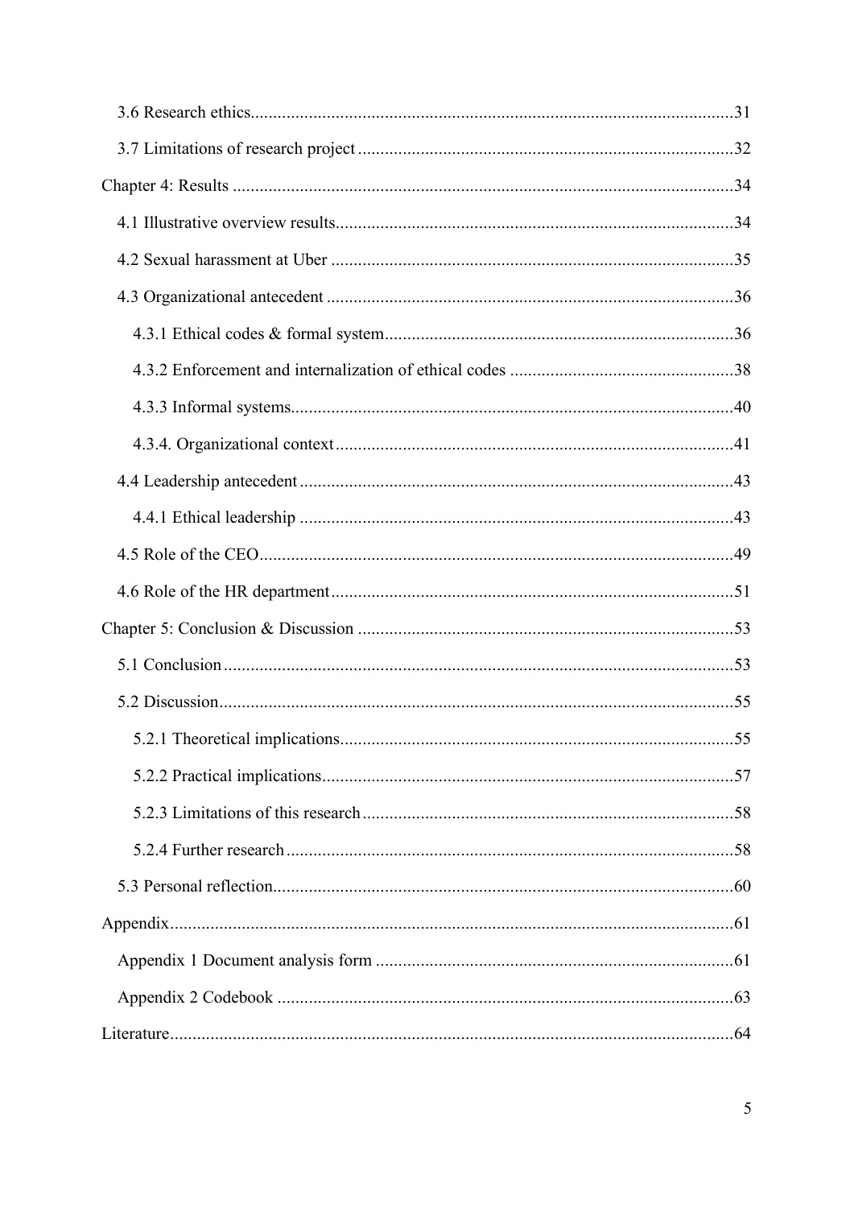3.6 Research ethics.....31

3.7 Limitations of research project.....32

Chapter 4: Results.....34

4.1 Illustrative overview results.....34

4.2 Sexual harassment at Uber.....35

4.3 Organizational antecedent.....36

4.3.1 Ethical codes & formal system.....36

4.3.2 Enforcement and internalization of ethical codes.....38

4.3.3 Informal systems.....40

4.3.4. Organizational context.....41

4.4 Leadership antecedent.....43

4.4.1 Ethical leadership.....43

4.5 Role of the CEO.....49

4.6 Role of the HR department.....51

Chapter 5: Conclusion & Discussion.....53

5.1 Conclusion.....53

5.2 Discussion.....55

5.2.1 Theoretical implications.....55

5.2.2 Practical implications.....57

5.2.3 Limitations of this research.....58

5.2.4 Further research.....58

5.3 Personal reflection.....60

Appendix.....61

Appendix 1 Document analysis form.....61

Appendix 2 Codebook.....63

Literature.....64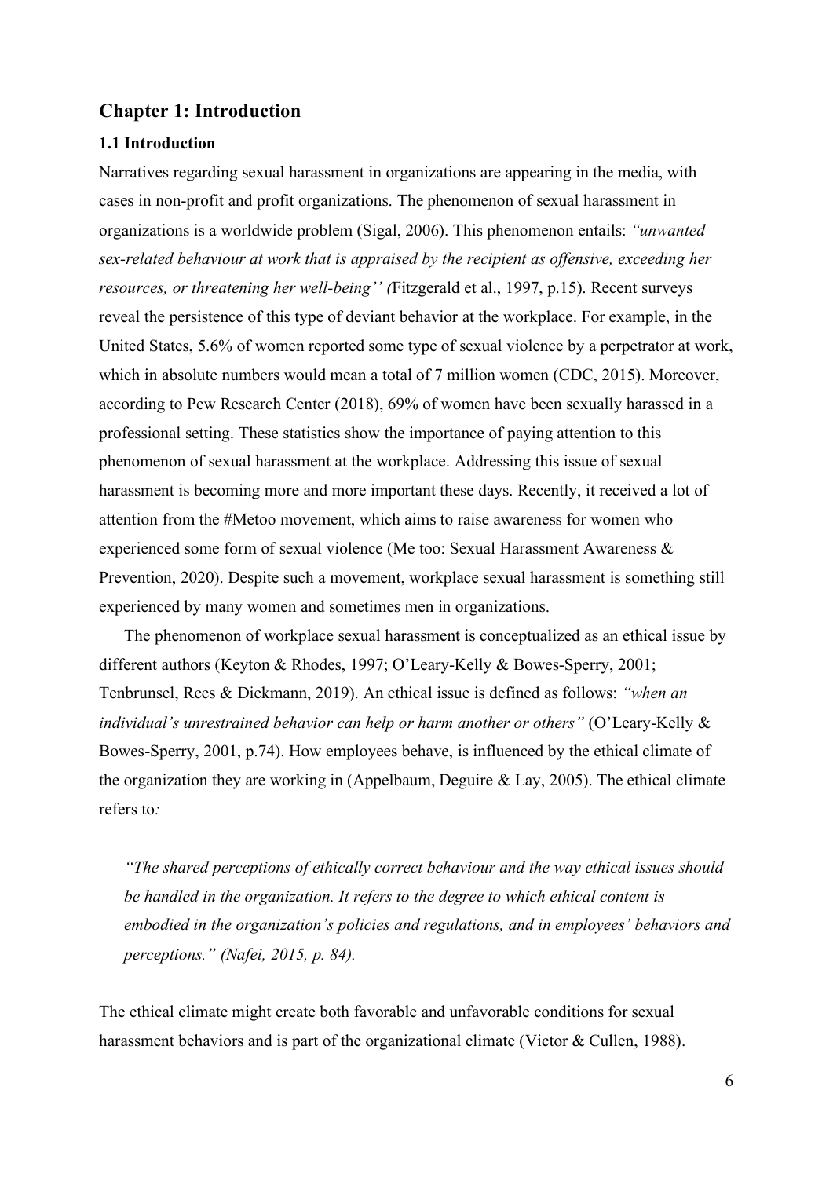## Chapter 1: Introduction

### 1.1 Introduction

Narratives regarding sexual harassment in organizations are appearing in the media, with cases in non-profit and profit organizations. The phenomenon of sexual harassment in organizations is a worldwide problem (Sigal, 2006). This phenomenon entails: *"unwanted sex-related behaviour at work that is appraised by the recipient as offensive, exceeding her resources, or threatening her well-being'' (*Fitzgerald et al., 1997, p.15). Recent surveys reveal the persistence of this type of deviant behavior at the workplace. For example, in the United States, 5.6% of women reported some type of sexual violence by a perpetrator at work, which in absolute numbers would mean a total of 7 million women (CDC, 2015). Moreover, according to Pew Research Center (2018), 69% of women have been sexually harassed in a professional setting. These statistics show the importance of paying attention to this phenomenon of sexual harassment at the workplace. Addressing this issue of sexual harassment is becoming more and more important these days. Recently, it received a lot of attention from the #Metoo movement, which aims to raise awareness for women who experienced some form of sexual violence (Me too: Sexual Harassment Awareness & Prevention, 2020). Despite such a movement, workplace sexual harassment is something still experienced by many women and sometimes men in organizations.

The phenomenon of workplace sexual harassment is conceptualized as an ethical issue by different authors (Keyton & Rhodes, 1997; O'Leary-Kelly & Bowes-Sperry, 2001; Tenbrunsel, Rees & Diekmann, 2019). An ethical issue is defined as follows: *"when an individual's unrestrained behavior can help or harm another or others"* (O'Leary-Kelly & Bowes-Sperry, 2001, p.74). How employees behave, is influenced by the ethical climate of the organization they are working in (Appelbaum, Deguire & Lay, 2005). The ethical climate refers to*:*

> *"The shared perceptions of ethically correct behaviour and the way ethical issues should be handled in the organization. It refers to the degree to which ethical content is embodied in the organization's policies and regulations, and in employees' behaviors and perceptions." (Nafei, 2015, p. 84).*

The ethical climate might create both favorable and unfavorable conditions for sexual harassment behaviors and is part of the organizational climate (Victor & Cullen, 1988).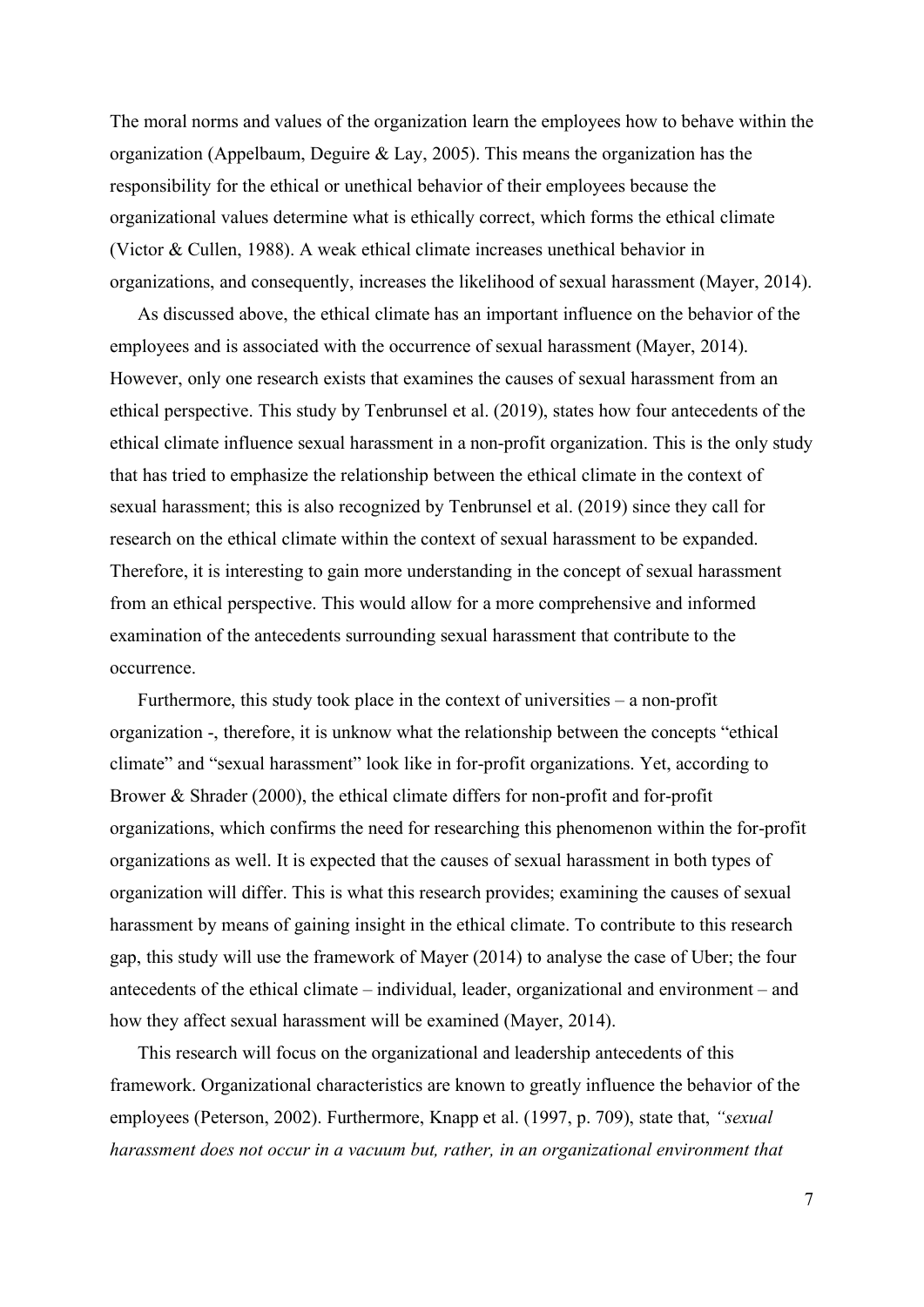The moral norms and values of the organization learn the employees how to behave within the organization (Appelbaum, Deguire & Lay, 2005). This means the organization has the responsibility for the ethical or unethical behavior of their employees because the organizational values determine what is ethically correct, which forms the ethical climate (Victor & Cullen, 1988). A weak ethical climate increases unethical behavior in organizations, and consequently, increases the likelihood of sexual harassment (Mayer, 2014).

As discussed above, the ethical climate has an important influence on the behavior of the employees and is associated with the occurrence of sexual harassment (Mayer, 2014). However, only one research exists that examines the causes of sexual harassment from an ethical perspective. This study by Tenbrunsel et al. (2019), states how four antecedents of the ethical climate influence sexual harassment in a non-profit organization. This is the only study that has tried to emphasize the relationship between the ethical climate in the context of sexual harassment; this is also recognized by Tenbrunsel et al. (2019) since they call for research on the ethical climate within the context of sexual harassment to be expanded. Therefore, it is interesting to gain more understanding in the concept of sexual harassment from an ethical perspective. This would allow for a more comprehensive and informed examination of the antecedents surrounding sexual harassment that contribute to the occurrence.

Furthermore, this study took place in the context of universities – a non-profit organization -, therefore, it is unknow what the relationship between the concepts "ethical climate" and "sexual harassment" look like in for-profit organizations. Yet, according to Brower & Shrader (2000), the ethical climate differs for non-profit and for-profit organizations, which confirms the need for researching this phenomenon within the for-profit organizations as well. It is expected that the causes of sexual harassment in both types of organization will differ. This is what this research provides; examining the causes of sexual harassment by means of gaining insight in the ethical climate. To contribute to this research gap, this study will use the framework of Mayer (2014) to analyse the case of Uber; the four antecedents of the ethical climate – individual, leader, organizational and environment – and how they affect sexual harassment will be examined (Mayer, 2014).

This research will focus on the organizational and leadership antecedents of this framework. Organizational characteristics are known to greatly influence the behavior of the employees (Peterson, 2002). Furthermore, Knapp et al. (1997, p. 709), state that, *"sexual harassment does not occur in a vacuum but, rather, in an organizational environment that*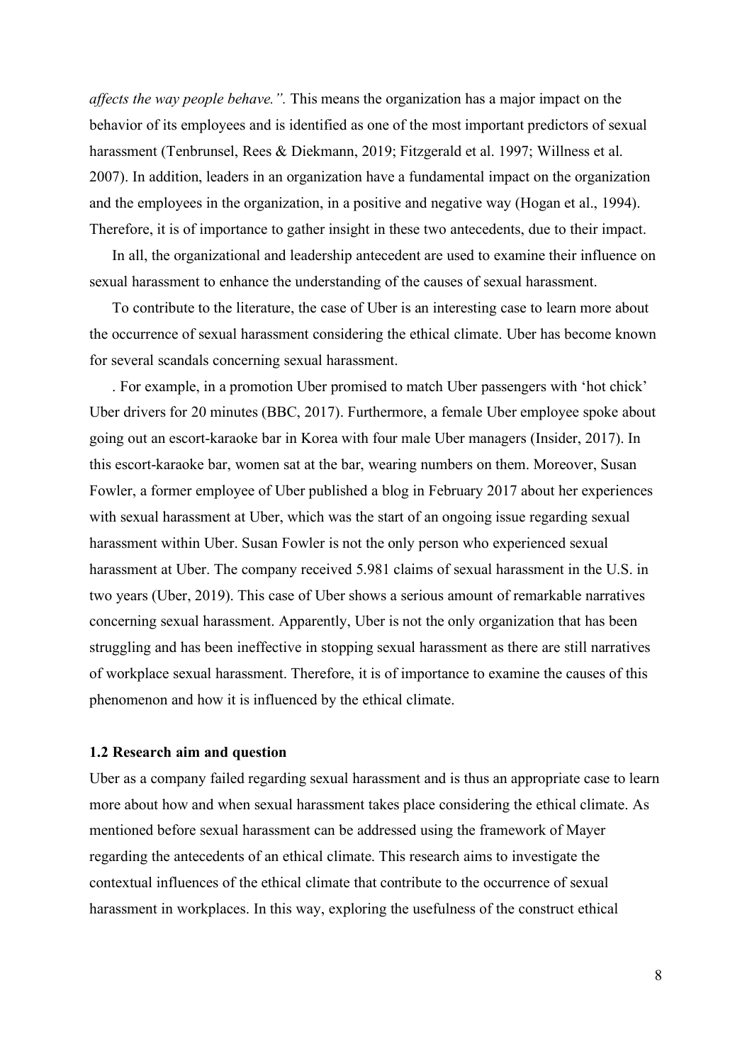*affects the way people behave.".* This means the organization has a major impact on the behavior of its employees and is identified as one of the most important predictors of sexual harassment (Tenbrunsel, Rees & Diekmann, 2019; Fitzgerald et al. 1997; Willness et al. 2007). In addition, leaders in an organization have a fundamental impact on the organization and the employees in the organization, in a positive and negative way (Hogan et al., 1994). Therefore, it is of importance to gather insight in these two antecedents, due to their impact.

In all, the organizational and leadership antecedent are used to examine their influence on sexual harassment to enhance the understanding of the causes of sexual harassment.

To contribute to the literature, the case of Uber is an interesting case to learn more about the occurrence of sexual harassment considering the ethical climate. Uber has become known for several scandals concerning sexual harassment.

. For example, in a promotion Uber promised to match Uber passengers with 'hot chick' Uber drivers for 20 minutes (BBC, 2017). Furthermore, a female Uber employee spoke about going out an escort-karaoke bar in Korea with four male Uber managers (Insider, 2017). In this escort-karaoke bar, women sat at the bar, wearing numbers on them. Moreover, Susan Fowler, a former employee of Uber published a blog in February 2017 about her experiences with sexual harassment at Uber, which was the start of an ongoing issue regarding sexual harassment within Uber. Susan Fowler is not the only person who experienced sexual harassment at Uber. The company received 5.981 claims of sexual harassment in the U.S. in two years (Uber, 2019). This case of Uber shows a serious amount of remarkable narratives concerning sexual harassment. Apparently, Uber is not the only organization that has been struggling and has been ineffective in stopping sexual harassment as there are still narratives of workplace sexual harassment. Therefore, it is of importance to examine the causes of this phenomenon and how it is influenced by the ethical climate.

### 1.2 Research aim and question

Uber as a company failed regarding sexual harassment and is thus an appropriate case to learn more about how and when sexual harassment takes place considering the ethical climate. As mentioned before sexual harassment can be addressed using the framework of Mayer regarding the antecedents of an ethical climate. This research aims to investigate the contextual influences of the ethical climate that contribute to the occurrence of sexual harassment in workplaces. In this way, exploring the usefulness of the construct ethical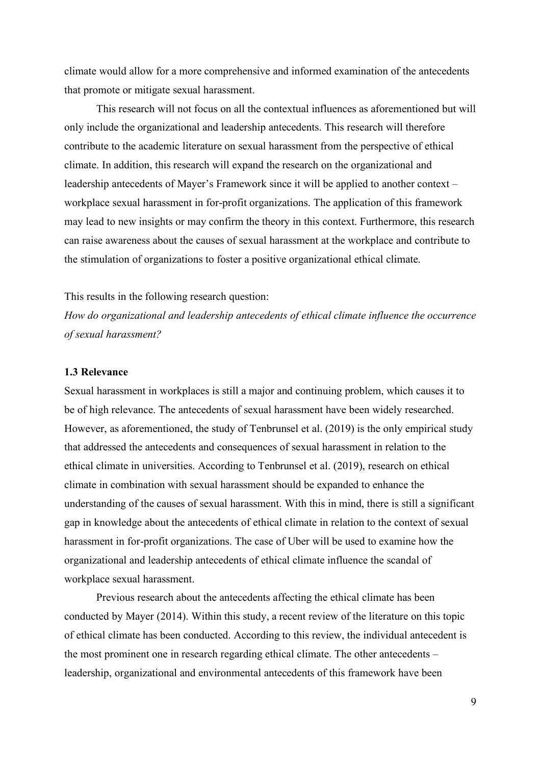climate would allow for a more comprehensive and informed examination of the antecedents that promote or mitigate sexual harassment.

This research will not focus on all the contextual influences as aforementioned but will only include the organizational and leadership antecedents. This research will therefore contribute to the academic literature on sexual harassment from the perspective of ethical climate. In addition, this research will expand the research on the organizational and leadership antecedents of Mayer's Framework since it will be applied to another context – workplace sexual harassment in for-profit organizations. The application of this framework may lead to new insights or may confirm the theory in this context. Furthermore, this research can raise awareness about the causes of sexual harassment at the workplace and contribute to the stimulation of organizations to foster a positive organizational ethical climate.

This results in the following research question:

*How do organizational and leadership antecedents of ethical climate influence the occurrence of sexual harassment?*

### 1.3 Relevance

Sexual harassment in workplaces is still a major and continuing problem, which causes it to be of high relevance. The antecedents of sexual harassment have been widely researched. However, as aforementioned, the study of Tenbrunsel et al. (2019) is the only empirical study that addressed the antecedents and consequences of sexual harassment in relation to the ethical climate in universities. According to Tenbrunsel et al. (2019), research on ethical climate in combination with sexual harassment should be expanded to enhance the understanding of the causes of sexual harassment. With this in mind, there is still a significant gap in knowledge about the antecedents of ethical climate in relation to the context of sexual harassment in for-profit organizations. The case of Uber will be used to examine how the organizational and leadership antecedents of ethical climate influence the scandal of workplace sexual harassment.

Previous research about the antecedents affecting the ethical climate has been conducted by Mayer (2014). Within this study, a recent review of the literature on this topic of ethical climate has been conducted. According to this review, the individual antecedent is the most prominent one in research regarding ethical climate. The other antecedents – leadership, organizational and environmental antecedents of this framework have been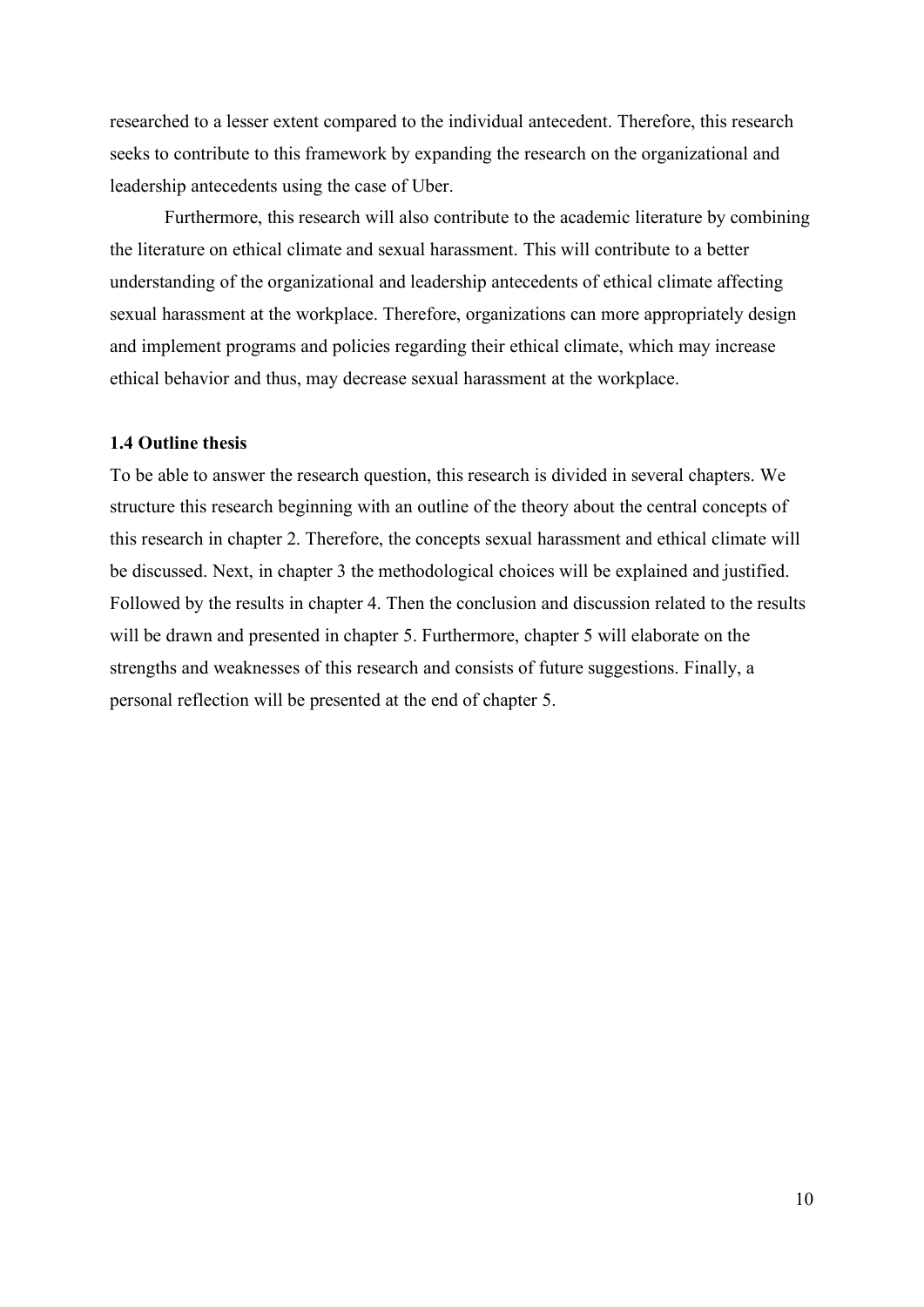researched to a lesser extent compared to the individual antecedent. Therefore, this research seeks to contribute to this framework by expanding the research on the organizational and leadership antecedents using the case of Uber.

Furthermore, this research will also contribute to the academic literature by combining the literature on ethical climate and sexual harassment. This will contribute to a better understanding of the organizational and leadership antecedents of ethical climate affecting sexual harassment at the workplace. Therefore, organizations can more appropriately design and implement programs and policies regarding their ethical climate, which may increase ethical behavior and thus, may decrease sexual harassment at the workplace.

### 1.4 Outline thesis

To be able to answer the research question, this research is divided in several chapters. We structure this research beginning with an outline of the theory about the central concepts of this research in chapter 2. Therefore, the concepts sexual harassment and ethical climate will be discussed. Next, in chapter 3 the methodological choices will be explained and justified. Followed by the results in chapter 4. Then the conclusion and discussion related to the results will be drawn and presented in chapter 5. Furthermore, chapter 5 will elaborate on the strengths and weaknesses of this research and consists of future suggestions. Finally, a personal reflection will be presented at the end of chapter 5.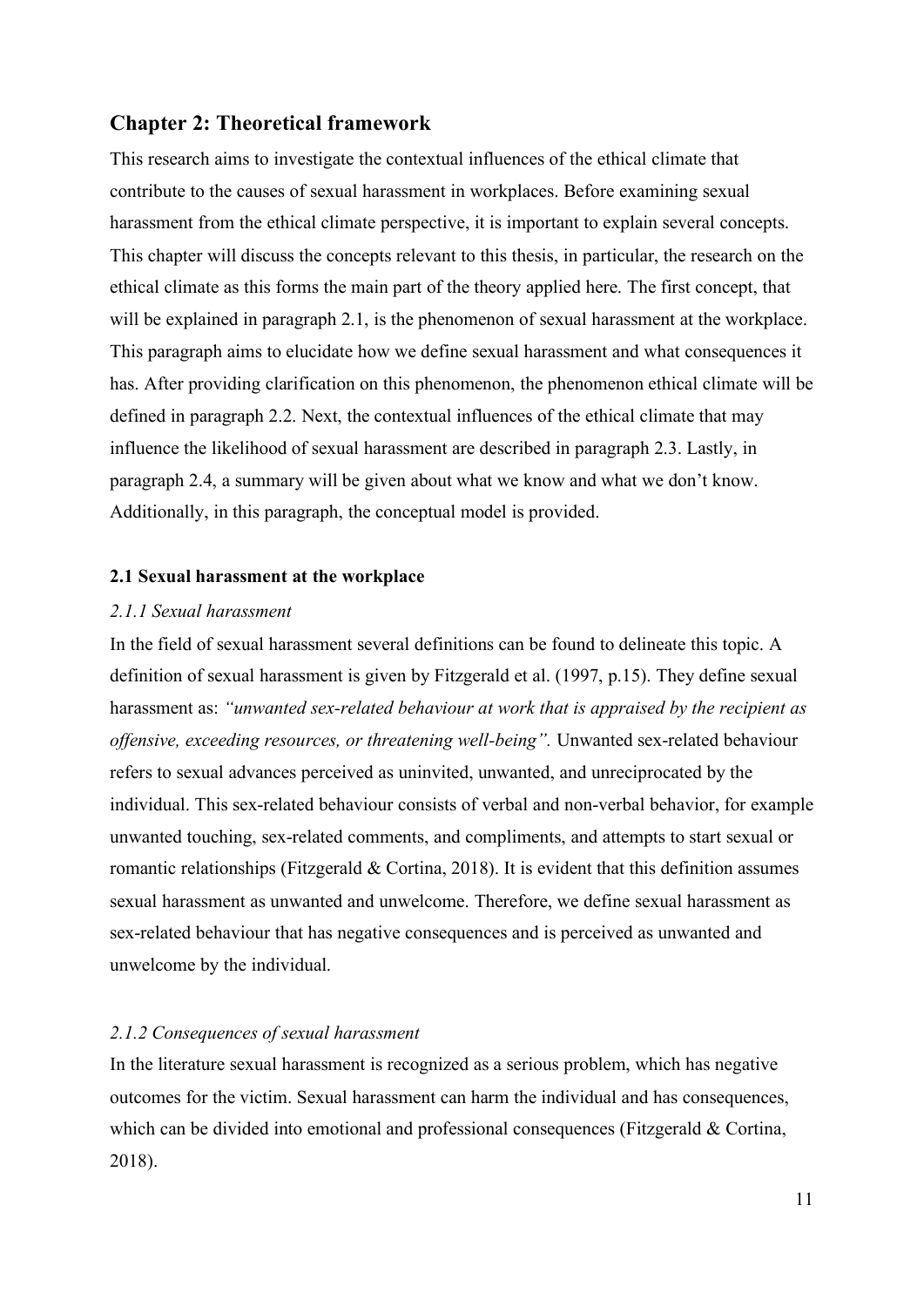## Chapter 2: Theoretical framework

This research aims to investigate the contextual influences of the ethical climate that contribute to the causes of sexual harassment in workplaces. Before examining sexual harassment from the ethical climate perspective, it is important to explain several concepts. This chapter will discuss the concepts relevant to this thesis, in particular, the research on the ethical climate as this forms the main part of the theory applied here. The first concept, that will be explained in paragraph 2.1, is the phenomenon of sexual harassment at the workplace. This paragraph aims to elucidate how we define sexual harassment and what consequences it has. After providing clarification on this phenomenon, the phenomenon ethical climate will be defined in paragraph 2.2. Next, the contextual influences of the ethical climate that may influence the likelihood of sexual harassment are described in paragraph 2.3. Lastly, in paragraph 2.4, a summary will be given about what we know and what we don't know. Additionally, in this paragraph, the conceptual model is provided.

### 2.1 Sexual harassment at the workplace

#### *2.1.1 Sexual harassment*

In the field of sexual harassment several definitions can be found to delineate this topic. A definition of sexual harassment is given by Fitzgerald et al. (1997, p.15). They define sexual harassment as: *"unwanted sex-related behaviour at work that is appraised by the recipient as offensive, exceeding resources, or threatening well-being".* Unwanted sex-related behaviour refers to sexual advances perceived as uninvited, unwanted, and unreciprocated by the individual. This sex-related behaviour consists of verbal and non-verbal behavior, for example unwanted touching, sex-related comments, and compliments, and attempts to start sexual or romantic relationships (Fitzgerald & Cortina, 2018). It is evident that this definition assumes sexual harassment as unwanted and unwelcome. Therefore, we define sexual harassment as sex-related behaviour that has negative consequences and is perceived as unwanted and unwelcome by the individual.

#### *2.1.2 Consequences of sexual harassment*

In the literature sexual harassment is recognized as a serious problem, which has negative outcomes for the victim. Sexual harassment can harm the individual and has consequences, which can be divided into emotional and professional consequences (Fitzgerald & Cortina, 2018).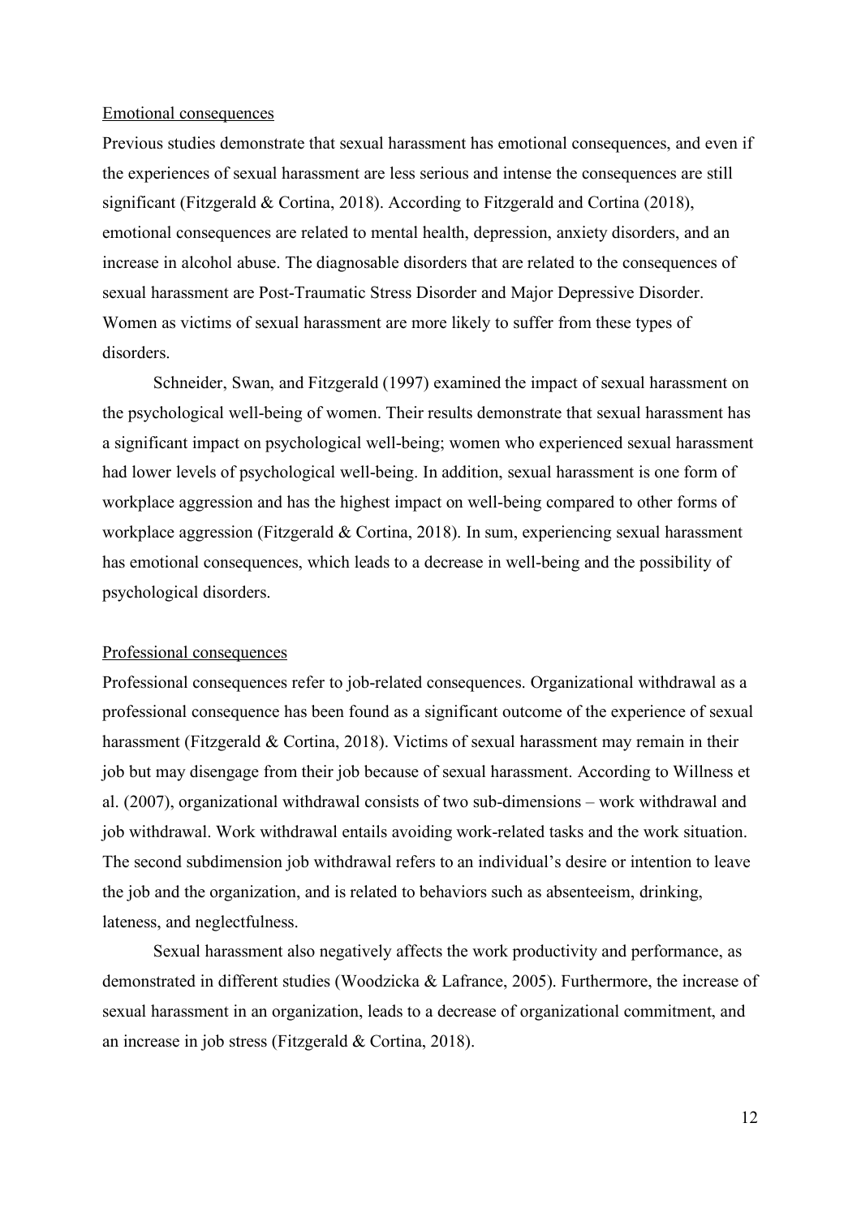Emotional consequences

Previous studies demonstrate that sexual harassment has emotional consequences, and even if the experiences of sexual harassment are less serious and intense the consequences are still significant (Fitzgerald & Cortina, 2018). According to Fitzgerald and Cortina (2018), emotional consequences are related to mental health, depression, anxiety disorders, and an increase in alcohol abuse. The diagnosable disorders that are related to the consequences of sexual harassment are Post-Traumatic Stress Disorder and Major Depressive Disorder. Women as victims of sexual harassment are more likely to suffer from these types of disorders.

Schneider, Swan, and Fitzgerald (1997) examined the impact of sexual harassment on the psychological well-being of women. Their results demonstrate that sexual harassment has a significant impact on psychological well-being; women who experienced sexual harassment had lower levels of psychological well-being. In addition, sexual harassment is one form of workplace aggression and has the highest impact on well-being compared to other forms of workplace aggression (Fitzgerald & Cortina, 2018). In sum, experiencing sexual harassment has emotional consequences, which leads to a decrease in well-being and the possibility of psychological disorders.

Professional consequences

Professional consequences refer to job-related consequences. Organizational withdrawal as a professional consequence has been found as a significant outcome of the experience of sexual harassment (Fitzgerald & Cortina, 2018). Victims of sexual harassment may remain in their job but may disengage from their job because of sexual harassment. According to Willness et al. (2007), organizational withdrawal consists of two sub-dimensions – work withdrawal and job withdrawal. Work withdrawal entails avoiding work-related tasks and the work situation. The second subdimension job withdrawal refers to an individual's desire or intention to leave the job and the organization, and is related to behaviors such as absenteeism, drinking, lateness, and neglectfulness.

Sexual harassment also negatively affects the work productivity and performance, as demonstrated in different studies (Woodzicka & Lafrance, 2005). Furthermore, the increase of sexual harassment in an organization, leads to a decrease of organizational commitment, and an increase in job stress (Fitzgerald & Cortina, 2018).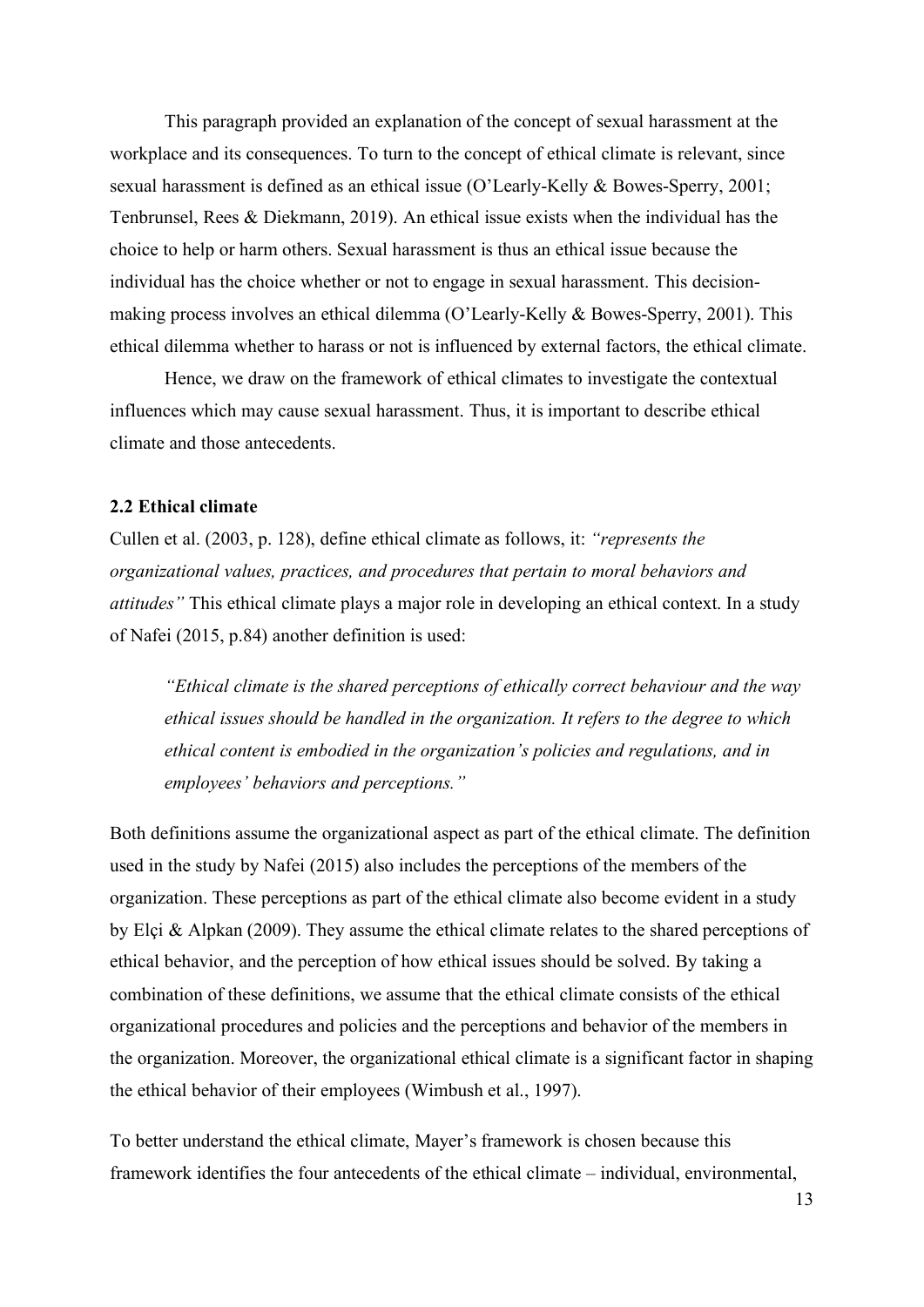This paragraph provided an explanation of the concept of sexual harassment at the workplace and its consequences. To turn to the concept of ethical climate is relevant, since sexual harassment is defined as an ethical issue (O'Learly-Kelly & Bowes-Sperry, 2001; Tenbrunsel, Rees & Diekmann, 2019). An ethical issue exists when the individual has the choice to help or harm others. Sexual harassment is thus an ethical issue because the individual has the choice whether or not to engage in sexual harassment. This decision-making process involves an ethical dilemma (O'Learly-Kelly & Bowes-Sperry, 2001). This ethical dilemma whether to harass or not is influenced by external factors, the ethical climate.

Hence, we draw on the framework of ethical climates to investigate the contextual influences which may cause sexual harassment. Thus, it is important to describe ethical climate and those antecedents.

### 2.2 Ethical climate

Cullen et al. (2003, p. 128), define ethical climate as follows, it: *"represents the organizational values, practices, and procedures that pertain to moral behaviors and attitudes"* This ethical climate plays a major role in developing an ethical context. In a study of Nafei (2015, p.84) another definition is used:

> *"Ethical climate is the shared perceptions of ethically correct behaviour and the way ethical issues should be handled in the organization. It refers to the degree to which ethical content is embodied in the organization's policies and regulations, and in employees' behaviors and perceptions."*

Both definitions assume the organizational aspect as part of the ethical climate. The definition used in the study by Nafei (2015) also includes the perceptions of the members of the organization. These perceptions as part of the ethical climate also become evident in a study by Elçi & Alpkan (2009). They assume the ethical climate relates to the shared perceptions of ethical behavior, and the perception of how ethical issues should be solved. By taking a combination of these definitions, we assume that the ethical climate consists of the ethical organizational procedures and policies and the perceptions and behavior of the members in the organization. Moreover, the organizational ethical climate is a significant factor in shaping the ethical behavior of their employees (Wimbush et al., 1997).

To better understand the ethical climate, Mayer's framework is chosen because this framework identifies the four antecedents of the ethical climate – individual, environmental,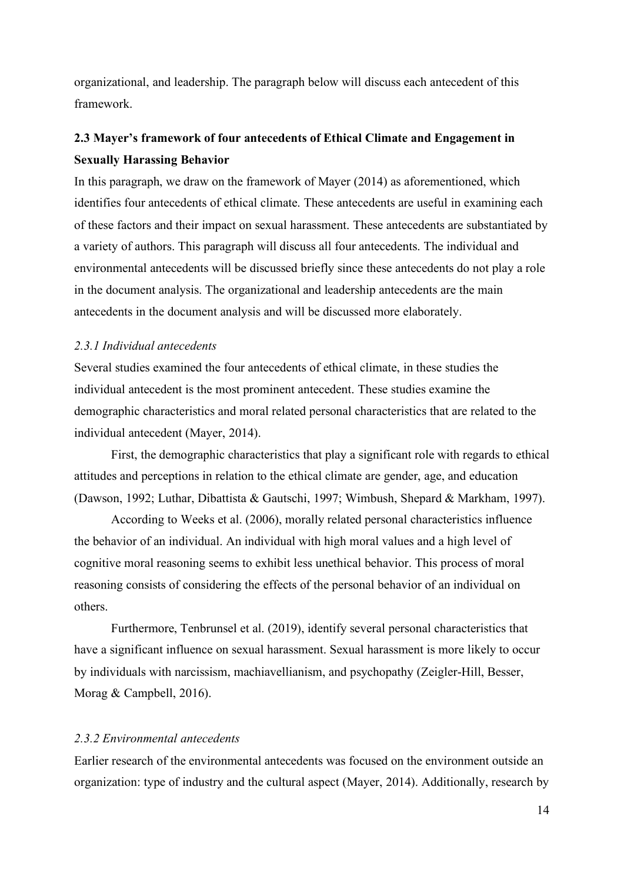organizational, and leadership. The paragraph below will discuss each antecedent of this framework.

## 2.3 Mayer's framework of four antecedents of Ethical Climate and Engagement in Sexually Harassing Behavior

In this paragraph, we draw on the framework of Mayer (2014) as aforementioned, which identifies four antecedents of ethical climate. These antecedents are useful in examining each of these factors and their impact on sexual harassment. These antecedents are substantiated by a variety of authors. This paragraph will discuss all four antecedents. The individual and environmental antecedents will be discussed briefly since these antecedents do not play a role in the document analysis. The organizational and leadership antecedents are the main antecedents in the document analysis and will be discussed more elaborately.

### *2.3.1 Individual antecedents*

Several studies examined the four antecedents of ethical climate, in these studies the individual antecedent is the most prominent antecedent. These studies examine the demographic characteristics and moral related personal characteristics that are related to the individual antecedent (Mayer, 2014).

First, the demographic characteristics that play a significant role with regards to ethical attitudes and perceptions in relation to the ethical climate are gender, age, and education (Dawson, 1992; Luthar, Dibattista & Gautschi, 1997; Wimbush, Shepard & Markham, 1997).

According to Weeks et al. (2006), morally related personal characteristics influence the behavior of an individual. An individual with high moral values and a high level of cognitive moral reasoning seems to exhibit less unethical behavior. This process of moral reasoning consists of considering the effects of the personal behavior of an individual on others.

Furthermore, Tenbrunsel et al. (2019), identify several personal characteristics that have a significant influence on sexual harassment. Sexual harassment is more likely to occur by individuals with narcissism, machiavellianism, and psychopathy (Zeigler-Hill, Besser, Morag & Campbell, 2016).

### *2.3.2 Environmental antecedents*

Earlier research of the environmental antecedents was focused on the environment outside an organization: type of industry and the cultural aspect (Mayer, 2014). Additionally, research by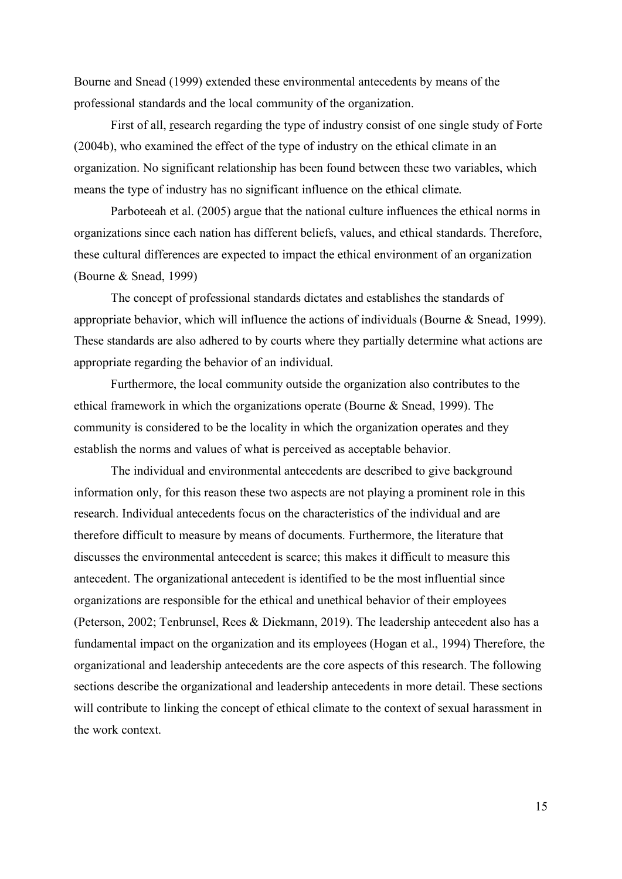Bourne and Snead (1999) extended these environmental antecedents by means of the professional standards and the local community of the organization.

First of all, research regarding the type of industry consist of one single study of Forte (2004b), who examined the effect of the type of industry on the ethical climate in an organization. No significant relationship has been found between these two variables, which means the type of industry has no significant influence on the ethical climate.

Parboteeah et al. (2005) argue that the national culture influences the ethical norms in organizations since each nation has different beliefs, values, and ethical standards. Therefore, these cultural differences are expected to impact the ethical environment of an organization (Bourne & Snead, 1999)

The concept of professional standards dictates and establishes the standards of appropriate behavior, which will influence the actions of individuals (Bourne & Snead, 1999). These standards are also adhered to by courts where they partially determine what actions are appropriate regarding the behavior of an individual.

Furthermore, the local community outside the organization also contributes to the ethical framework in which the organizations operate (Bourne & Snead, 1999). The community is considered to be the locality in which the organization operates and they establish the norms and values of what is perceived as acceptable behavior.

The individual and environmental antecedents are described to give background information only, for this reason these two aspects are not playing a prominent role in this research. Individual antecedents focus on the characteristics of the individual and are therefore difficult to measure by means of documents. Furthermore, the literature that discusses the environmental antecedent is scarce; this makes it difficult to measure this antecedent. The organizational antecedent is identified to be the most influential since organizations are responsible for the ethical and unethical behavior of their employees (Peterson, 2002; Tenbrunsel, Rees & Diekmann, 2019). The leadership antecedent also has a fundamental impact on the organization and its employees (Hogan et al., 1994) Therefore, the organizational and leadership antecedents are the core aspects of this research. The following sections describe the organizational and leadership antecedents in more detail. These sections will contribute to linking the concept of ethical climate to the context of sexual harassment in the work context.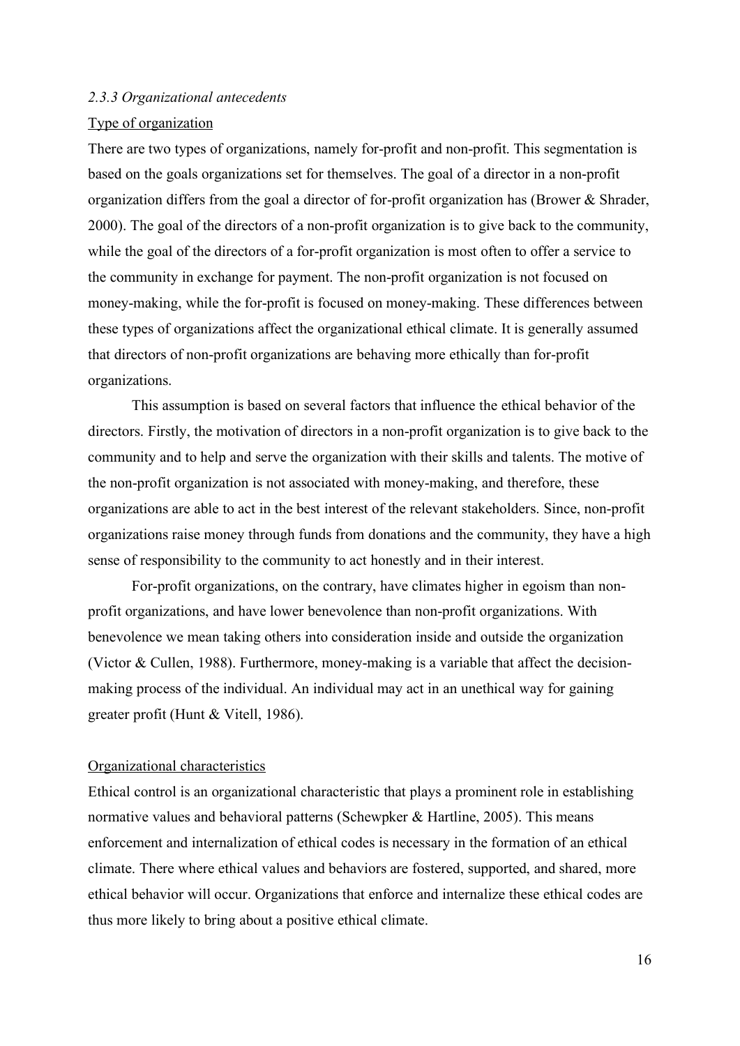### *2.3.3 Organizational antecedents*

Type of organization

There are two types of organizations, namely for-profit and non-profit. This segmentation is based on the goals organizations set for themselves. The goal of a director in a non-profit organization differs from the goal a director of for-profit organization has (Brower & Shrader, 2000). The goal of the directors of a non-profit organization is to give back to the community, while the goal of the directors of a for-profit organization is most often to offer a service to the community in exchange for payment. The non-profit organization is not focused on money-making, while the for-profit is focused on money-making. These differences between these types of organizations affect the organizational ethical climate. It is generally assumed that directors of non-profit organizations are behaving more ethically than for-profit organizations.

This assumption is based on several factors that influence the ethical behavior of the directors. Firstly, the motivation of directors in a non-profit organization is to give back to the community and to help and serve the organization with their skills and talents. The motive of the non-profit organization is not associated with money-making, and therefore, these organizations are able to act in the best interest of the relevant stakeholders. Since, non-profit organizations raise money through funds from donations and the community, they have a high sense of responsibility to the community to act honestly and in their interest.

For-profit organizations, on the contrary, have climates higher in egoism than non-profit organizations, and have lower benevolence than non-profit organizations. With benevolence we mean taking others into consideration inside and outside the organization (Victor & Cullen, 1988). Furthermore, money-making is a variable that affect the decision-making process of the individual. An individual may act in an unethical way for gaining greater profit (Hunt & Vitell, 1986).

Organizational characteristics

Ethical control is an organizational characteristic that plays a prominent role in establishing normative values and behavioral patterns (Schewpker & Hartline, 2005). This means enforcement and internalization of ethical codes is necessary in the formation of an ethical climate. There where ethical values and behaviors are fostered, supported, and shared, more ethical behavior will occur. Organizations that enforce and internalize these ethical codes are thus more likely to bring about a positive ethical climate.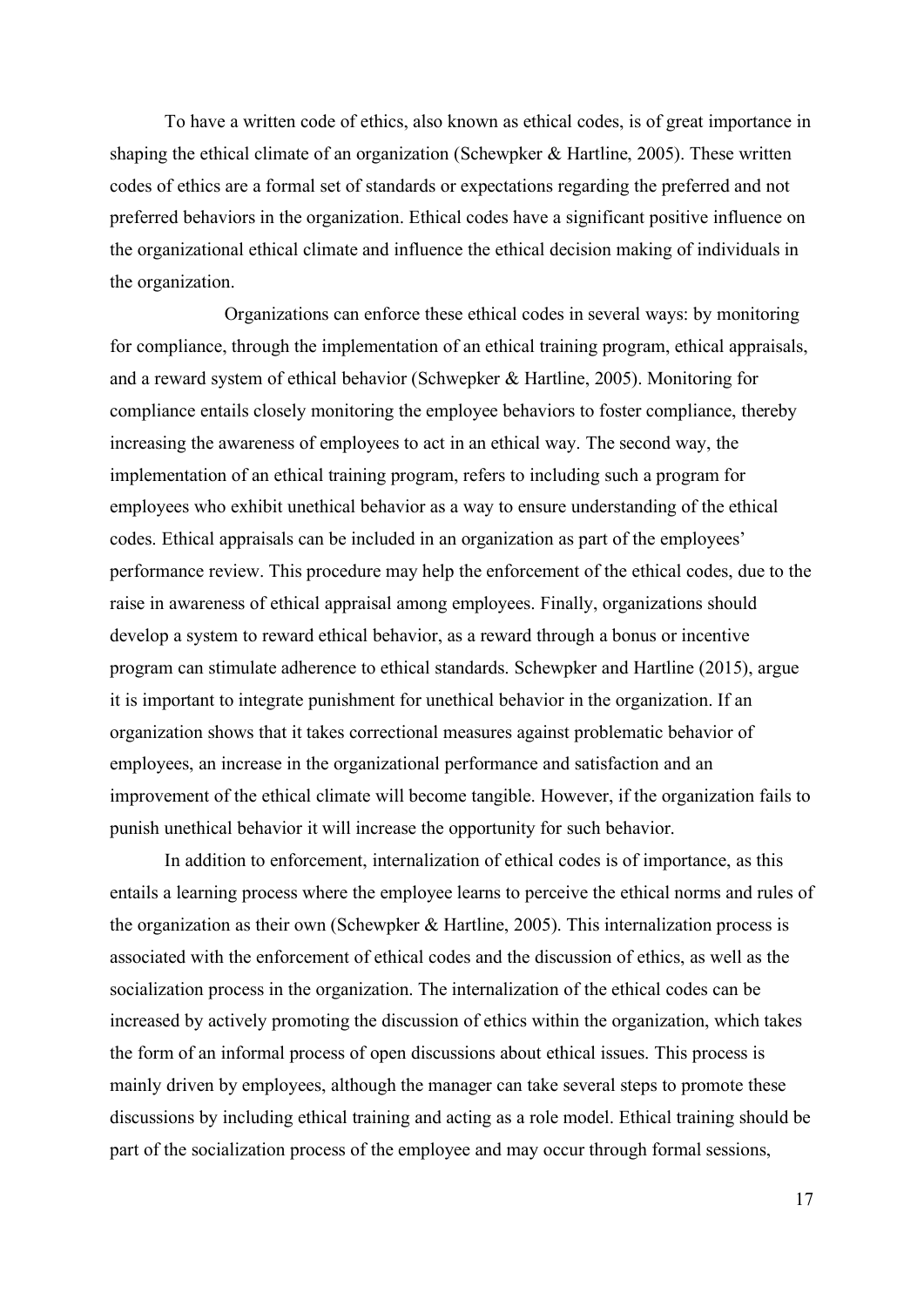To have a written code of ethics, also known as ethical codes, is of great importance in shaping the ethical climate of an organization (Schewpker & Hartline, 2005). These written codes of ethics are a formal set of standards or expectations regarding the preferred and not preferred behaviors in the organization. Ethical codes have a significant positive influence on the organizational ethical climate and influence the ethical decision making of individuals in the organization.

Organizations can enforce these ethical codes in several ways: by monitoring for compliance, through the implementation of an ethical training program, ethical appraisals, and a reward system of ethical behavior (Schwepker & Hartline, 2005). Monitoring for compliance entails closely monitoring the employee behaviors to foster compliance, thereby increasing the awareness of employees to act in an ethical way. The second way, the implementation of an ethical training program, refers to including such a program for employees who exhibit unethical behavior as a way to ensure understanding of the ethical codes. Ethical appraisals can be included in an organization as part of the employees' performance review. This procedure may help the enforcement of the ethical codes, due to the raise in awareness of ethical appraisal among employees. Finally, organizations should develop a system to reward ethical behavior, as a reward through a bonus or incentive program can stimulate adherence to ethical standards. Schewpker and Hartline (2015), argue it is important to integrate punishment for unethical behavior in the organization. If an organization shows that it takes correctional measures against problematic behavior of employees, an increase in the organizational performance and satisfaction and an improvement of the ethical climate will become tangible. However, if the organization fails to punish unethical behavior it will increase the opportunity for such behavior.

In addition to enforcement, internalization of ethical codes is of importance, as this entails a learning process where the employee learns to perceive the ethical norms and rules of the organization as their own (Schewpker & Hartline, 2005). This internalization process is associated with the enforcement of ethical codes and the discussion of ethics, as well as the socialization process in the organization. The internalization of the ethical codes can be increased by actively promoting the discussion of ethics within the organization, which takes the form of an informal process of open discussions about ethical issues. This process is mainly driven by employees, although the manager can take several steps to promote these discussions by including ethical training and acting as a role model. Ethical training should be part of the socialization process of the employee and may occur through formal sessions,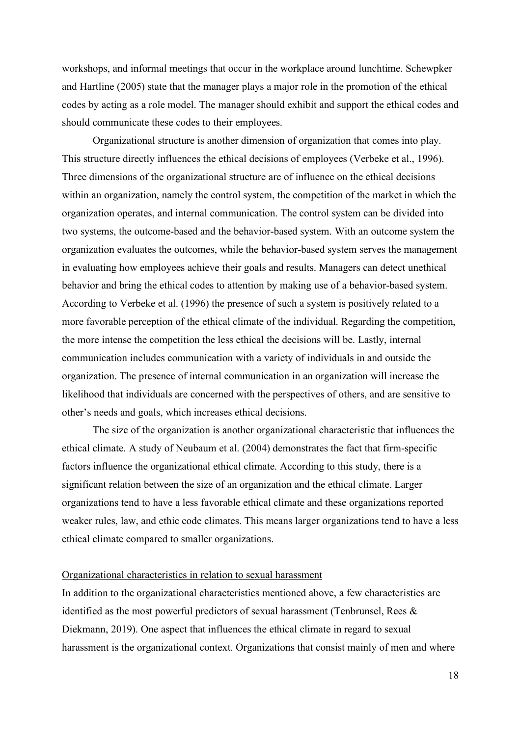workshops, and informal meetings that occur in the workplace around lunchtime. Schewpker and Hartline (2005) state that the manager plays a major role in the promotion of the ethical codes by acting as a role model. The manager should exhibit and support the ethical codes and should communicate these codes to their employees.

Organizational structure is another dimension of organization that comes into play. This structure directly influences the ethical decisions of employees (Verbeke et al., 1996). Three dimensions of the organizational structure are of influence on the ethical decisions within an organization, namely the control system, the competition of the market in which the organization operates, and internal communication. The control system can be divided into two systems, the outcome-based and the behavior-based system. With an outcome system the organization evaluates the outcomes, while the behavior-based system serves the management in evaluating how employees achieve their goals and results. Managers can detect unethical behavior and bring the ethical codes to attention by making use of a behavior-based system. According to Verbeke et al. (1996) the presence of such a system is positively related to a more favorable perception of the ethical climate of the individual. Regarding the competition, the more intense the competition the less ethical the decisions will be. Lastly, internal communication includes communication with a variety of individuals in and outside the organization. The presence of internal communication in an organization will increase the likelihood that individuals are concerned with the perspectives of others, and are sensitive to other's needs and goals, which increases ethical decisions.

The size of the organization is another organizational characteristic that influences the ethical climate. A study of Neubaum et al. (2004) demonstrates the fact that firm-specific factors influence the organizational ethical climate. According to this study, there is a significant relation between the size of an organization and the ethical climate. Larger organizations tend to have a less favorable ethical climate and these organizations reported weaker rules, law, and ethic code climates. This means larger organizations tend to have a less ethical climate compared to smaller organizations.

### Organizational characteristics in relation to sexual harassment

In addition to the organizational characteristics mentioned above, a few characteristics are identified as the most powerful predictors of sexual harassment (Tenbrunsel, Rees & Diekmann, 2019). One aspect that influences the ethical climate in regard to sexual harassment is the organizational context. Organizations that consist mainly of men and where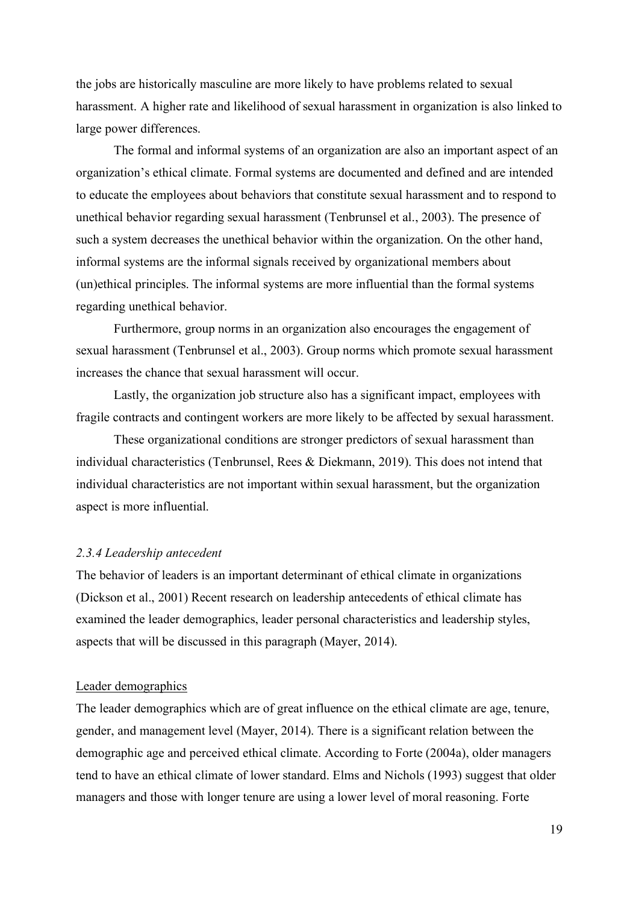the jobs are historically masculine are more likely to have problems related to sexual harassment. A higher rate and likelihood of sexual harassment in organization is also linked to large power differences.

The formal and informal systems of an organization are also an important aspect of an organization's ethical climate. Formal systems are documented and defined and are intended to educate the employees about behaviors that constitute sexual harassment and to respond to unethical behavior regarding sexual harassment (Tenbrunsel et al., 2003). The presence of such a system decreases the unethical behavior within the organization. On the other hand, informal systems are the informal signals received by organizational members about (un)ethical principles. The informal systems are more influential than the formal systems regarding unethical behavior.

Furthermore, group norms in an organization also encourages the engagement of sexual harassment (Tenbrunsel et al., 2003). Group norms which promote sexual harassment increases the chance that sexual harassment will occur.

Lastly, the organization job structure also has a significant impact, employees with fragile contracts and contingent workers are more likely to be affected by sexual harassment.

These organizational conditions are stronger predictors of sexual harassment than individual characteristics (Tenbrunsel, Rees & Diekmann, 2019). This does not intend that individual characteristics are not important within sexual harassment, but the organization aspect is more influential.

### *2.3.4 Leadership antecedent*

The behavior of leaders is an important determinant of ethical climate in organizations (Dickson et al., 2001) Recent research on leadership antecedents of ethical climate has examined the leader demographics, leader personal characteristics and leadership styles, aspects that will be discussed in this paragraph (Mayer, 2014).

<u>Leader demographics</u>

The leader demographics which are of great influence on the ethical climate are age, tenure, gender, and management level (Mayer, 2014). There is a significant relation between the demographic age and perceived ethical climate. According to Forte (2004a), older managers tend to have an ethical climate of lower standard. Elms and Nichols (1993) suggest that older managers and those with longer tenure are using a lower level of moral reasoning. Forte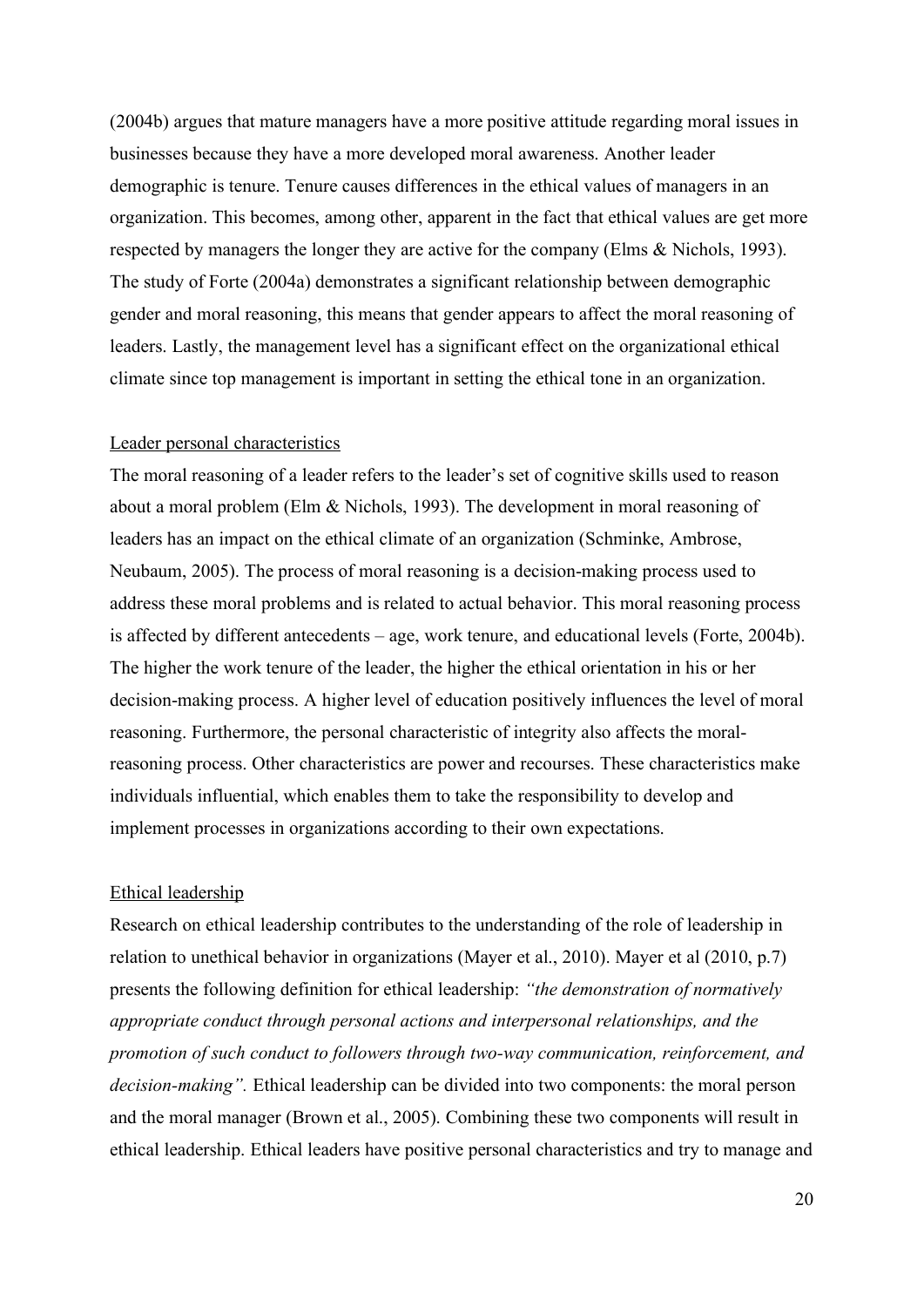(2004b) argues that mature managers have a more positive attitude regarding moral issues in businesses because they have a more developed moral awareness. Another leader demographic is tenure. Tenure causes differences in the ethical values of managers in an organization. This becomes, among other, apparent in the fact that ethical values are get more respected by managers the longer they are active for the company (Elms & Nichols, 1993). The study of Forte (2004a) demonstrates a significant relationship between demographic gender and moral reasoning, this means that gender appears to affect the moral reasoning of leaders. Lastly, the management level has a significant effect on the organizational ethical climate since top management is important in setting the ethical tone in an organization.

Leader personal characteristics

The moral reasoning of a leader refers to the leader's set of cognitive skills used to reason about a moral problem (Elm & Nichols, 1993). The development in moral reasoning of leaders has an impact on the ethical climate of an organization (Schminke, Ambrose, Neubaum, 2005). The process of moral reasoning is a decision-making process used to address these moral problems and is related to actual behavior. This moral reasoning process is affected by different antecedents – age, work tenure, and educational levels (Forte, 2004b). The higher the work tenure of the leader, the higher the ethical orientation in his or her decision-making process. A higher level of education positively influences the level of moral reasoning. Furthermore, the personal characteristic of integrity also affects the moral-reasoning process. Other characteristics are power and recourses. These characteristics make individuals influential, which enables them to take the responsibility to develop and implement processes in organizations according to their own expectations.

Ethical leadership

Research on ethical leadership contributes to the understanding of the role of leadership in relation to unethical behavior in organizations (Mayer et al., 2010). Mayer et al (2010, p.7) presents the following definition for ethical leadership: *"the demonstration of normatively appropriate conduct through personal actions and interpersonal relationships, and the promotion of such conduct to followers through two-way communication, reinforcement, and decision-making".* Ethical leadership can be divided into two components: the moral person and the moral manager (Brown et al., 2005). Combining these two components will result in ethical leadership. Ethical leaders have positive personal characteristics and try to manage and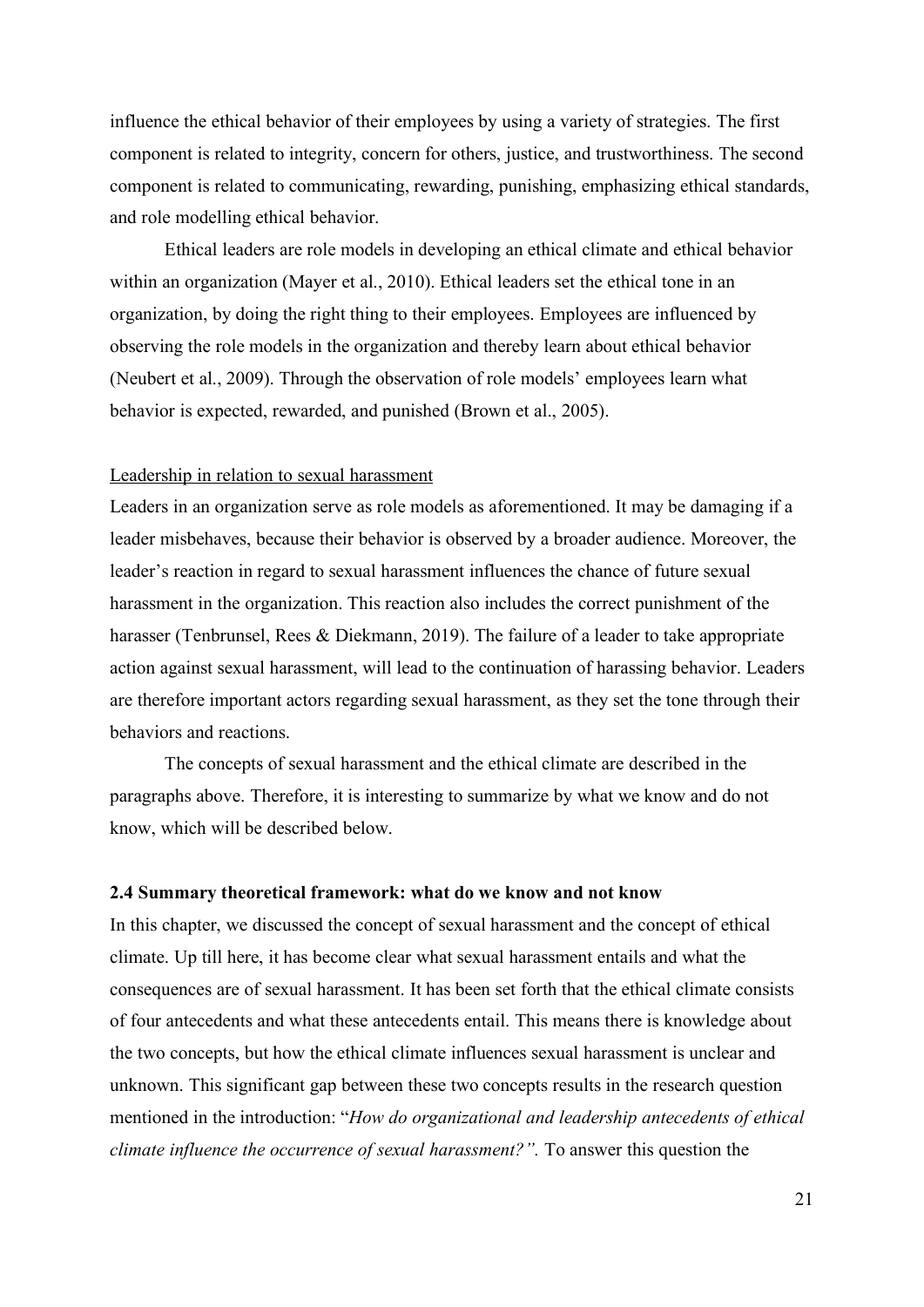influence the ethical behavior of their employees by using a variety of strategies. The first component is related to integrity, concern for others, justice, and trustworthiness. The second component is related to communicating, rewarding, punishing, emphasizing ethical standards, and role modelling ethical behavior.

Ethical leaders are role models in developing an ethical climate and ethical behavior within an organization (Mayer et al., 2010). Ethical leaders set the ethical tone in an organization, by doing the right thing to their employees. Employees are influenced by observing the role models in the organization and thereby learn about ethical behavior (Neubert et al., 2009). Through the observation of role models' employees learn what behavior is expected, rewarded, and punished (Brown et al., 2005).

<u>Leadership in relation to sexual harassment</u>

Leaders in an organization serve as role models as aforementioned. It may be damaging if a leader misbehaves, because their behavior is observed by a broader audience. Moreover, the leader's reaction in regard to sexual harassment influences the chance of future sexual harassment in the organization. This reaction also includes the correct punishment of the harasser (Tenbrunsel, Rees & Diekmann, 2019). The failure of a leader to take appropriate action against sexual harassment, will lead to the continuation of harassing behavior. Leaders are therefore important actors regarding sexual harassment, as they set the tone through their behaviors and reactions.

The concepts of sexual harassment and the ethical climate are described in the paragraphs above. Therefore, it is interesting to summarize by what we know and do not know, which will be described below.

### 2.4 Summary theoretical framework: what do we know and not know

In this chapter, we discussed the concept of sexual harassment and the concept of ethical climate. Up till here, it has become clear what sexual harassment entails and what the consequences are of sexual harassment. It has been set forth that the ethical climate consists of four antecedents and what these antecedents entail. This means there is knowledge about the two concepts, but how the ethical climate influences sexual harassment is unclear and unknown. This significant gap between these two concepts results in the research question mentioned in the introduction: "*How do organizational and leadership antecedents of ethical climate influence the occurrence of sexual harassment?".* To answer this question the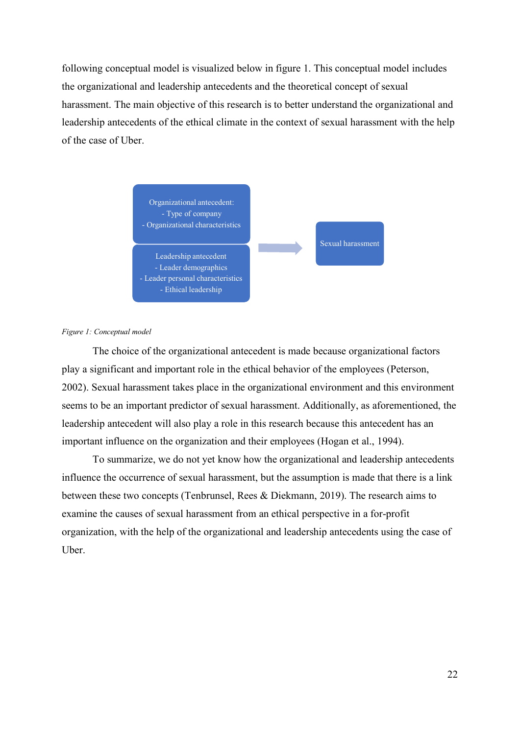following conceptual model is visualized below in figure 1. This conceptual model includes the organizational and leadership antecedents and the theoretical concept of sexual harassment. The main objective of this research is to better understand the organizational and leadership antecedents of the ethical climate in the context of sexual harassment with the help of the case of Uber.

Organizational antecedent:
- Type of company
- Organizational characteristics

Leadership antecedent
- Leader demographics
- Leader personal characteristics
- Ethical leadership

→ Sexual harassment

*Figure 1: Conceptual model*

The choice of the organizational antecedent is made because organizational factors play a significant and important role in the ethical behavior of the employees (Peterson, 2002). Sexual harassment takes place in the organizational environment and this environment seems to be an important predictor of sexual harassment. Additionally, as aforementioned, the leadership antecedent will also play a role in this research because this antecedent has an important influence on the organization and their employees (Hogan et al., 1994).

To summarize, we do not yet know how the organizational and leadership antecedents influence the occurrence of sexual harassment, but the assumption is made that there is a link between these two concepts (Tenbrunsel, Rees & Diekmann, 2019). The research aims to examine the causes of sexual harassment from an ethical perspective in a for-profit organization, with the help of the organizational and leadership antecedents using the case of Uber.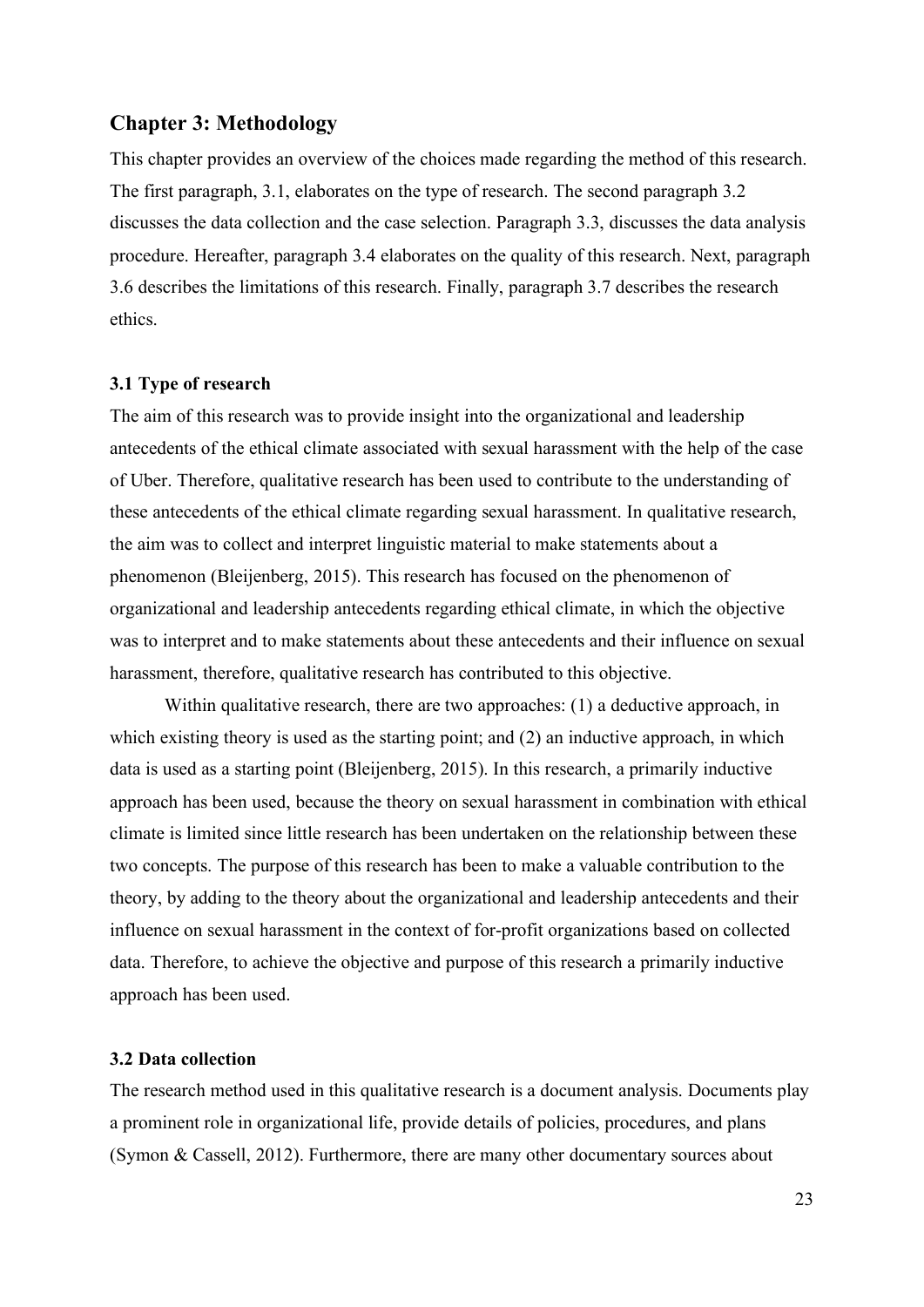## Chapter 3: Methodology

This chapter provides an overview of the choices made regarding the method of this research. The first paragraph, 3.1, elaborates on the type of research. The second paragraph 3.2 discusses the data collection and the case selection. Paragraph 3.3, discusses the data analysis procedure. Hereafter, paragraph 3.4 elaborates on the quality of this research. Next, paragraph 3.6 describes the limitations of this research. Finally, paragraph 3.7 describes the research ethics.

### 3.1 Type of research

The aim of this research was to provide insight into the organizational and leadership antecedents of the ethical climate associated with sexual harassment with the help of the case of Uber. Therefore, qualitative research has been used to contribute to the understanding of these antecedents of the ethical climate regarding sexual harassment. In qualitative research, the aim was to collect and interpret linguistic material to make statements about a phenomenon (Bleijenberg, 2015). This research has focused on the phenomenon of organizational and leadership antecedents regarding ethical climate, in which the objective was to interpret and to make statements about these antecedents and their influence on sexual harassment, therefore, qualitative research has contributed to this objective.

Within qualitative research, there are two approaches: (1) a deductive approach, in which existing theory is used as the starting point; and (2) an inductive approach, in which data is used as a starting point (Bleijenberg, 2015). In this research, a primarily inductive approach has been used, because the theory on sexual harassment in combination with ethical climate is limited since little research has been undertaken on the relationship between these two concepts. The purpose of this research has been to make a valuable contribution to the theory, by adding to the theory about the organizational and leadership antecedents and their influence on sexual harassment in the context of for-profit organizations based on collected data. Therefore, to achieve the objective and purpose of this research a primarily inductive approach has been used.

### 3.2 Data collection

The research method used in this qualitative research is a document analysis. Documents play a prominent role in organizational life, provide details of policies, procedures, and plans (Symon & Cassell, 2012). Furthermore, there are many other documentary sources about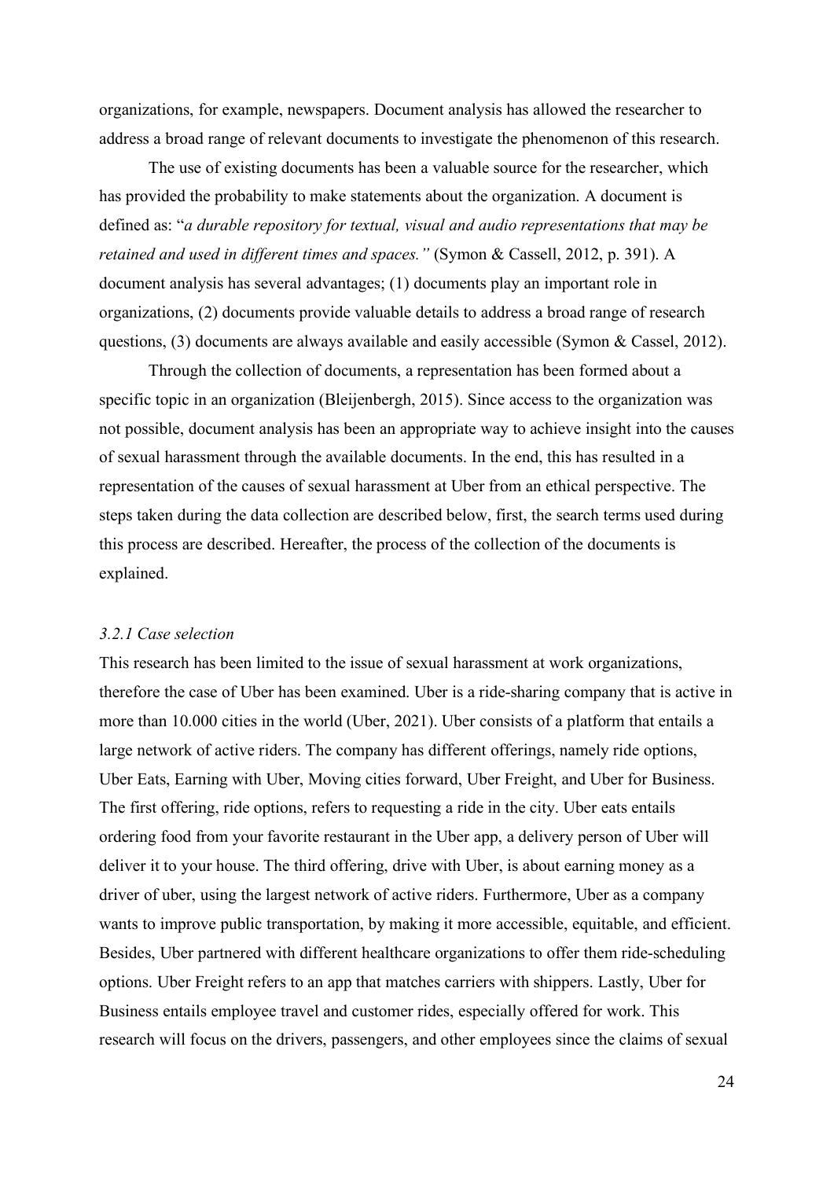organizations, for example, newspapers. Document analysis has allowed the researcher to address a broad range of relevant documents to investigate the phenomenon of this research.

The use of existing documents has been a valuable source for the researcher, which has provided the probability to make statements about the organization. A document is defined as: "*a durable repository for textual, visual and audio representations that may be retained and used in different times and spaces."* (Symon & Cassell, 2012, p. 391). A document analysis has several advantages; (1) documents play an important role in organizations, (2) documents provide valuable details to address a broad range of research questions, (3) documents are always available and easily accessible (Symon & Cassel, 2012).

Through the collection of documents, a representation has been formed about a specific topic in an organization (Bleijenbergh, 2015). Since access to the organization was not possible, document analysis has been an appropriate way to achieve insight into the causes of sexual harassment through the available documents. In the end, this has resulted in a representation of the causes of sexual harassment at Uber from an ethical perspective. The steps taken during the data collection are described below, first, the search terms used during this process are described. Hereafter, the process of the collection of the documents is explained.

### *3.2.1 Case selection*

This research has been limited to the issue of sexual harassment at work organizations, therefore the case of Uber has been examined. Uber is a ride-sharing company that is active in more than 10.000 cities in the world (Uber, 2021). Uber consists of a platform that entails a large network of active riders. The company has different offerings, namely ride options, Uber Eats, Earning with Uber, Moving cities forward, Uber Freight, and Uber for Business. The first offering, ride options, refers to requesting a ride in the city. Uber eats entails ordering food from your favorite restaurant in the Uber app, a delivery person of Uber will deliver it to your house. The third offering, drive with Uber, is about earning money as a driver of uber, using the largest network of active riders. Furthermore, Uber as a company wants to improve public transportation, by making it more accessible, equitable, and efficient. Besides, Uber partnered with different healthcare organizations to offer them ride-scheduling options. Uber Freight refers to an app that matches carriers with shippers. Lastly, Uber for Business entails employee travel and customer rides, especially offered for work. This research will focus on the drivers, passengers, and other employees since the claims of sexual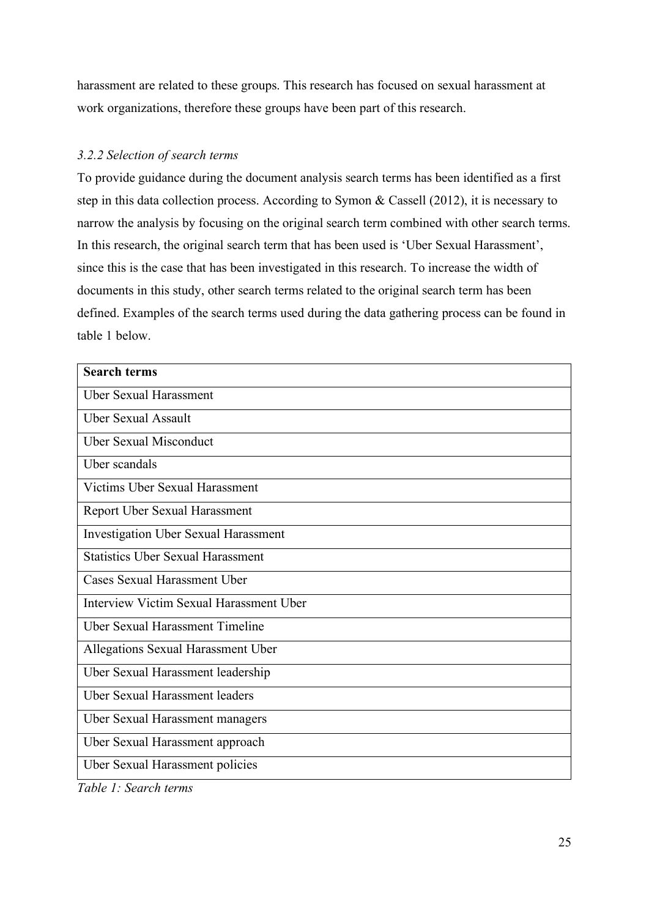harassment are related to these groups. This research has focused on sexual harassment at work organizations, therefore these groups have been part of this research.

### *3.2.2 Selection of search terms*

To provide guidance during the document analysis search terms has been identified as a first step in this data collection process. According to Symon & Cassell (2012), it is necessary to narrow the analysis by focusing on the original search term combined with other search terms. In this research, the original search term that has been used is 'Uber Sexual Harassment', since this is the case that has been investigated in this research. To increase the width of documents in this study, other search terms related to the original search term has been defined. Examples of the search terms used during the data gathering process can be found in table 1 below.

| **Search terms** |
| --- |
| Uber Sexual Harassment |
| Uber Sexual Assault |
| Uber Sexual Misconduct |
| Uber scandals |
| Victims Uber Sexual Harassment |
| Report Uber Sexual Harassment |
| Investigation Uber Sexual Harassment |
| Statistics Uber Sexual Harassment |
| Cases Sexual Harassment Uber |
| Interview Victim Sexual Harassment Uber |
| Uber Sexual Harassment Timeline |
| Allegations Sexual Harassment Uber |
| Uber Sexual Harassment leadership |
| Uber Sexual Harassment leaders |
| Uber Sexual Harassment managers |
| Uber Sexual Harassment approach |
| Uber Sexual Harassment policies |

*Table 1: Search terms*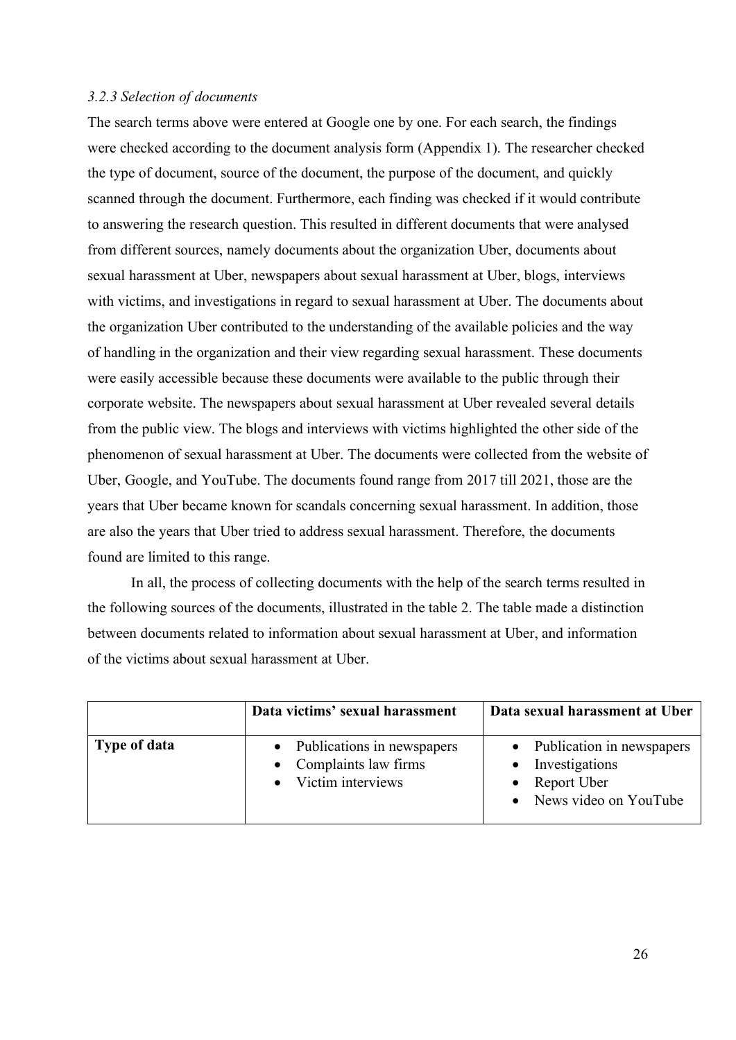### *3.2.3 Selection of documents*

The search terms above were entered at Google one by one. For each search, the findings were checked according to the document analysis form (Appendix 1). The researcher checked the type of document, source of the document, the purpose of the document, and quickly scanned through the document. Furthermore, each finding was checked if it would contribute to answering the research question. This resulted in different documents that were analysed from different sources, namely documents about the organization Uber, documents about sexual harassment at Uber, newspapers about sexual harassment at Uber, blogs, interviews with victims, and investigations in regard to sexual harassment at Uber. The documents about the organization Uber contributed to the understanding of the available policies and the way of handling in the organization and their view regarding sexual harassment. These documents were easily accessible because these documents were available to the public through their corporate website. The newspapers about sexual harassment at Uber revealed several details from the public view. The blogs and interviews with victims highlighted the other side of the phenomenon of sexual harassment at Uber. The documents were collected from the website of Uber, Google, and YouTube. The documents found range from 2017 till 2021, those are the years that Uber became known for scandals concerning sexual harassment. In addition, those are also the years that Uber tried to address sexual harassment. Therefore, the documents found are limited to this range.

In all, the process of collecting documents with the help of the search terms resulted in the following sources of the documents, illustrated in the table 2. The table made a distinction between documents related to information about sexual harassment at Uber, and information of the victims about sexual harassment at Uber.

| | **Data victims' sexual harassment** | **Data sexual harassment at Uber** |
|---|---|---|
| **Type of data** | • Publications in newspapers<br>• Complaints law firms<br>• Victim interviews | • Publication in newspapers<br>• Investigations<br>• Report Uber<br>• News video on YouTube |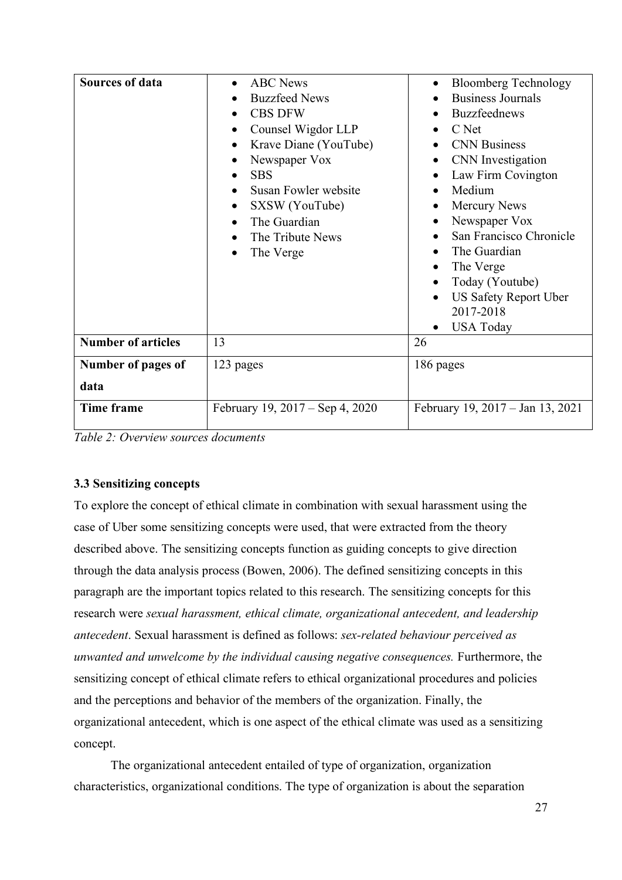| Sources of data | • ABC News<br>• Buzzfeed News<br>• CBS DFW<br>• Counsel Wigdor LLP<br>• Krave Diane (YouTube)<br>• Newspaper Vox<br>• SBS<br>• Susan Fowler website<br>• SXSW (YouTube)<br>• The Guardian<br>• The Tribute News<br>• The Verge | • Bloomberg Technology<br>• Business Journals<br>• Buzzfeednews<br>• C Net<br>• CNN Business<br>• CNN Investigation<br>• Law Firm Covington<br>• Medium<br>• Mercury News<br>• Newspaper Vox<br>• San Francisco Chronicle<br>• The Guardian<br>• The Verge<br>• Today (Youtube)<br>• US Safety Report Uber 2017-2018<br>• USA Today |
|---|---|---|
| **Number of articles** | 13 | 26 |
| **Number of pages of data** | 123 pages | 186 pages |
| **Time frame** | February 19, 2017 – Sep 4, 2020 | February 19, 2017 – Jan 13, 2021 |

*Table 2: Overview sources documents*

### 3.3 Sensitizing concepts

To explore the concept of ethical climate in combination with sexual harassment using the case of Uber some sensitizing concepts were used, that were extracted from the theory described above. The sensitizing concepts function as guiding concepts to give direction through the data analysis process (Bowen, 2006). The defined sensitizing concepts in this paragraph are the important topics related to this research. The sensitizing concepts for this research were *sexual harassment, ethical climate, organizational antecedent, and leadership antecedent*. Sexual harassment is defined as follows: *sex-related behaviour perceived as unwanted and unwelcome by the individual causing negative consequences.* Furthermore, the sensitizing concept of ethical climate refers to ethical organizational procedures and policies and the perceptions and behavior of the members of the organization. Finally, the organizational antecedent, which is one aspect of the ethical climate was used as a sensitizing concept.

The organizational antecedent entailed of type of organization, organization characteristics, organizational conditions. The type of organization is about the separation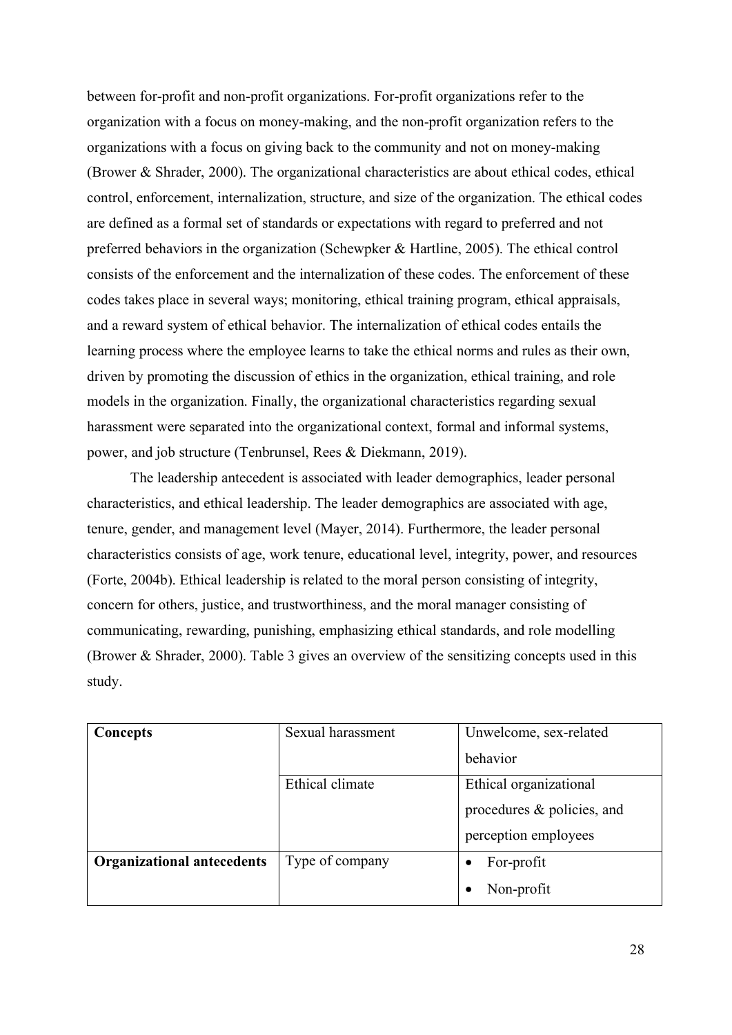between for-profit and non-profit organizations. For-profit organizations refer to the organization with a focus on money-making, and the non-profit organization refers to the organizations with a focus on giving back to the community and not on money-making (Brower & Shrader, 2000). The organizational characteristics are about ethical codes, ethical control, enforcement, internalization, structure, and size of the organization. The ethical codes are defined as a formal set of standards or expectations with regard to preferred and not preferred behaviors in the organization (Schewpker & Hartline, 2005). The ethical control consists of the enforcement and the internalization of these codes. The enforcement of these codes takes place in several ways; monitoring, ethical training program, ethical appraisals, and a reward system of ethical behavior. The internalization of ethical codes entails the learning process where the employee learns to take the ethical norms and rules as their own, driven by promoting the discussion of ethics in the organization, ethical training, and role models in the organization. Finally, the organizational characteristics regarding sexual harassment were separated into the organizational context, formal and informal systems, power, and job structure (Tenbrunsel, Rees & Diekmann, 2019).

The leadership antecedent is associated with leader demographics, leader personal characteristics, and ethical leadership. The leader demographics are associated with age, tenure, gender, and management level (Mayer, 2014). Furthermore, the leader personal characteristics consists of age, work tenure, educational level, integrity, power, and resources (Forte, 2004b). Ethical leadership is related to the moral person consisting of integrity, concern for others, justice, and trustworthiness, and the moral manager consisting of communicating, rewarding, punishing, emphasizing ethical standards, and role modelling (Brower & Shrader, 2000). Table 3 gives an overview of the sensitizing concepts used in this study.

| **Concepts** | Sexual harassment | Unwelcome, sex-related behavior |
|---|---|---|
| | Ethical climate | Ethical organizational procedures & policies, and perception employees |
| **Organizational antecedents** | Type of company | • For-profit<br>• Non-profit |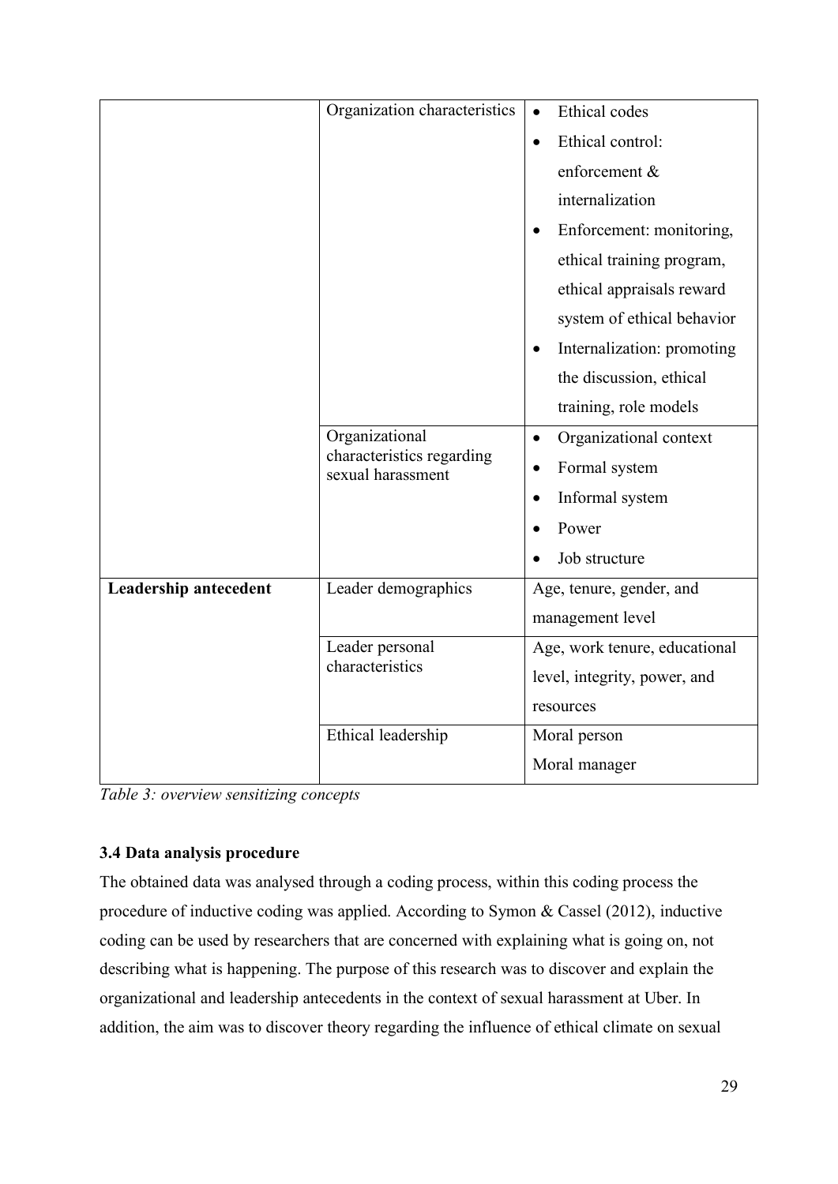| | | |
|---|---|---|
| | Organization characteristics | • Ethical codes<br>• Ethical control: enforcement & internalization<br>• Enforcement: monitoring, ethical training program, ethical appraisals reward system of ethical behavior<br>• Internalization: promoting the discussion, ethical training, role models |
| | Organizational characteristics regarding sexual harassment | • Organizational context<br>• Formal system<br>• Informal system<br>• Power<br>• Job structure |
| **Leadership antecedent** | Leader demographics | Age, tenure, gender, and management level |
| | Leader personal characteristics | Age, work tenure, educational level, integrity, power, and resources |
| | Ethical leadership | Moral person<br>Moral manager |

*Table 3: overview sensitizing concepts*

### 3.4 Data analysis procedure

The obtained data was analysed through a coding process, within this coding process the procedure of inductive coding was applied. According to Symon & Cassel (2012), inductive coding can be used by researchers that are concerned with explaining what is going on, not describing what is happening. The purpose of this research was to discover and explain the organizational and leadership antecedents in the context of sexual harassment at Uber. In addition, the aim was to discover theory regarding the influence of ethical climate on sexual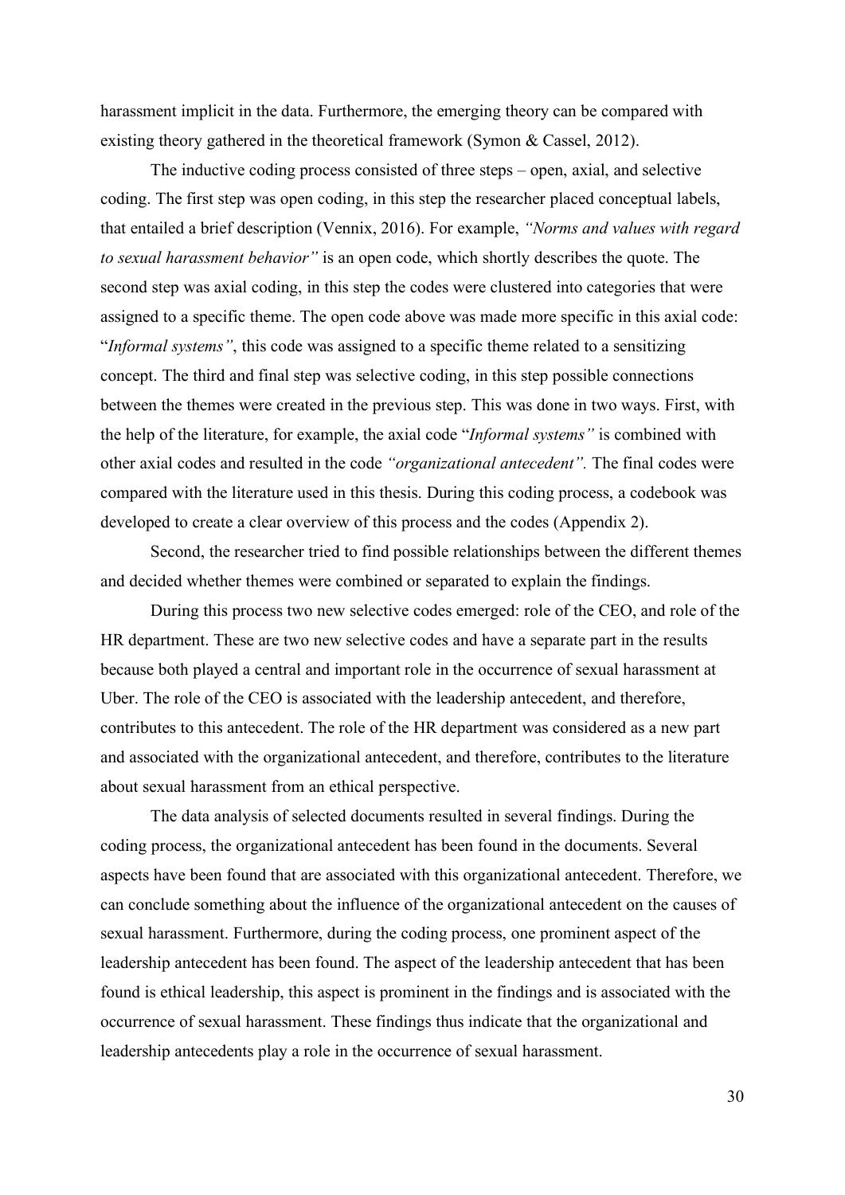harassment implicit in the data. Furthermore, the emerging theory can be compared with existing theory gathered in the theoretical framework (Symon & Cassel, 2012).

The inductive coding process consisted of three steps – open, axial, and selective coding. The first step was open coding, in this step the researcher placed conceptual labels, that entailed a brief description (Vennix, 2016). For example, *"Norms and values with regard to sexual harassment behavior"* is an open code, which shortly describes the quote. The second step was axial coding, in this step the codes were clustered into categories that were assigned to a specific theme. The open code above was made more specific in this axial code: "*Informal systems"*, this code was assigned to a specific theme related to a sensitizing concept. The third and final step was selective coding, in this step possible connections between the themes were created in the previous step. This was done in two ways. First, with the help of the literature, for example, the axial code "*Informal systems"* is combined with other axial codes and resulted in the code *"organizational antecedent".* The final codes were compared with the literature used in this thesis. During this coding process, a codebook was developed to create a clear overview of this process and the codes (Appendix 2).

Second, the researcher tried to find possible relationships between the different themes and decided whether themes were combined or separated to explain the findings.

During this process two new selective codes emerged: role of the CEO, and role of the HR department. These are two new selective codes and have a separate part in the results because both played a central and important role in the occurrence of sexual harassment at Uber. The role of the CEO is associated with the leadership antecedent, and therefore, contributes to this antecedent. The role of the HR department was considered as a new part and associated with the organizational antecedent, and therefore, contributes to the literature about sexual harassment from an ethical perspective.

The data analysis of selected documents resulted in several findings. During the coding process, the organizational antecedent has been found in the documents. Several aspects have been found that are associated with this organizational antecedent. Therefore, we can conclude something about the influence of the organizational antecedent on the causes of sexual harassment. Furthermore, during the coding process, one prominent aspect of the leadership antecedent has been found. The aspect of the leadership antecedent that has been found is ethical leadership, this aspect is prominent in the findings and is associated with the occurrence of sexual harassment. These findings thus indicate that the organizational and leadership antecedents play a role in the occurrence of sexual harassment.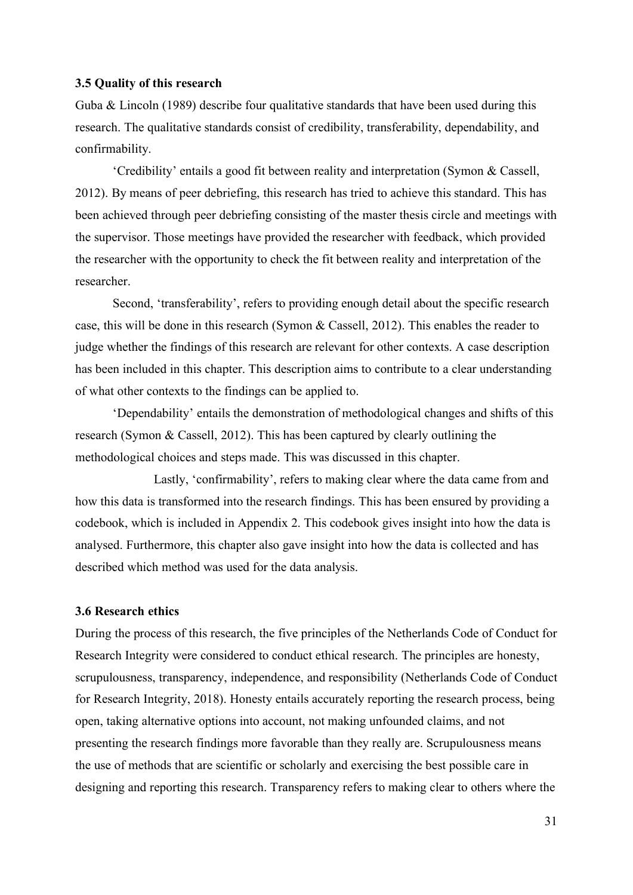### 3.5 Quality of this research

Guba & Lincoln (1989) describe four qualitative standards that have been used during this research. The qualitative standards consist of credibility, transferability, dependability, and confirmability.

'Credibility' entails a good fit between reality and interpretation (Symon & Cassell, 2012). By means of peer debriefing, this research has tried to achieve this standard. This has been achieved through peer debriefing consisting of the master thesis circle and meetings with the supervisor. Those meetings have provided the researcher with feedback, which provided the researcher with the opportunity to check the fit between reality and interpretation of the researcher.

Second, 'transferability', refers to providing enough detail about the specific research case, this will be done in this research (Symon & Cassell, 2012). This enables the reader to judge whether the findings of this research are relevant for other contexts. A case description has been included in this chapter. This description aims to contribute to a clear understanding of what other contexts to the findings can be applied to.

'Dependability' entails the demonstration of methodological changes and shifts of this research (Symon & Cassell, 2012). This has been captured by clearly outlining the methodological choices and steps made. This was discussed in this chapter.

Lastly, 'confirmability', refers to making clear where the data came from and how this data is transformed into the research findings. This has been ensured by providing a codebook, which is included in Appendix 2. This codebook gives insight into how the data is analysed. Furthermore, this chapter also gave insight into how the data is collected and has described which method was used for the data analysis.

### 3.6 Research ethics

During the process of this research, the five principles of the Netherlands Code of Conduct for Research Integrity were considered to conduct ethical research. The principles are honesty, scrupulousness, transparency, independence, and responsibility (Netherlands Code of Conduct for Research Integrity, 2018). Honesty entails accurately reporting the research process, being open, taking alternative options into account, not making unfounded claims, and not presenting the research findings more favorable than they really are. Scrupulousness means the use of methods that are scientific or scholarly and exercising the best possible care in designing and reporting this research. Transparency refers to making clear to others where the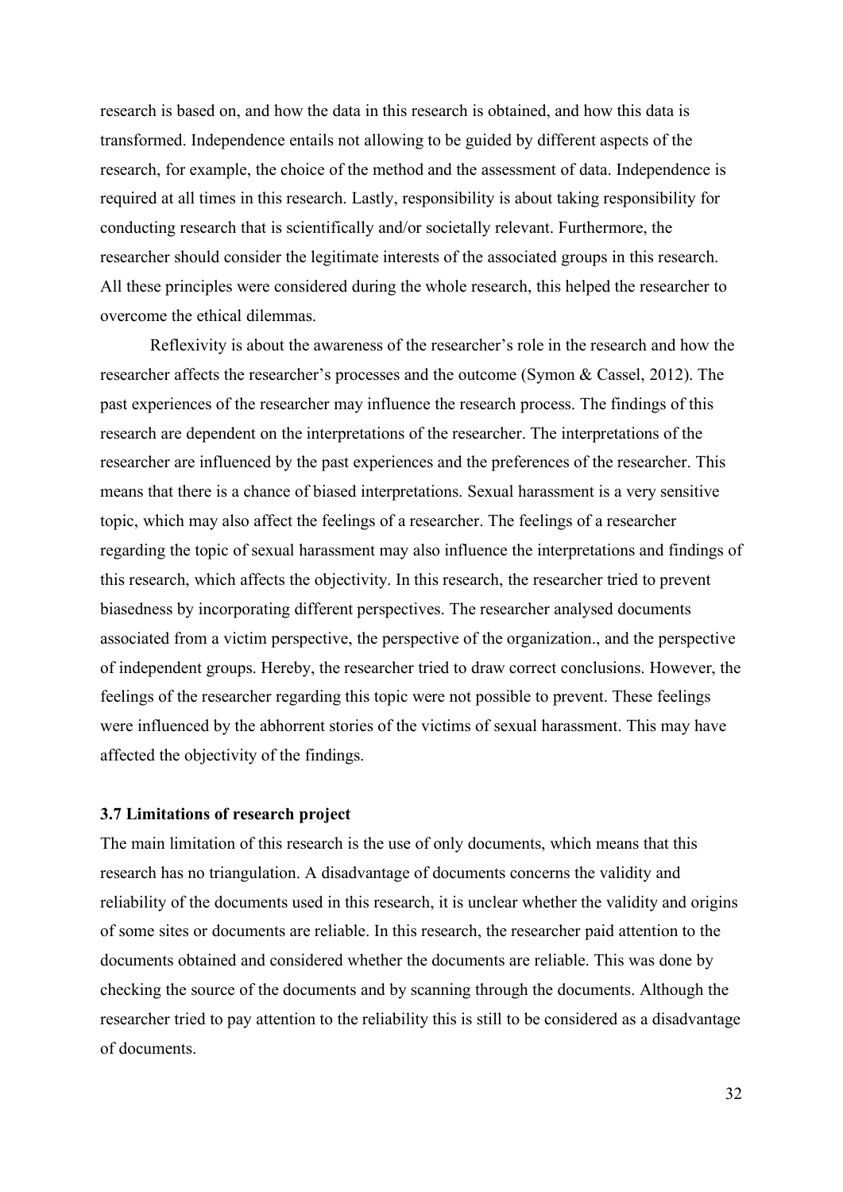research is based on, and how the data in this research is obtained, and how this data is transformed. Independence entails not allowing to be guided by different aspects of the research, for example, the choice of the method and the assessment of data. Independence is required at all times in this research. Lastly, responsibility is about taking responsibility for conducting research that is scientifically and/or societally relevant. Furthermore, the researcher should consider the legitimate interests of the associated groups in this research. All these principles were considered during the whole research, this helped the researcher to overcome the ethical dilemmas.

Reflexivity is about the awareness of the researcher's role in the research and how the researcher affects the researcher's processes and the outcome (Symon & Cassel, 2012). The past experiences of the researcher may influence the research process. The findings of this research are dependent on the interpretations of the researcher. The interpretations of the researcher are influenced by the past experiences and the preferences of the researcher. This means that there is a chance of biased interpretations. Sexual harassment is a very sensitive topic, which may also affect the feelings of a researcher. The feelings of a researcher regarding the topic of sexual harassment may also influence the interpretations and findings of this research, which affects the objectivity. In this research, the researcher tried to prevent biasedness by incorporating different perspectives. The researcher analysed documents associated from a victim perspective, the perspective of the organization., and the perspective of independent groups. Hereby, the researcher tried to draw correct conclusions. However, the feelings of the researcher regarding this topic were not possible to prevent. These feelings were influenced by the abhorrent stories of the victims of sexual harassment. This may have affected the objectivity of the findings.

### 3.7 Limitations of research project

The main limitation of this research is the use of only documents, which means that this research has no triangulation. A disadvantage of documents concerns the validity and reliability of the documents used in this research, it is unclear whether the validity and origins of some sites or documents are reliable. In this research, the researcher paid attention to the documents obtained and considered whether the documents are reliable. This was done by checking the source of the documents and by scanning through the documents. Although the researcher tried to pay attention to the reliability this is still to be considered as a disadvantage of documents.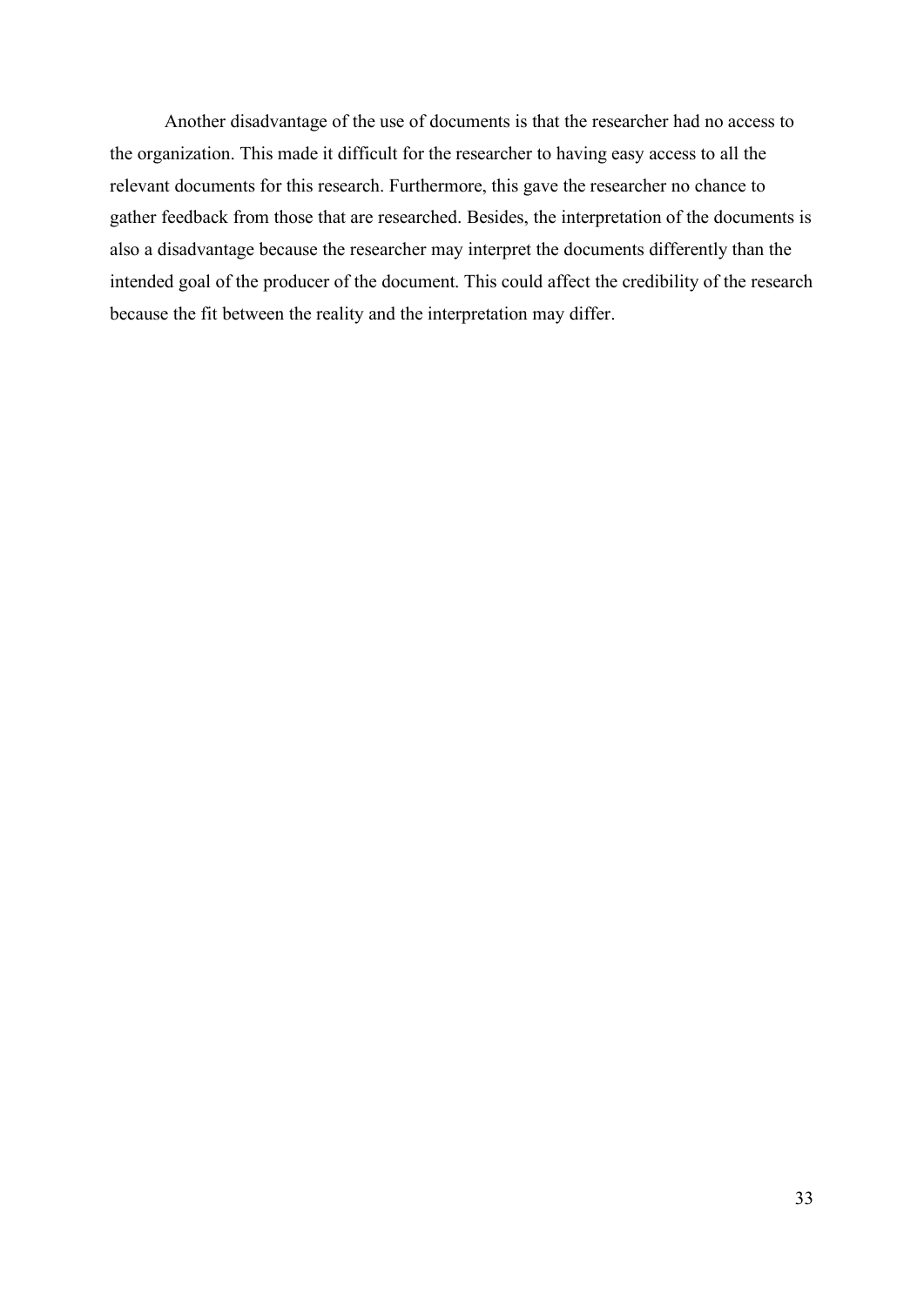Another disadvantage of the use of documents is that the researcher had no access to the organization. This made it difficult for the researcher to having easy access to all the relevant documents for this research. Furthermore, this gave the researcher no chance to gather feedback from those that are researched. Besides, the interpretation of the documents is also a disadvantage because the researcher may interpret the documents differently than the intended goal of the producer of the document. This could affect the credibility of the research because the fit between the reality and the interpretation may differ.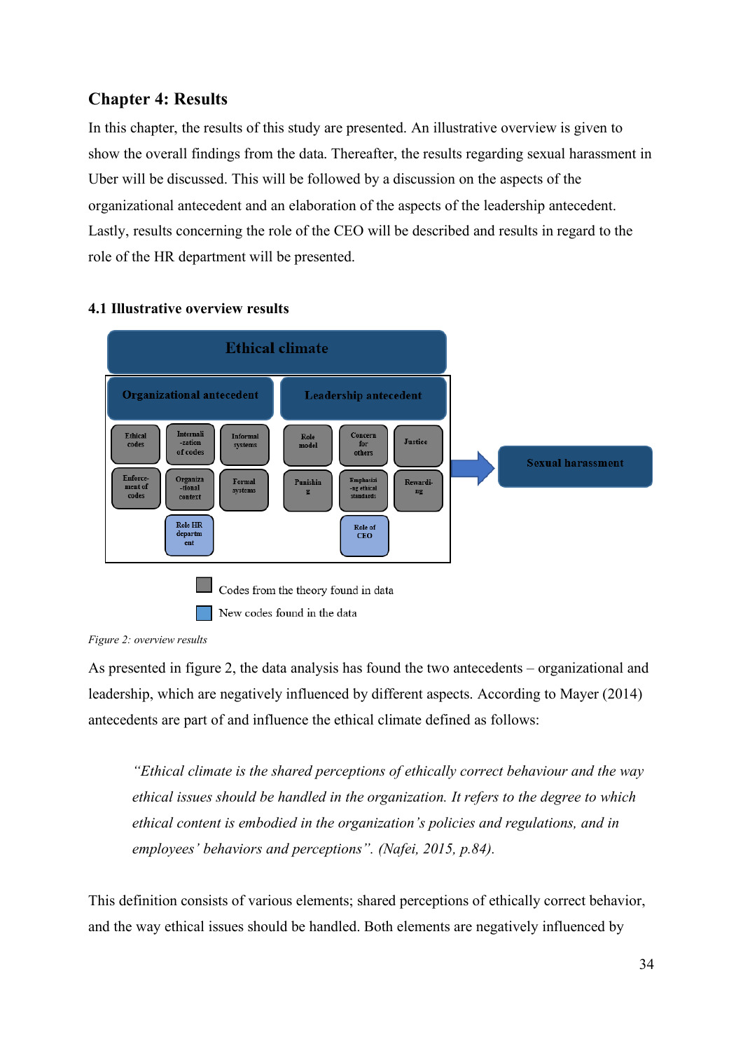# Chapter 4: Results

In this chapter, the results of this study are presented. An illustrative overview is given to show the overall findings from the data. Thereafter, the results regarding sexual harassment in Uber will be discussed. This will be followed by a discussion on the aspects of the organizational antecedent and an elaboration of the aspects of the leadership antecedent. Lastly, results concerning the role of the CEO will be described and results in regard to the role of the HR department will be presented.

## 4.1 Illustrative overview results

Ethical climate

Organizational antecedent | Leadership antecedent

Ethical codes | Internalization of codes | Informal systems | Role model | Concern for others | Justice

Enforcement of codes | Organizational context | Formal systems | Punishing | Emphasizing ethical standards | Rewarding

Role HR department | Role of CEO

Sexual harassment

Codes from the theory found in data

New codes found in the data

*Figure 2: overview results*

As presented in figure 2, the data analysis has found the two antecedents – organizational and leadership, which are negatively influenced by different aspects. According to Mayer (2014) antecedents are part of and influence the ethical climate defined as follows:

> *"Ethical climate is the shared perceptions of ethically correct behaviour and the way ethical issues should be handled in the organization. It refers to the degree to which ethical content is embodied in the organization's policies and regulations, and in employees' behaviors and perceptions". (Nafei, 2015, p.84).*

This definition consists of various elements; shared perceptions of ethically correct behavior, and the way ethical issues should be handled. Both elements are negatively influenced by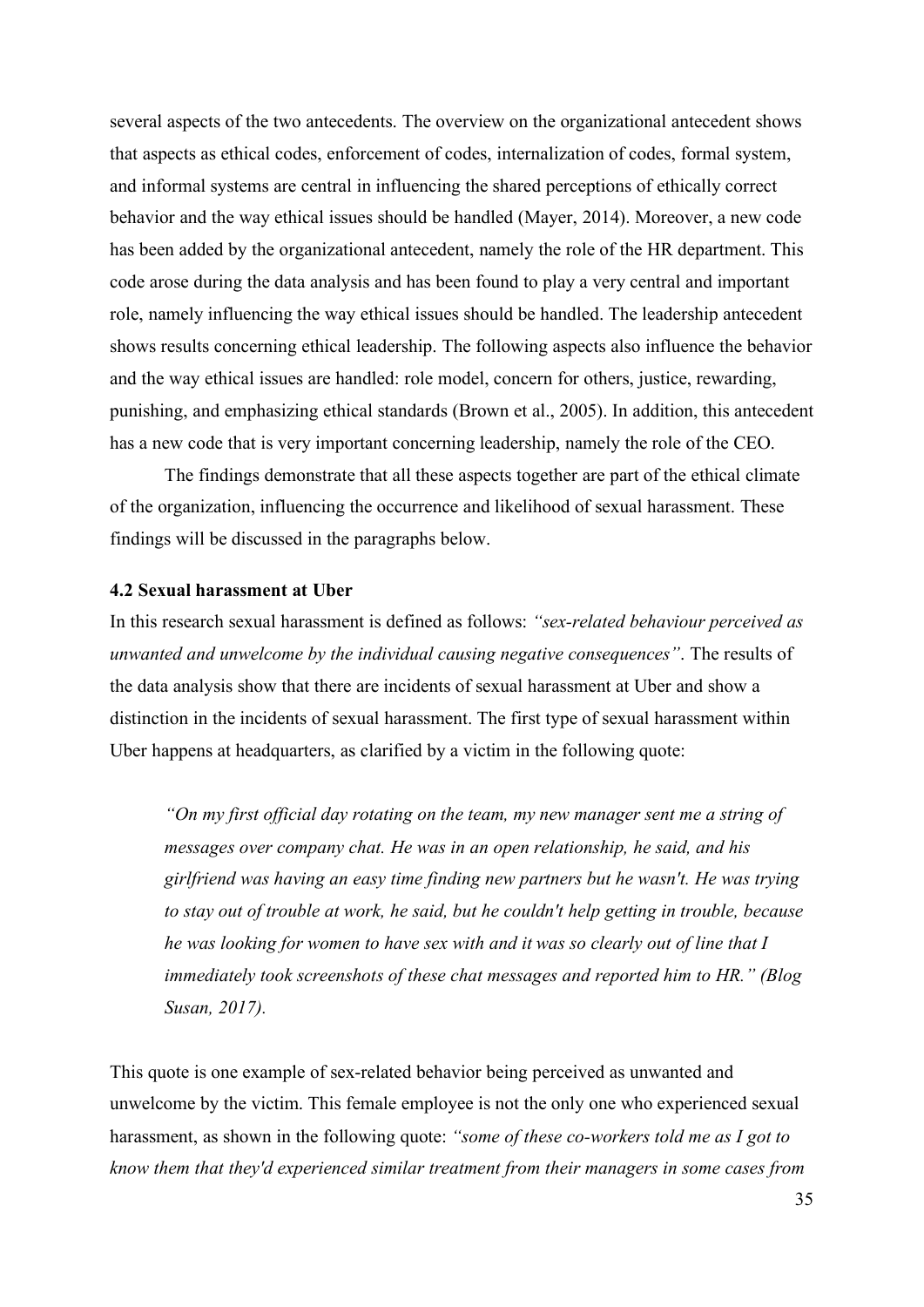several aspects of the two antecedents. The overview on the organizational antecedent shows that aspects as ethical codes, enforcement of codes, internalization of codes, formal system, and informal systems are central in influencing the shared perceptions of ethically correct behavior and the way ethical issues should be handled (Mayer, 2014). Moreover, a new code has been added by the organizational antecedent, namely the role of the HR department. This code arose during the data analysis and has been found to play a very central and important role, namely influencing the way ethical issues should be handled. The leadership antecedent shows results concerning ethical leadership. The following aspects also influence the behavior and the way ethical issues are handled: role model, concern for others, justice, rewarding, punishing, and emphasizing ethical standards (Brown et al., 2005). In addition, this antecedent has a new code that is very important concerning leadership, namely the role of the CEO.

The findings demonstrate that all these aspects together are part of the ethical climate of the organization, influencing the occurrence and likelihood of sexual harassment. These findings will be discussed in the paragraphs below.

### 4.2 Sexual harassment at Uber

In this research sexual harassment is defined as follows: *"sex-related behaviour perceived as unwanted and unwelcome by the individual causing negative consequences"*. The results of the data analysis show that there are incidents of sexual harassment at Uber and show a distinction in the incidents of sexual harassment. The first type of sexual harassment within Uber happens at headquarters, as clarified by a victim in the following quote:

> *"On my first official day rotating on the team, my new manager sent me a string of messages over company chat. He was in an open relationship, he said, and his girlfriend was having an easy time finding new partners but he wasn't. He was trying to stay out of trouble at work, he said, but he couldn't help getting in trouble, because he was looking for women to have sex with and it was so clearly out of line that I immediately took screenshots of these chat messages and reported him to HR." (Blog Susan, 2017).*

This quote is one example of sex-related behavior being perceived as unwanted and unwelcome by the victim. This female employee is not the only one who experienced sexual harassment, as shown in the following quote: *"some of these co-workers told me as I got to know them that they'd experienced similar treatment from their managers in some cases from*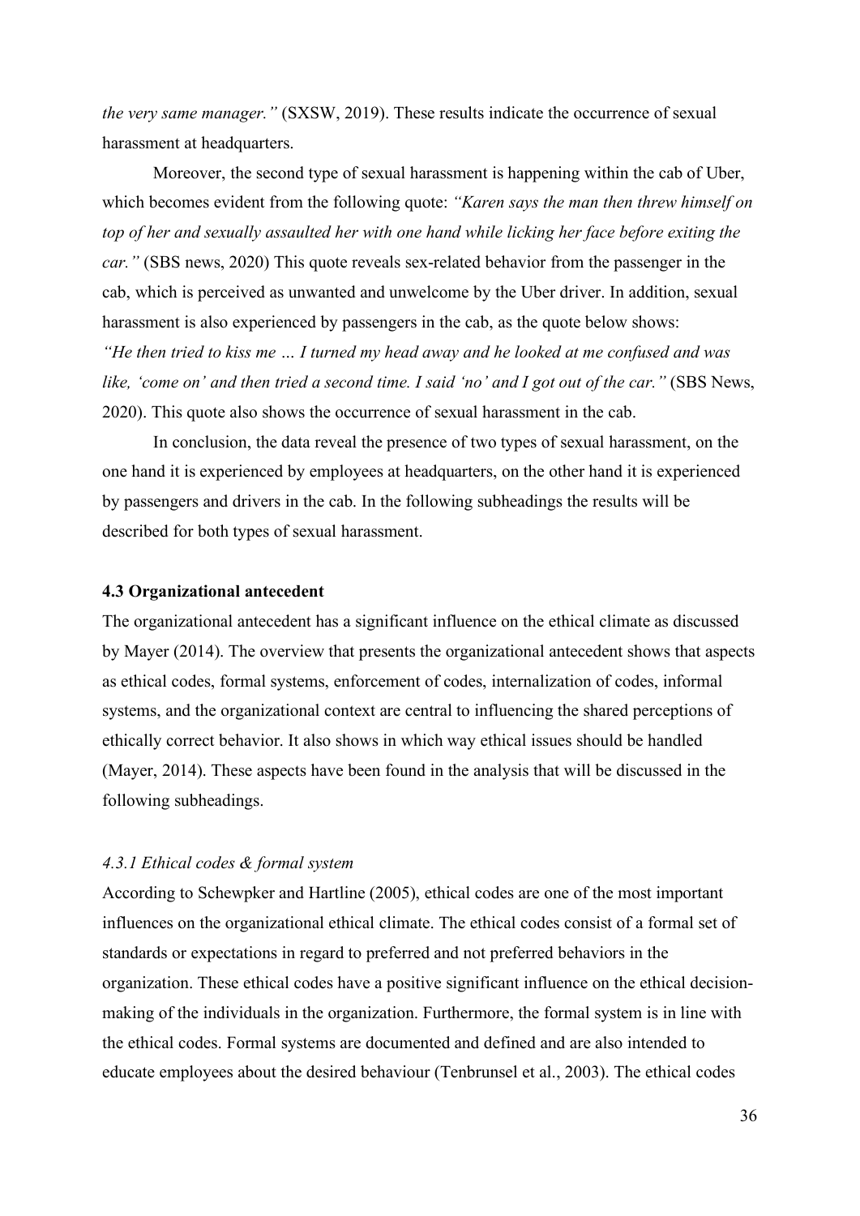*the very same manager."* (SXSW, 2019). These results indicate the occurrence of sexual harassment at headquarters.

Moreover, the second type of sexual harassment is happening within the cab of Uber, which becomes evident from the following quote: *"Karen says the man then threw himself on top of her and sexually assaulted her with one hand while licking her face before exiting the car."* (SBS news, 2020) This quote reveals sex-related behavior from the passenger in the cab, which is perceived as unwanted and unwelcome by the Uber driver. In addition, sexual harassment is also experienced by passengers in the cab, as the quote below shows: *"He then tried to kiss me … I turned my head away and he looked at me confused and was like, 'come on' and then tried a second time. I said 'no' and I got out of the car."* (SBS News, 2020). This quote also shows the occurrence of sexual harassment in the cab.

In conclusion, the data reveal the presence of two types of sexual harassment, on the one hand it is experienced by employees at headquarters, on the other hand it is experienced by passengers and drivers in the cab. In the following subheadings the results will be described for both types of sexual harassment.

### 4.3 Organizational antecedent

The organizational antecedent has a significant influence on the ethical climate as discussed by Mayer (2014). The overview that presents the organizational antecedent shows that aspects as ethical codes, formal systems, enforcement of codes, internalization of codes, informal systems, and the organizational context are central to influencing the shared perceptions of ethically correct behavior. It also shows in which way ethical issues should be handled (Mayer, 2014). These aspects have been found in the analysis that will be discussed in the following subheadings.

#### *4.3.1 Ethical codes & formal system*

According to Schewpker and Hartline (2005), ethical codes are one of the most important influences on the organizational ethical climate. The ethical codes consist of a formal set of standards or expectations in regard to preferred and not preferred behaviors in the organization. These ethical codes have a positive significant influence on the ethical decision-making of the individuals in the organization. Furthermore, the formal system is in line with the ethical codes. Formal systems are documented and defined and are also intended to educate employees about the desired behaviour (Tenbrunsel et al., 2003). The ethical codes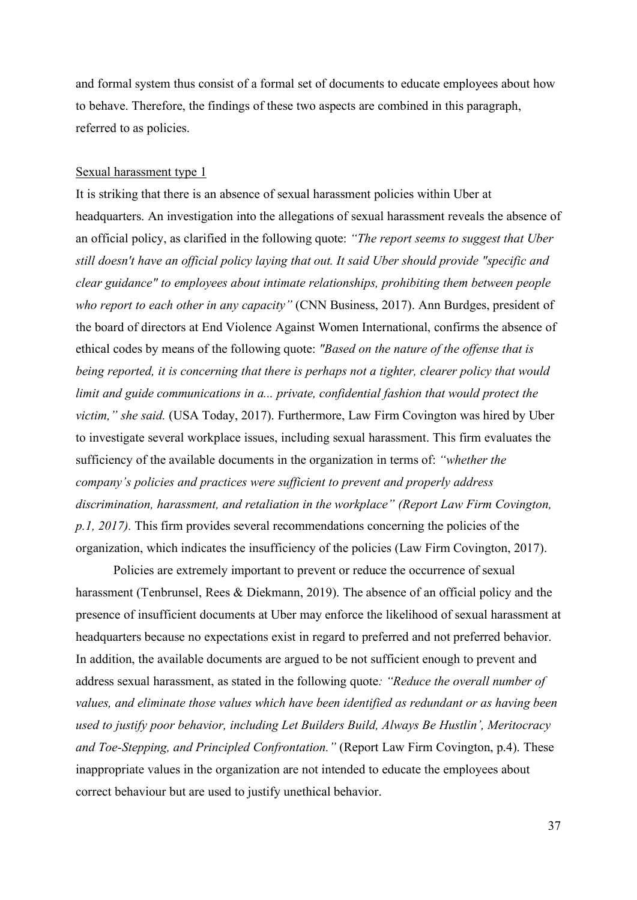and formal system thus consist of a formal set of documents to educate employees about how to behave. Therefore, the findings of these two aspects are combined in this paragraph, referred to as policies.

<u>Sexual harassment type 1</u>

It is striking that there is an absence of sexual harassment policies within Uber at headquarters. An investigation into the allegations of sexual harassment reveals the absence of an official policy, as clarified in the following quote: *"The report seems to suggest that Uber still doesn't have an official policy laying that out. It said Uber should provide "specific and clear guidance" to employees about intimate relationships, prohibiting them between people who report to each other in any capacity"* (CNN Business, 2017). Ann Burdges, president of the board of directors at End Violence Against Women International, confirms the absence of ethical codes by means of the following quote: *"Based on the nature of the offense that is being reported, it is concerning that there is perhaps not a tighter, clearer policy that would limit and guide communications in a... private, confidential fashion that would protect the victim," she said.* (USA Today, 2017). Furthermore, Law Firm Covington was hired by Uber to investigate several workplace issues, including sexual harassment. This firm evaluates the sufficiency of the available documents in the organization in terms of: *"whether the company's policies and practices were sufficient to prevent and properly address discrimination, harassment, and retaliation in the workplace" (Report Law Firm Covington, p.1, 2017).* This firm provides several recommendations concerning the policies of the organization, which indicates the insufficiency of the policies (Law Firm Covington, 2017).

Policies are extremely important to prevent or reduce the occurrence of sexual harassment (Tenbrunsel, Rees & Diekmann, 2019). The absence of an official policy and the presence of insufficient documents at Uber may enforce the likelihood of sexual harassment at headquarters because no expectations exist in regard to preferred and not preferred behavior. In addition, the available documents are argued to be not sufficient enough to prevent and address sexual harassment, as stated in the following quote*: "Reduce the overall number of values, and eliminate those values which have been identified as redundant or as having been used to justify poor behavior, including Let Builders Build, Always Be Hustlin', Meritocracy and Toe-Stepping, and Principled Confrontation."* (Report Law Firm Covington, p.4). These inappropriate values in the organization are not intended to educate the employees about correct behaviour but are used to justify unethical behavior.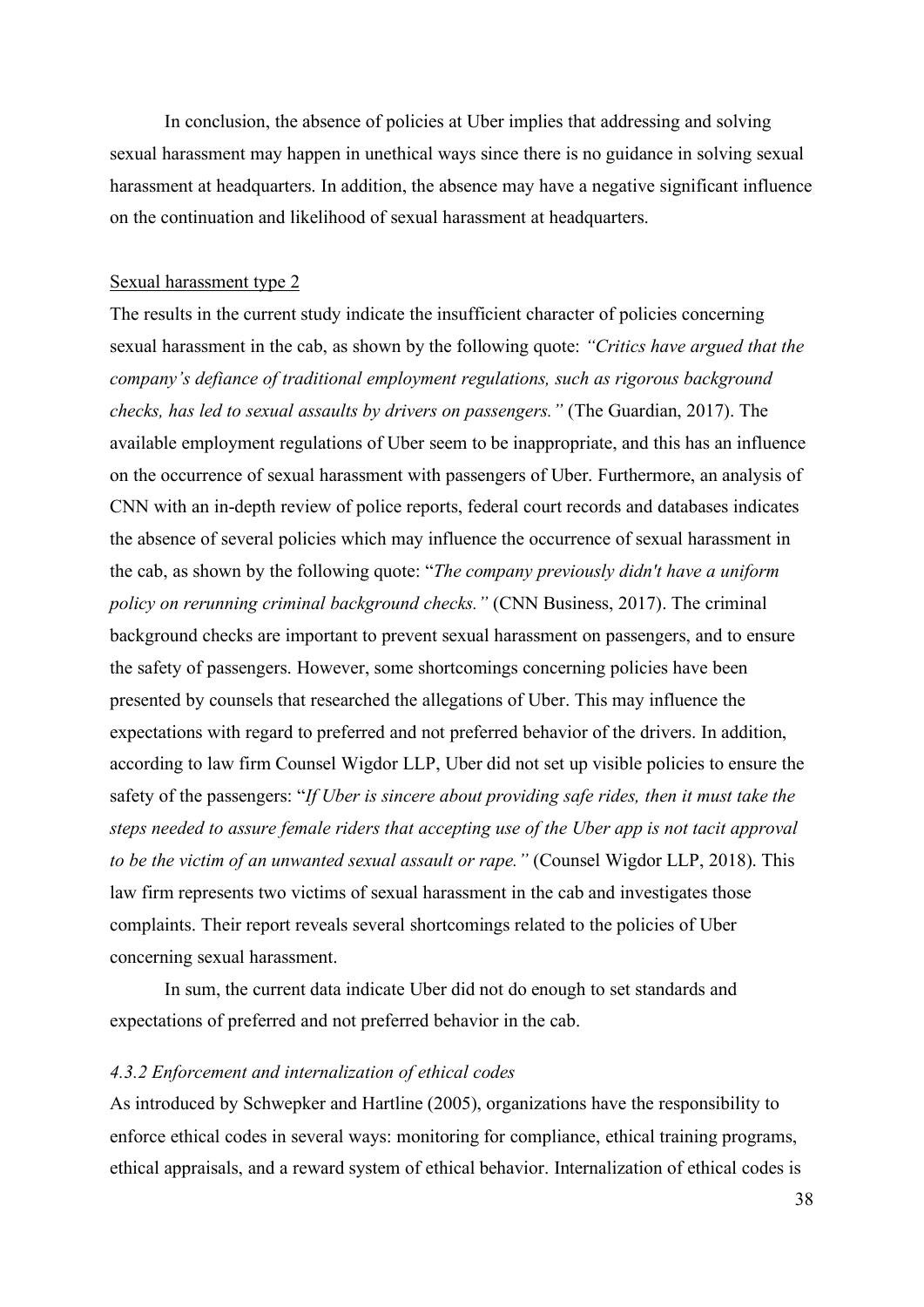In conclusion, the absence of policies at Uber implies that addressing and solving sexual harassment may happen in unethical ways since there is no guidance in solving sexual harassment at headquarters. In addition, the absence may have a negative significant influence on the continuation and likelihood of sexual harassment at headquarters.

Sexual harassment type 2

The results in the current study indicate the insufficient character of policies concerning sexual harassment in the cab, as shown by the following quote: *"Critics have argued that the company's defiance of traditional employment regulations, such as rigorous background checks, has led to sexual assaults by drivers on passengers."* (The Guardian, 2017). The available employment regulations of Uber seem to be inappropriate, and this has an influence on the occurrence of sexual harassment with passengers of Uber. Furthermore, an analysis of CNN with an in-depth review of police reports, federal court records and databases indicates the absence of several policies which may influence the occurrence of sexual harassment in the cab, as shown by the following quote: "*The company previously didn't have a uniform policy on rerunning criminal background checks."* (CNN Business, 2017). The criminal background checks are important to prevent sexual harassment on passengers, and to ensure the safety of passengers. However, some shortcomings concerning policies have been presented by counsels that researched the allegations of Uber. This may influence the expectations with regard to preferred and not preferred behavior of the drivers. In addition, according to law firm Counsel Wigdor LLP, Uber did not set up visible policies to ensure the safety of the passengers: "*If Uber is sincere about providing safe rides, then it must take the steps needed to assure female riders that accepting use of the Uber app is not tacit approval to be the victim of an unwanted sexual assault or rape."* (Counsel Wigdor LLP, 2018). This law firm represents two victims of sexual harassment in the cab and investigates those complaints. Their report reveals several shortcomings related to the policies of Uber concerning sexual harassment.

In sum, the current data indicate Uber did not do enough to set standards and expectations of preferred and not preferred behavior in the cab.

#### *4.3.2 Enforcement and internalization of ethical codes*

As introduced by Schwepker and Hartline (2005), organizations have the responsibility to enforce ethical codes in several ways: monitoring for compliance, ethical training programs, ethical appraisals, and a reward system of ethical behavior. Internalization of ethical codes is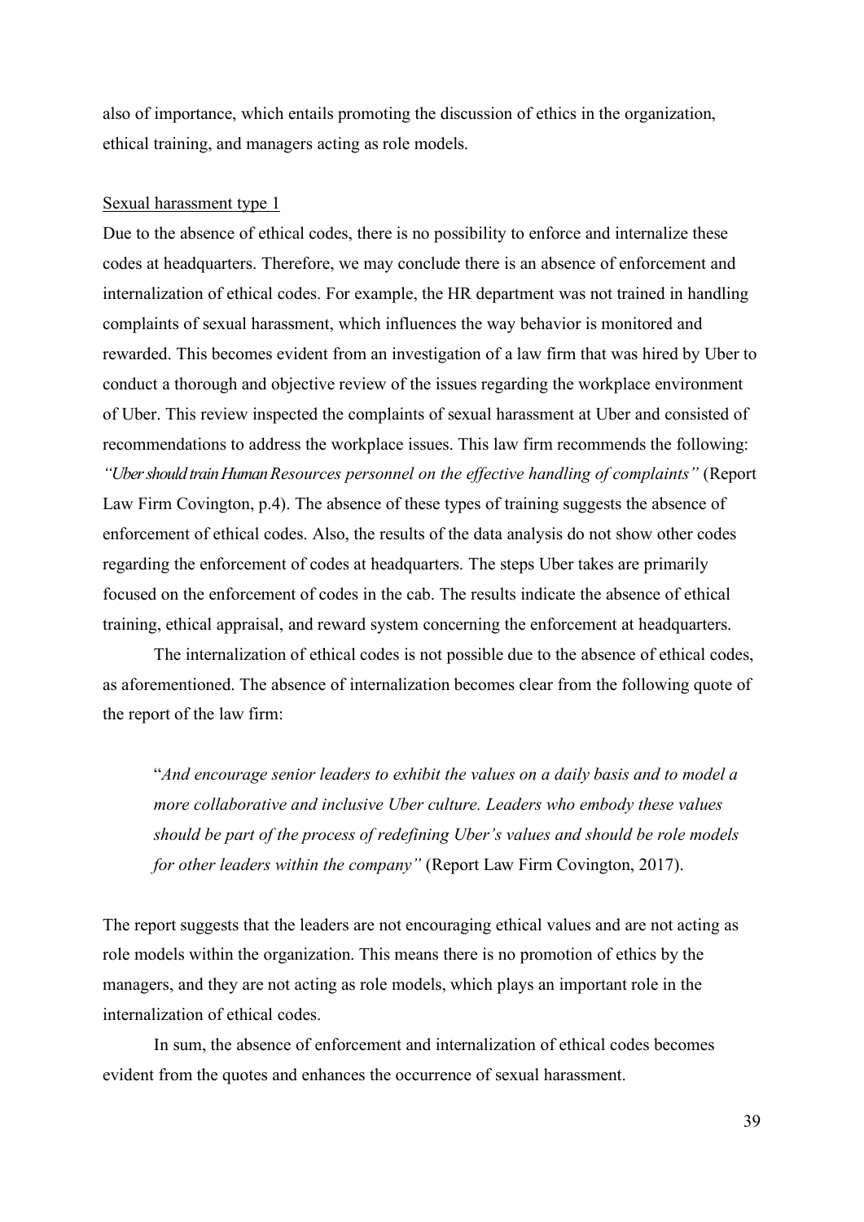also of importance, which entails promoting the discussion of ethics in the organization, ethical training, and managers acting as role models.

<u>Sexual harassment type 1</u>

Due to the absence of ethical codes, there is no possibility to enforce and internalize these codes at headquarters. Therefore, we may conclude there is an absence of enforcement and internalization of ethical codes. For example, the HR department was not trained in handling complaints of sexual harassment, which influences the way behavior is monitored and rewarded. This becomes evident from an investigation of a law firm that was hired by Uber to conduct a thorough and objective review of the issues regarding the workplace environment of Uber. This review inspected the complaints of sexual harassment at Uber and consisted of recommendations to address the workplace issues. This law firm recommends the following: *"Uber should train Human Resources personnel on the effective handling of complaints"* (Report Law Firm Covington, p.4). The absence of these types of training suggests the absence of enforcement of ethical codes. Also, the results of the data analysis do not show other codes regarding the enforcement of codes at headquarters. The steps Uber takes are primarily focused on the enforcement of codes in the cab. The results indicate the absence of ethical training, ethical appraisal, and reward system concerning the enforcement at headquarters.

The internalization of ethical codes is not possible due to the absence of ethical codes, as aforementioned. The absence of internalization becomes clear from the following quote of the report of the law firm:

> "*And encourage senior leaders to exhibit the values on a daily basis and to model a more collaborative and inclusive Uber culture. Leaders who embody these values should be part of the process of redefining Uber's values and should be role models for other leaders within the company"* (Report Law Firm Covington, 2017).

The report suggests that the leaders are not encouraging ethical values and are not acting as role models within the organization. This means there is no promotion of ethics by the managers, and they are not acting as role models, which plays an important role in the internalization of ethical codes.

In sum, the absence of enforcement and internalization of ethical codes becomes evident from the quotes and enhances the occurrence of sexual harassment.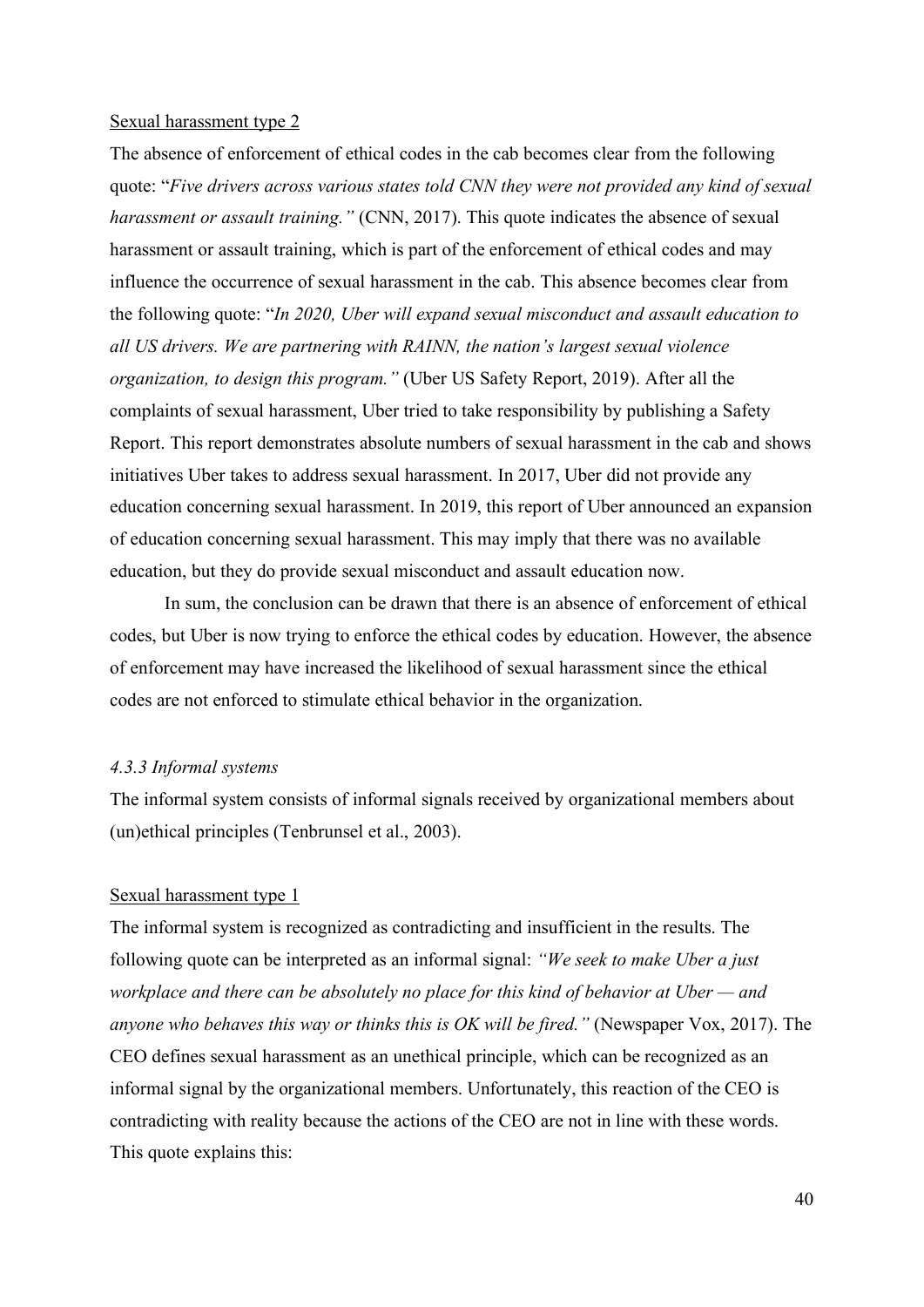Sexual harassment type 2

The absence of enforcement of ethical codes in the cab becomes clear from the following quote: "*Five drivers across various states told CNN they were not provided any kind of sexual harassment or assault training."* (CNN, 2017). This quote indicates the absence of sexual harassment or assault training, which is part of the enforcement of ethical codes and may influence the occurrence of sexual harassment in the cab. This absence becomes clear from the following quote: "*In 2020, Uber will expand sexual misconduct and assault education to all US drivers. We are partnering with RAINN, the nation's largest sexual violence organization, to design this program."* (Uber US Safety Report, 2019). After all the complaints of sexual harassment, Uber tried to take responsibility by publishing a Safety Report. This report demonstrates absolute numbers of sexual harassment in the cab and shows initiatives Uber takes to address sexual harassment. In 2017, Uber did not provide any education concerning sexual harassment. In 2019, this report of Uber announced an expansion of education concerning sexual harassment. This may imply that there was no available education, but they do provide sexual misconduct and assault education now.

In sum, the conclusion can be drawn that there is an absence of enforcement of ethical codes, but Uber is now trying to enforce the ethical codes by education. However, the absence of enforcement may have increased the likelihood of sexual harassment since the ethical codes are not enforced to stimulate ethical behavior in the organization.

#### *4.3.3 Informal systems*

The informal system consists of informal signals received by organizational members about (un)ethical principles (Tenbrunsel et al., 2003).

Sexual harassment type 1

The informal system is recognized as contradicting and insufficient in the results. The following quote can be interpreted as an informal signal: *"We seek to make Uber a just workplace and there can be absolutely no place for this kind of behavior at Uber — and anyone who behaves this way or thinks this is OK will be fired."* (Newspaper Vox, 2017). The CEO defines sexual harassment as an unethical principle, which can be recognized as an informal signal by the organizational members. Unfortunately, this reaction of the CEO is contradicting with reality because the actions of the CEO are not in line with these words. This quote explains this: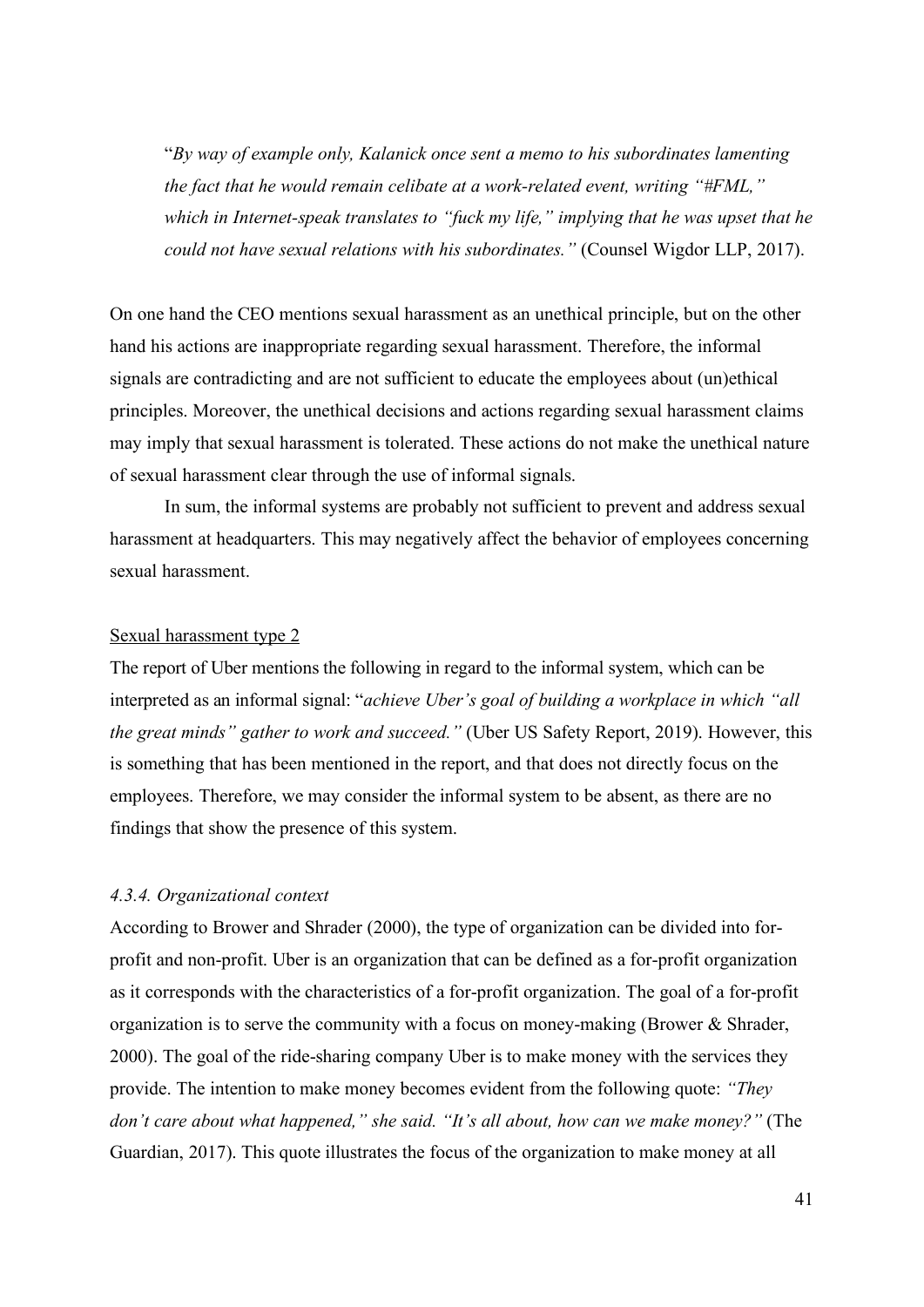"*By way of example only, Kalanick once sent a memo to his subordinates lamenting the fact that he would remain celibate at a work-related event, writing "#FML," which in Internet-speak translates to "fuck my life," implying that he was upset that he could not have sexual relations with his subordinates."* (Counsel Wigdor LLP, 2017).

On one hand the CEO mentions sexual harassment as an unethical principle, but on the other hand his actions are inappropriate regarding sexual harassment. Therefore, the informal signals are contradicting and are not sufficient to educate the employees about (un)ethical principles. Moreover, the unethical decisions and actions regarding sexual harassment claims may imply that sexual harassment is tolerated. These actions do not make the unethical nature of sexual harassment clear through the use of informal signals.

In sum, the informal systems are probably not sufficient to prevent and address sexual harassment at headquarters. This may negatively affect the behavior of employees concerning sexual harassment.

<u>Sexual harassment type 2</u>

The report of Uber mentions the following in regard to the informal system, which can be interpreted as an informal signal: "*achieve Uber's goal of building a workplace in which "all the great minds" gather to work and succeed."* (Uber US Safety Report, 2019). However, this is something that has been mentioned in the report, and that does not directly focus on the employees. Therefore, we may consider the informal system to be absent, as there are no findings that show the presence of this system.

#### *4.3.4. Organizational context*

According to Brower and Shrader (2000), the type of organization can be divided into for-profit and non-profit. Uber is an organization that can be defined as a for-profit organization as it corresponds with the characteristics of a for-profit organization. The goal of a for-profit organization is to serve the community with a focus on money-making (Brower & Shrader, 2000). The goal of the ride-sharing company Uber is to make money with the services they provide. The intention to make money becomes evident from the following quote: *"They don't care about what happened," she said. "It's all about, how can we make money?"* (The Guardian, 2017). This quote illustrates the focus of the organization to make money at all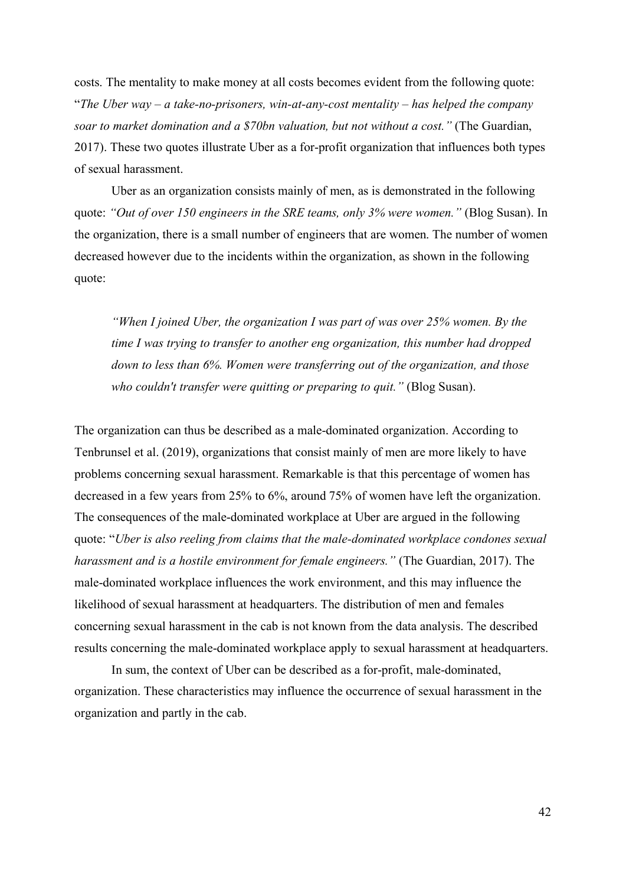costs. The mentality to make money at all costs becomes evident from the following quote: "*The Uber way – a take-no-prisoners, win-at-any-cost mentality – has helped the company soar to market domination and a $70bn valuation, but not without a cost."* (The Guardian, 2017). These two quotes illustrate Uber as a for-profit organization that influences both types of sexual harassment.

Uber as an organization consists mainly of men, as is demonstrated in the following quote: *"Out of over 150 engineers in the SRE teams, only 3% were women."* (Blog Susan). In the organization, there is a small number of engineers that are women. The number of women decreased however due to the incidents within the organization, as shown in the following quote:

> *"When I joined Uber, the organization I was part of was over 25% women. By the time I was trying to transfer to another eng organization, this number had dropped down to less than 6%. Women were transferring out of the organization, and those who couldn't transfer were quitting or preparing to quit."* (Blog Susan).

The organization can thus be described as a male-dominated organization. According to Tenbrunsel et al. (2019), organizations that consist mainly of men are more likely to have problems concerning sexual harassment. Remarkable is that this percentage of women has decreased in a few years from 25% to 6%, around 75% of women have left the organization. The consequences of the male-dominated workplace at Uber are argued in the following quote: "*Uber is also reeling from claims that the male-dominated workplace condones sexual harassment and is a hostile environment for female engineers."* (The Guardian, 2017). The male-dominated workplace influences the work environment, and this may influence the likelihood of sexual harassment at headquarters. The distribution of men and females concerning sexual harassment in the cab is not known from the data analysis. The described results concerning the male-dominated workplace apply to sexual harassment at headquarters.

In sum, the context of Uber can be described as a for-profit, male-dominated, organization. These characteristics may influence the occurrence of sexual harassment in the organization and partly in the cab.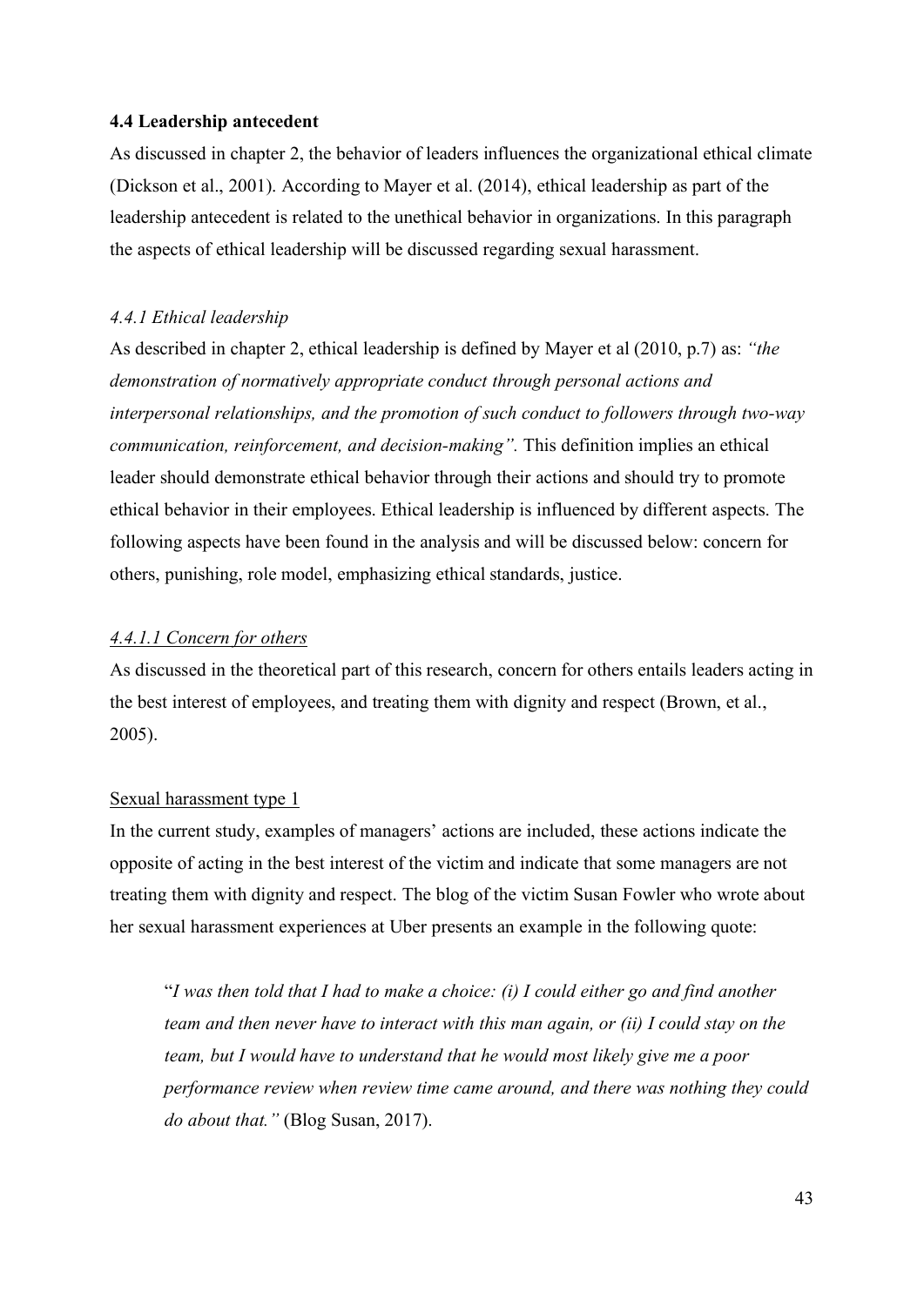### 4.4 Leadership antecedent

As discussed in chapter 2, the behavior of leaders influences the organizational ethical climate (Dickson et al., 2001). According to Mayer et al. (2014), ethical leadership as part of the leadership antecedent is related to the unethical behavior in organizations. In this paragraph the aspects of ethical leadership will be discussed regarding sexual harassment.

#### *4.4.1 Ethical leadership*

As described in chapter 2, ethical leadership is defined by Mayer et al (2010, p.7) as: *"the demonstration of normatively appropriate conduct through personal actions and interpersonal relationships, and the promotion of such conduct to followers through two-way communication, reinforcement, and decision-making".* This definition implies an ethical leader should demonstrate ethical behavior through their actions and should try to promote ethical behavior in their employees. Ethical leadership is influenced by different aspects. The following aspects have been found in the analysis and will be discussed below: concern for others, punishing, role model, emphasizing ethical standards, justice.

##### *4.4.1.1 Concern for others*

As discussed in the theoretical part of this research, concern for others entails leaders acting in the best interest of employees, and treating them with dignity and respect (Brown, et al., 2005).

Sexual harassment type 1

In the current study, examples of managers' actions are included, these actions indicate the opposite of acting in the best interest of the victim and indicate that some managers are not treating them with dignity and respect. The blog of the victim Susan Fowler who wrote about her sexual harassment experiences at Uber presents an example in the following quote:

> "*I was then told that I had to make a choice: (i) I could either go and find another team and then never have to interact with this man again, or (ii) I could stay on the team, but I would have to understand that he would most likely give me a poor performance review when review time came around, and there was nothing they could do about that."* (Blog Susan, 2017).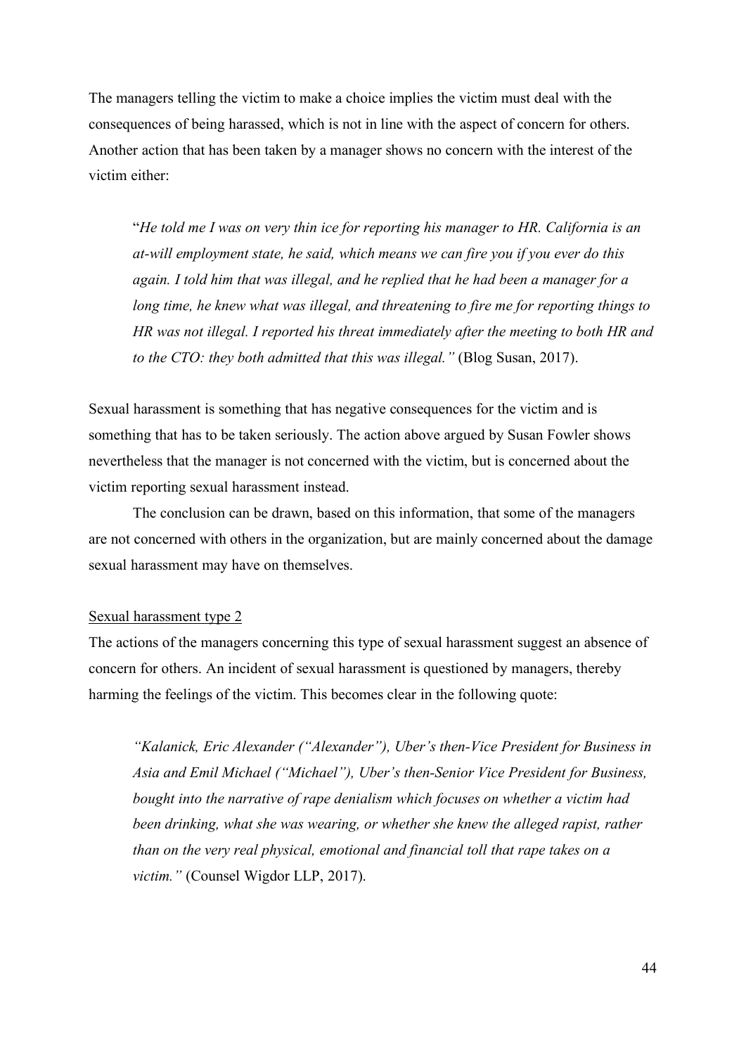The managers telling the victim to make a choice implies the victim must deal with the consequences of being harassed, which is not in line with the aspect of concern for others. Another action that has been taken by a manager shows no concern with the interest of the victim either:

> "*He told me I was on very thin ice for reporting his manager to HR. California is an at-will employment state, he said, which means we can fire you if you ever do this again. I told him that was illegal, and he replied that he had been a manager for a long time, he knew what was illegal, and threatening to fire me for reporting things to HR was not illegal. I reported his threat immediately after the meeting to both HR and to the CTO: they both admitted that this was illegal.*" (Blog Susan, 2017).

Sexual harassment is something that has negative consequences for the victim and is something that has to be taken seriously. The action above argued by Susan Fowler shows nevertheless that the manager is not concerned with the victim, but is concerned about the victim reporting sexual harassment instead.

The conclusion can be drawn, based on this information, that some of the managers are not concerned with others in the organization, but are mainly concerned about the damage sexual harassment may have on themselves.

<u>Sexual harassment type 2</u>

The actions of the managers concerning this type of sexual harassment suggest an absence of concern for others. An incident of sexual harassment is questioned by managers, thereby harming the feelings of the victim. This becomes clear in the following quote:

> *"Kalanick, Eric Alexander ("Alexander"), Uber's then-Vice President for Business in Asia and Emil Michael ("Michael"), Uber's then-Senior Vice President for Business, bought into the narrative of rape denialism which focuses on whether a victim had been drinking, what she was wearing, or whether she knew the alleged rapist, rather than on the very real physical, emotional and financial toll that rape takes on a victim."* (Counsel Wigdor LLP, 2017).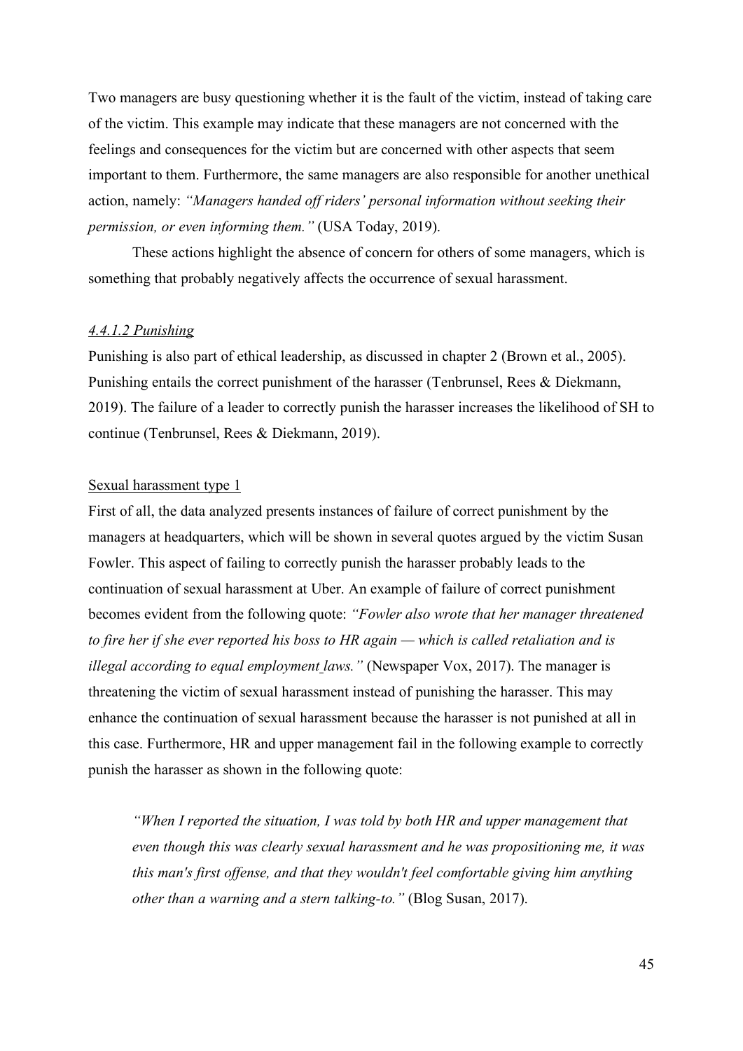Two managers are busy questioning whether it is the fault of the victim, instead of taking care of the victim. This example may indicate that these managers are not concerned with the feelings and consequences for the victim but are concerned with other aspects that seem important to them. Furthermore, the same managers are also responsible for another unethical action, namely: *"Managers handed off riders' personal information without seeking their permission, or even informing them."* (USA Today, 2019).

These actions highlight the absence of concern for others of some managers, which is something that probably negatively affects the occurrence of sexual harassment.

#### *4.4.1.2 Punishing*

Punishing is also part of ethical leadership, as discussed in chapter 2 (Brown et al., 2005). Punishing entails the correct punishment of the harasser (Tenbrunsel, Rees & Diekmann, 2019). The failure of a leader to correctly punish the harasser increases the likelihood of SH to continue (Tenbrunsel, Rees & Diekmann, 2019).

##### Sexual harassment type 1

First of all, the data analyzed presents instances of failure of correct punishment by the managers at headquarters, which will be shown in several quotes argued by the victim Susan Fowler. This aspect of failing to correctly punish the harasser probably leads to the continuation of sexual harassment at Uber. An example of failure of correct punishment becomes evident from the following quote: *"Fowler also wrote that her manager threatened to fire her if she ever reported his boss to HR again — which is called retaliation and is illegal according to equal employment laws."* (Newspaper Vox, 2017). The manager is threatening the victim of sexual harassment instead of punishing the harasser. This may enhance the continuation of sexual harassment because the harasser is not punished at all in this case. Furthermore, HR and upper management fail in the following example to correctly punish the harasser as shown in the following quote:

> *"When I reported the situation, I was told by both HR and upper management that even though this was clearly sexual harassment and he was propositioning me, it was this man's first offense, and that they wouldn't feel comfortable giving him anything other than a warning and a stern talking-to."* (Blog Susan, 2017).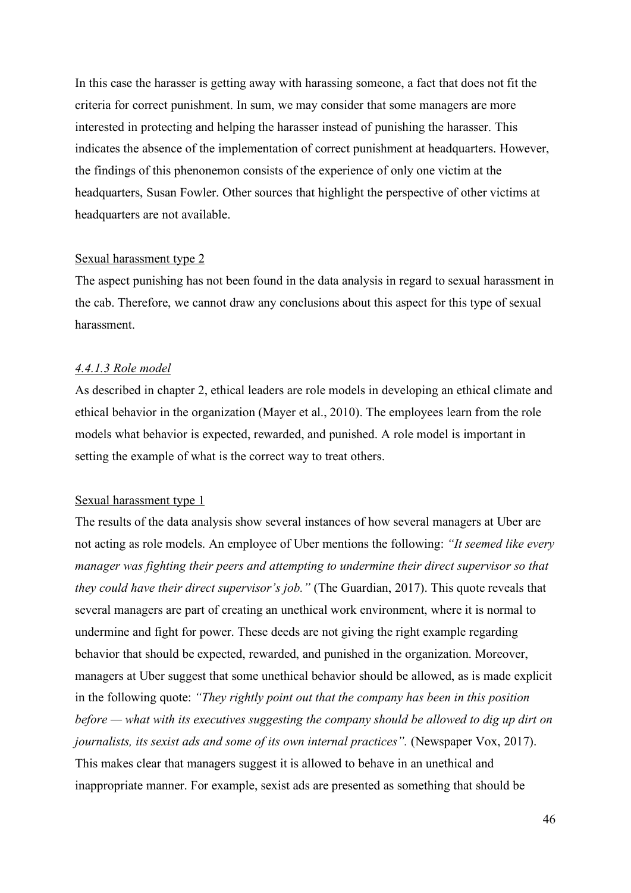In this case the harasser is getting away with harassing someone, a fact that does not fit the criteria for correct punishment. In sum, we may consider that some managers are more interested in protecting and helping the harasser instead of punishing the harasser. This indicates the absence of the implementation of correct punishment at headquarters. However, the findings of this phenonemon consists of the experience of only one victim at the headquarters, Susan Fowler. Other sources that highlight the perspective of other victims at headquarters are not available.

Sexual harassment type 2

The aspect punishing has not been found in the data analysis in regard to sexual harassment in the cab. Therefore, we cannot draw any conclusions about this aspect for this type of sexual harassment.

#### *4.4.1.3 Role model*

As described in chapter 2, ethical leaders are role models in developing an ethical climate and ethical behavior in the organization (Mayer et al., 2010). The employees learn from the role models what behavior is expected, rewarded, and punished. A role model is important in setting the example of what is the correct way to treat others.

Sexual harassment type 1

The results of the data analysis show several instances of how several managers at Uber are not acting as role models. An employee of Uber mentions the following: *"It seemed like every manager was fighting their peers and attempting to undermine their direct supervisor so that they could have their direct supervisor's job."* (The Guardian, 2017). This quote reveals that several managers are part of creating an unethical work environment, where it is normal to undermine and fight for power. These deeds are not giving the right example regarding behavior that should be expected, rewarded, and punished in the organization. Moreover, managers at Uber suggest that some unethical behavior should be allowed, as is made explicit in the following quote: *"They rightly point out that the company has been in this position before — what with its executives suggesting the company should be allowed to dig up dirt on journalists, its sexist ads and some of its own internal practices".* (Newspaper Vox, 2017). This makes clear that managers suggest it is allowed to behave in an unethical and inappropriate manner. For example, sexist ads are presented as something that should be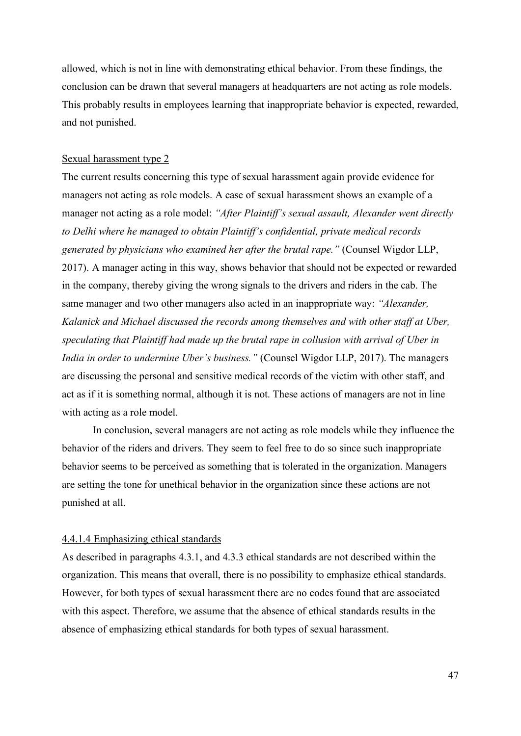allowed, which is not in line with demonstrating ethical behavior. From these findings, the conclusion can be drawn that several managers at headquarters are not acting as role models. This probably results in employees learning that inappropriate behavior is expected, rewarded, and not punished.

Sexual harassment type 2

The current results concerning this type of sexual harassment again provide evidence for managers not acting as role models. A case of sexual harassment shows an example of a manager not acting as a role model: *"After Plaintiff's sexual assault, Alexander went directly to Delhi where he managed to obtain Plaintiff's confidential, private medical records generated by physicians who examined her after the brutal rape."* (Counsel Wigdor LLP, 2017). A manager acting in this way, shows behavior that should not be expected or rewarded in the company, thereby giving the wrong signals to the drivers and riders in the cab. The same manager and two other managers also acted in an inappropriate way: *"Alexander, Kalanick and Michael discussed the records among themselves and with other staff at Uber, speculating that Plaintiff had made up the brutal rape in collusion with arrival of Uber in India in order to undermine Uber's business."* (Counsel Wigdor LLP, 2017). The managers are discussing the personal and sensitive medical records of the victim with other staff, and act as if it is something normal, although it is not. These actions of managers are not in line with acting as a role model.

In conclusion, several managers are not acting as role models while they influence the behavior of the riders and drivers. They seem to feel free to do so since such inappropriate behavior seems to be perceived as something that is tolerated in the organization. Managers are setting the tone for unethical behavior in the organization since these actions are not punished at all.

#### 4.4.1.4 Emphasizing ethical standards

As described in paragraphs 4.3.1, and 4.3.3 ethical standards are not described within the organization. This means that overall, there is no possibility to emphasize ethical standards. However, for both types of sexual harassment there are no codes found that are associated with this aspect. Therefore, we assume that the absence of ethical standards results in the absence of emphasizing ethical standards for both types of sexual harassment.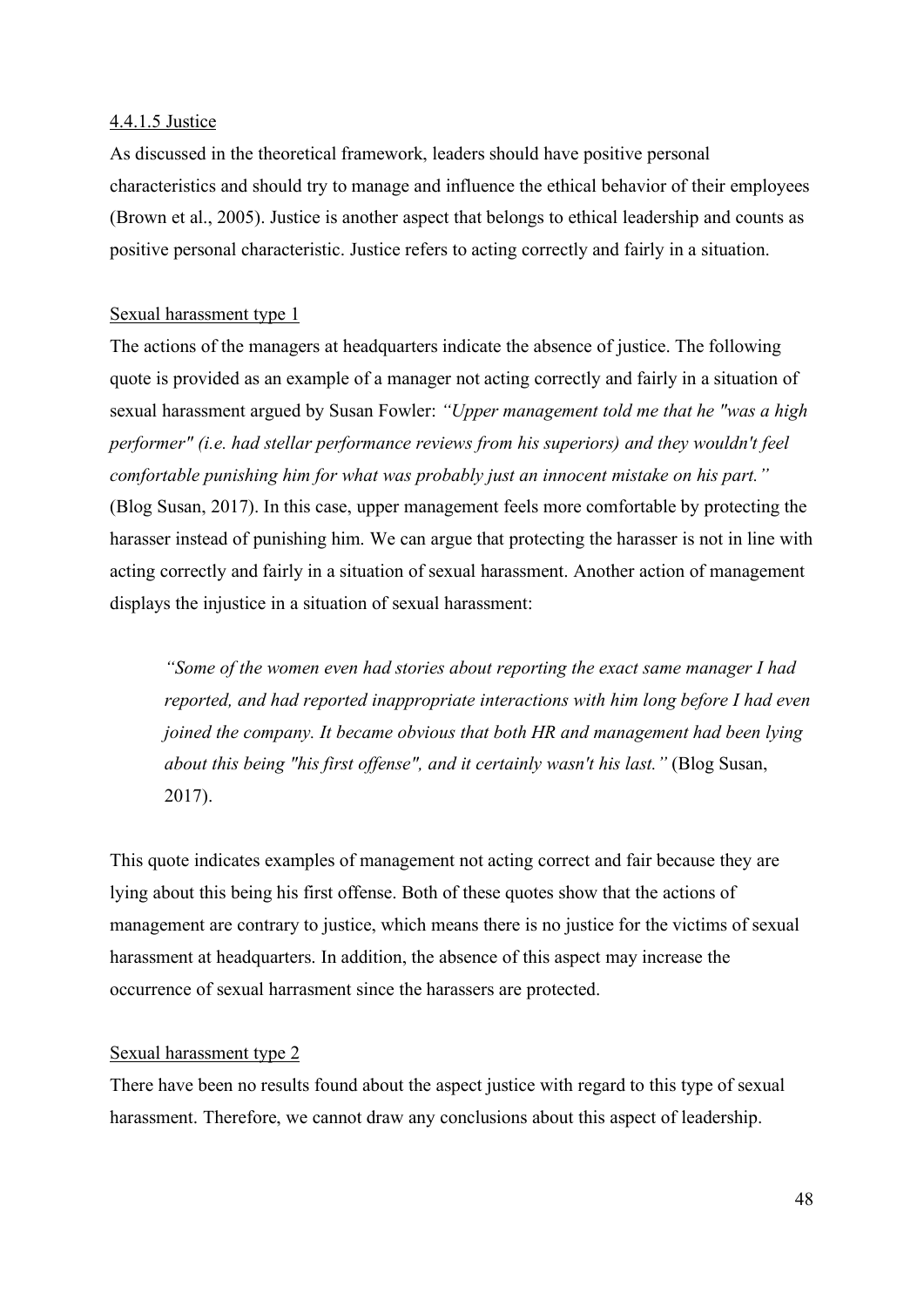#### 4.4.1.5 Justice

As discussed in the theoretical framework, leaders should have positive personal characteristics and should try to manage and influence the ethical behavior of their employees (Brown et al., 2005). Justice is another aspect that belongs to ethical leadership and counts as positive personal characteristic. Justice refers to acting correctly and fairly in a situation.

Sexual harassment type 1

The actions of the managers at headquarters indicate the absence of justice. The following quote is provided as an example of a manager not acting correctly and fairly in a situation of sexual harassment argued by Susan Fowler: *"Upper management told me that he "was a high performer" (i.e. had stellar performance reviews from his superiors) and they wouldn't feel comfortable punishing him for what was probably just an innocent mistake on his part."* (Blog Susan, 2017). In this case, upper management feels more comfortable by protecting the harasser instead of punishing him. We can argue that protecting the harasser is not in line with acting correctly and fairly in a situation of sexual harassment. Another action of management displays the injustice in a situation of sexual harassment:

> *"Some of the women even had stories about reporting the exact same manager I had reported, and had reported inappropriate interactions with him long before I had even joined the company. It became obvious that both HR and management had been lying about this being "his first offense", and it certainly wasn't his last."* (Blog Susan, 2017).

This quote indicates examples of management not acting correct and fair because they are lying about this being his first offense. Both of these quotes show that the actions of management are contrary to justice, which means there is no justice for the victims of sexual harassment at headquarters. In addition, the absence of this aspect may increase the occurrence of sexual harrasment since the harassers are protected.

Sexual harassment type 2

There have been no results found about the aspect justice with regard to this type of sexual harassment. Therefore, we cannot draw any conclusions about this aspect of leadership.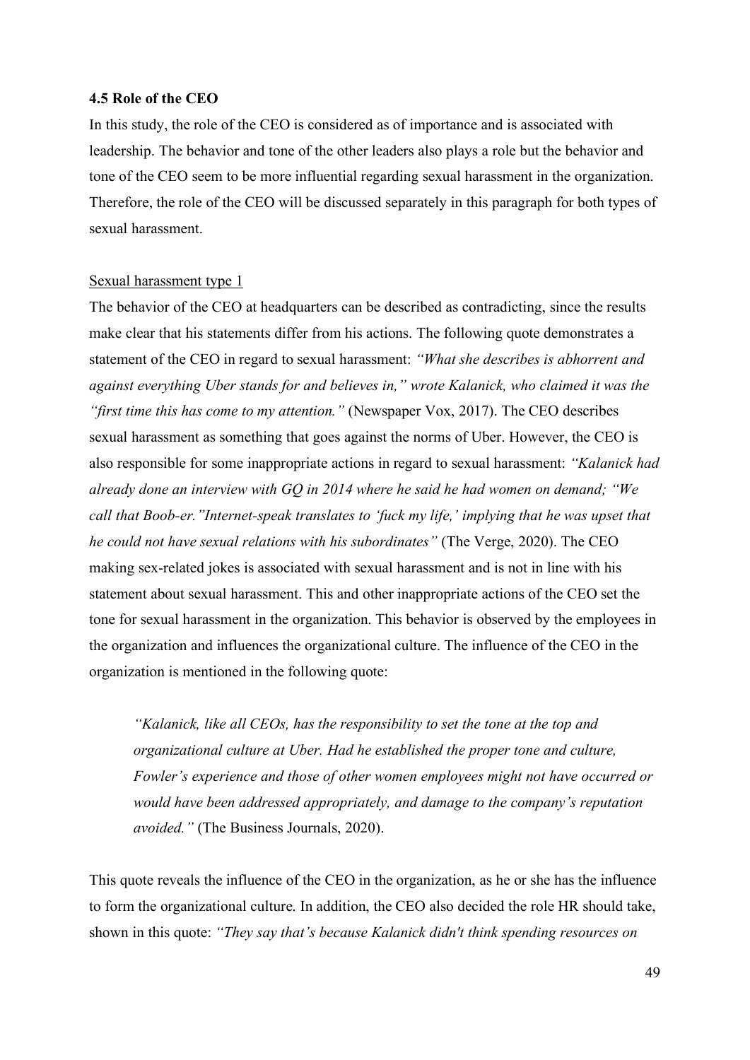### 4.5 Role of the CEO

In this study, the role of the CEO is considered as of importance and is associated with leadership. The behavior and tone of the other leaders also plays a role but the behavior and tone of the CEO seem to be more influential regarding sexual harassment in the organization. Therefore, the role of the CEO will be discussed separately in this paragraph for both types of sexual harassment.

Sexual harassment type 1

The behavior of the CEO at headquarters can be described as contradicting, since the results make clear that his statements differ from his actions. The following quote demonstrates a statement of the CEO in regard to sexual harassment: *"What she describes is abhorrent and against everything Uber stands for and believes in," wrote Kalanick, who claimed it was the "first time this has come to my attention."* (Newspaper Vox, 2017). The CEO describes sexual harassment as something that goes against the norms of Uber. However, the CEO is also responsible for some inappropriate actions in regard to sexual harassment: *"Kalanick had already done an interview with GQ in 2014 where he said he had women on demand; "We call that Boob-er."Internet-speak translates to 'fuck my life,' implying that he was upset that he could not have sexual relations with his subordinates"* (The Verge, 2020). The CEO making sex-related jokes is associated with sexual harassment and is not in line with his statement about sexual harassment. This and other inappropriate actions of the CEO set the tone for sexual harassment in the organization. This behavior is observed by the employees in the organization and influences the organizational culture. The influence of the CEO in the organization is mentioned in the following quote:

> *"Kalanick, like all CEOs, has the responsibility to set the tone at the top and organizational culture at Uber. Had he established the proper tone and culture, Fowler's experience and those of other women employees might not have occurred or would have been addressed appropriately, and damage to the company's reputation avoided."* (The Business Journals, 2020).

This quote reveals the influence of the CEO in the organization, as he or she has the influence to form the organizational culture. In addition, the CEO also decided the role HR should take, shown in this quote: *"They say that's because Kalanick didn't think spending resources on*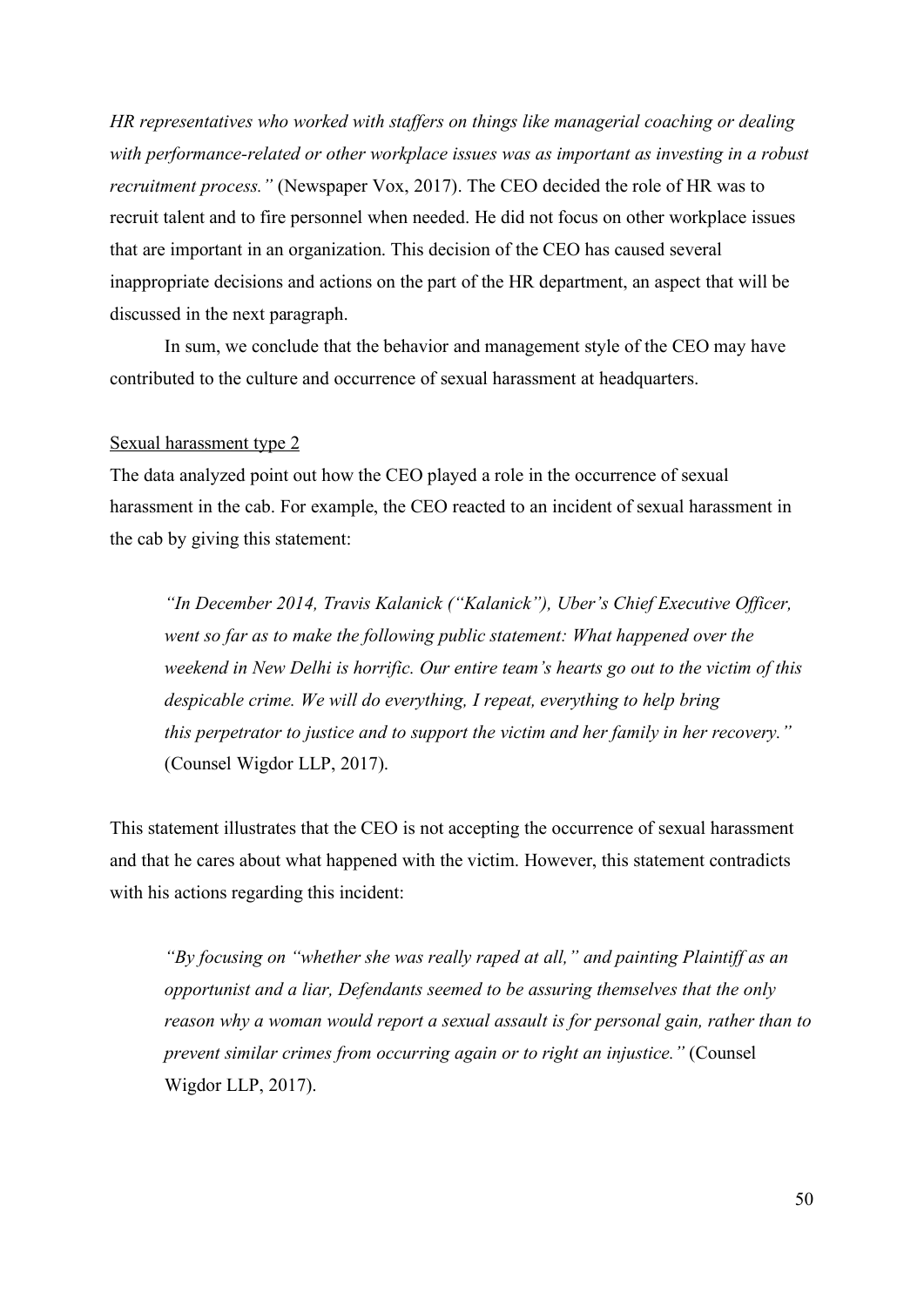*HR representatives who worked with staffers on things like managerial coaching or dealing with performance-related or other workplace issues was as important as investing in a robust recruitment process."* (Newspaper Vox, 2017). The CEO decided the role of HR was to recruit talent and to fire personnel when needed. He did not focus on other workplace issues that are important in an organization. This decision of the CEO has caused several inappropriate decisions and actions on the part of the HR department, an aspect that will be discussed in the next paragraph.

In sum, we conclude that the behavior and management style of the CEO may have contributed to the culture and occurrence of sexual harassment at headquarters.

<u>Sexual harassment type 2</u>

The data analyzed point out how the CEO played a role in the occurrence of sexual harassment in the cab. For example, the CEO reacted to an incident of sexual harassment in the cab by giving this statement:

> *"In December 2014, Travis Kalanick ("Kalanick"), Uber's Chief Executive Officer, went so far as to make the following public statement: What happened over the weekend in New Delhi is horrific. Our entire team's hearts go out to the victim of this despicable crime. We will do everything, I repeat, everything to help bring this perpetrator to justice and to support the victim and her family in her recovery."* (Counsel Wigdor LLP, 2017).

This statement illustrates that the CEO is not accepting the occurrence of sexual harassment and that he cares about what happened with the victim. However, this statement contradicts with his actions regarding this incident:

> *"By focusing on "whether she was really raped at all," and painting Plaintiff as an opportunist and a liar, Defendants seemed to be assuring themselves that the only reason why a woman would report a sexual assault is for personal gain, rather than to prevent similar crimes from occurring again or to right an injustice."* (Counsel Wigdor LLP, 2017).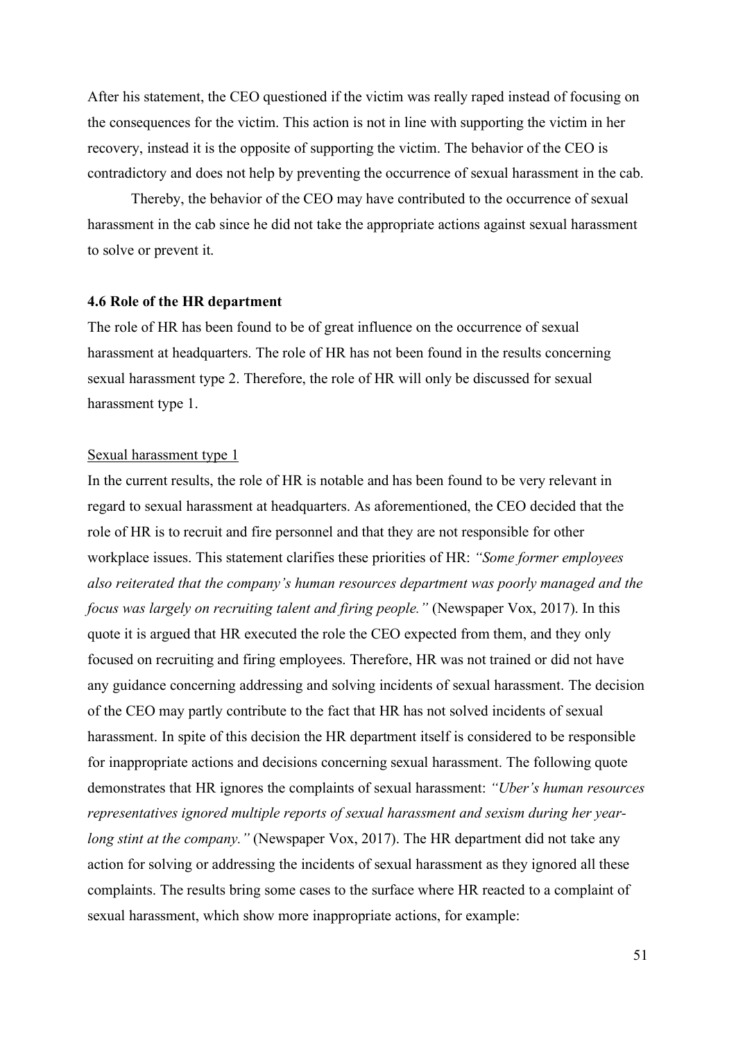After his statement, the CEO questioned if the victim was really raped instead of focusing on the consequences for the victim. This action is not in line with supporting the victim in her recovery, instead it is the opposite of supporting the victim. The behavior of the CEO is contradictory and does not help by preventing the occurrence of sexual harassment in the cab.

Thereby, the behavior of the CEO may have contributed to the occurrence of sexual harassment in the cab since he did not take the appropriate actions against sexual harassment to solve or prevent it.

### 4.6 Role of the HR department

The role of HR has been found to be of great influence on the occurrence of sexual harassment at headquarters. The role of HR has not been found in the results concerning sexual harassment type 2. Therefore, the role of HR will only be discussed for sexual harassment type 1.

<u>Sexual harassment type 1</u>

In the current results, the role of HR is notable and has been found to be very relevant in regard to sexual harassment at headquarters. As aforementioned, the CEO decided that the role of HR is to recruit and fire personnel and that they are not responsible for other workplace issues. This statement clarifies these priorities of HR: *"Some former employees also reiterated that the company's human resources department was poorly managed and the focus was largely on recruiting talent and firing people."* (Newspaper Vox, 2017). In this quote it is argued that HR executed the role the CEO expected from them, and they only focused on recruiting and firing employees. Therefore, HR was not trained or did not have any guidance concerning addressing and solving incidents of sexual harassment. The decision of the CEO may partly contribute to the fact that HR has not solved incidents of sexual harassment. In spite of this decision the HR department itself is considered to be responsible for inappropriate actions and decisions concerning sexual harassment. The following quote demonstrates that HR ignores the complaints of sexual harassment: *"Uber's human resources representatives ignored multiple reports of sexual harassment and sexism during her year-long stint at the company."* (Newspaper Vox, 2017). The HR department did not take any action for solving or addressing the incidents of sexual harassment as they ignored all these complaints. The results bring some cases to the surface where HR reacted to a complaint of sexual harassment, which show more inappropriate actions, for example: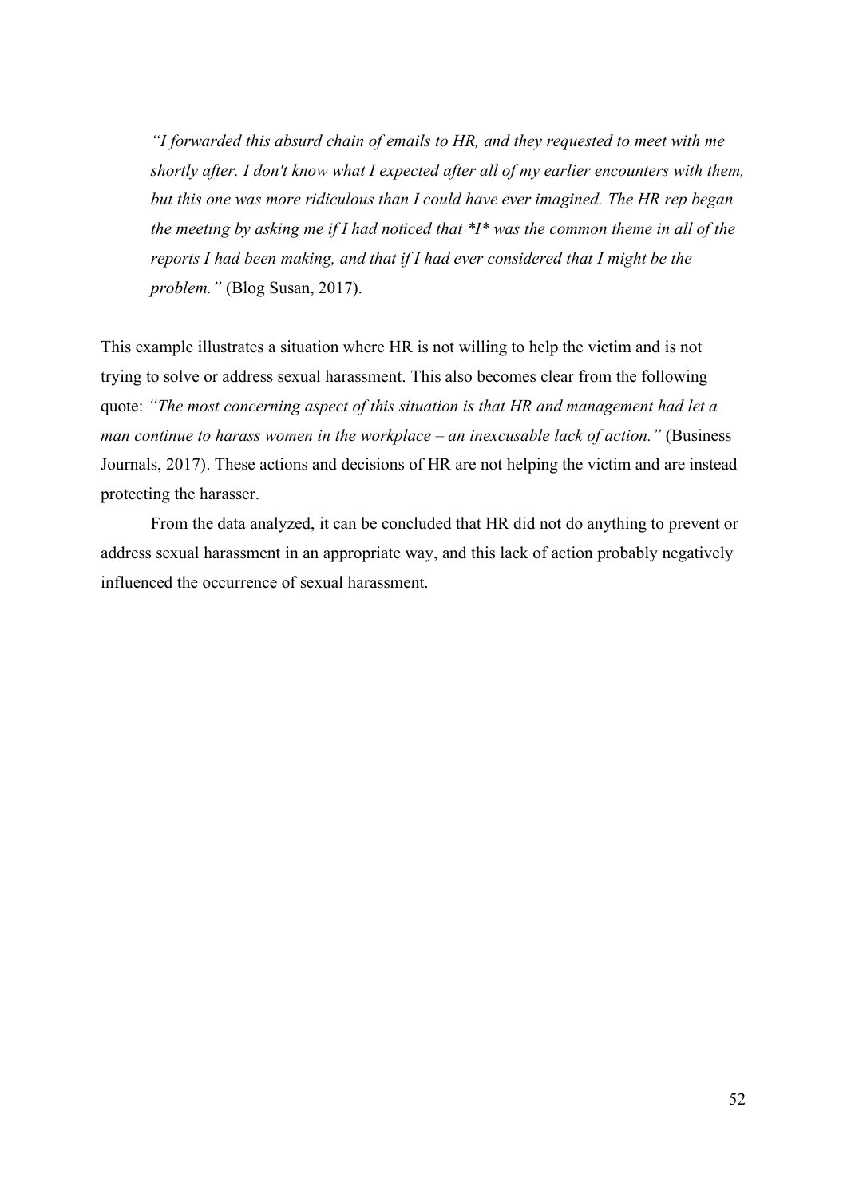> *"I forwarded this absurd chain of emails to HR, and they requested to meet with me shortly after. I don't know what I expected after all of my earlier encounters with them, but this one was more ridiculous than I could have ever imagined. The HR rep began the meeting by asking me if I had noticed that *I* was the common theme in all of the reports I had been making, and that if I had ever considered that I might be the problem."* (Blog Susan, 2017).

This example illustrates a situation where HR is not willing to help the victim and is not trying to solve or address sexual harassment. This also becomes clear from the following quote: *"The most concerning aspect of this situation is that HR and management had let a man continue to harass women in the workplace – an inexcusable lack of action."* (Business Journals, 2017). These actions and decisions of HR are not helping the victim and are instead protecting the harasser.

From the data analyzed, it can be concluded that HR did not do anything to prevent or address sexual harassment in an appropriate way, and this lack of action probably negatively influenced the occurrence of sexual harassment.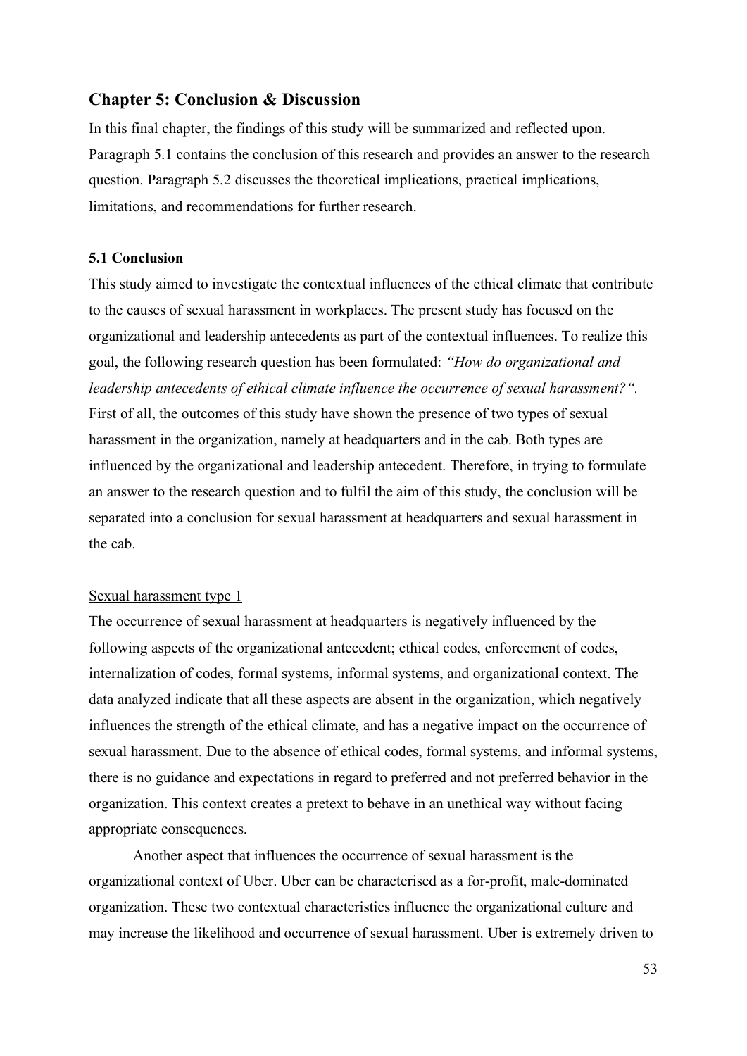## Chapter 5: Conclusion & Discussion

In this final chapter, the findings of this study will be summarized and reflected upon. Paragraph 5.1 contains the conclusion of this research and provides an answer to the research question. Paragraph 5.2 discusses the theoretical implications, practical implications, limitations, and recommendations for further research.

### 5.1 Conclusion

This study aimed to investigate the contextual influences of the ethical climate that contribute to the causes of sexual harassment in workplaces. The present study has focused on the organizational and leadership antecedents as part of the contextual influences. To realize this goal, the following research question has been formulated: *"How do organizational and leadership antecedents of ethical climate influence the occurrence of sexual harassment?"*. First of all, the outcomes of this study have shown the presence of two types of sexual harassment in the organization, namely at headquarters and in the cab. Both types are influenced by the organizational and leadership antecedent. Therefore, in trying to formulate an answer to the research question and to fulfil the aim of this study, the conclusion will be separated into a conclusion for sexual harassment at headquarters and sexual harassment in the cab.

<u>Sexual harassment type 1</u>

The occurrence of sexual harassment at headquarters is negatively influenced by the following aspects of the organizational antecedent; ethical codes, enforcement of codes, internalization of codes, formal systems, informal systems, and organizational context. The data analyzed indicate that all these aspects are absent in the organization, which negatively influences the strength of the ethical climate, and has a negative impact on the occurrence of sexual harassment. Due to the absence of ethical codes, formal systems, and informal systems, there is no guidance and expectations in regard to preferred and not preferred behavior in the organization. This context creates a pretext to behave in an unethical way without facing appropriate consequences.

Another aspect that influences the occurrence of sexual harassment is the organizational context of Uber. Uber can be characterised as a for-profit, male-dominated organization. These two contextual characteristics influence the organizational culture and may increase the likelihood and occurrence of sexual harassment. Uber is extremely driven to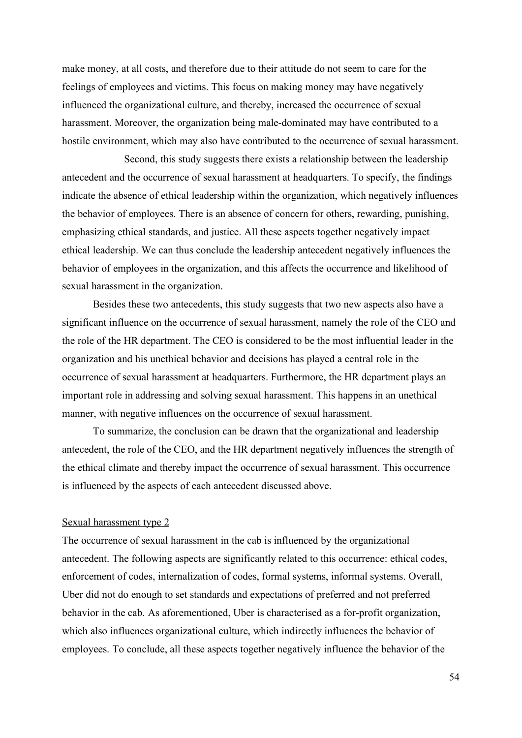make money, at all costs, and therefore due to their attitude do not seem to care for the feelings of employees and victims. This focus on making money may have negatively influenced the organizational culture, and thereby, increased the occurrence of sexual harassment. Moreover, the organization being male-dominated may have contributed to a hostile environment, which may also have contributed to the occurrence of sexual harassment.

Second, this study suggests there exists a relationship between the leadership antecedent and the occurrence of sexual harassment at headquarters. To specify, the findings indicate the absence of ethical leadership within the organization, which negatively influences the behavior of employees. There is an absence of concern for others, rewarding, punishing, emphasizing ethical standards, and justice. All these aspects together negatively impact ethical leadership. We can thus conclude the leadership antecedent negatively influences the behavior of employees in the organization, and this affects the occurrence and likelihood of sexual harassment in the organization.

Besides these two antecedents, this study suggests that two new aspects also have a significant influence on the occurrence of sexual harassment, namely the role of the CEO and the role of the HR department. The CEO is considered to be the most influential leader in the organization and his unethical behavior and decisions has played a central role in the occurrence of sexual harassment at headquarters. Furthermore, the HR department plays an important role in addressing and solving sexual harassment. This happens in an unethical manner, with negative influences on the occurrence of sexual harassment.

To summarize, the conclusion can be drawn that the organizational and leadership antecedent, the role of the CEO, and the HR department negatively influences the strength of the ethical climate and thereby impact the occurrence of sexual harassment. This occurrence is influenced by the aspects of each antecedent discussed above.

<u>Sexual harassment type 2</u>

The occurrence of sexual harassment in the cab is influenced by the organizational antecedent. The following aspects are significantly related to this occurrence: ethical codes, enforcement of codes, internalization of codes, formal systems, informal systems. Overall, Uber did not do enough to set standards and expectations of preferred and not preferred behavior in the cab. As aforementioned, Uber is characterised as a for-profit organization, which also influences organizational culture, which indirectly influences the behavior of employees. To conclude, all these aspects together negatively influence the behavior of the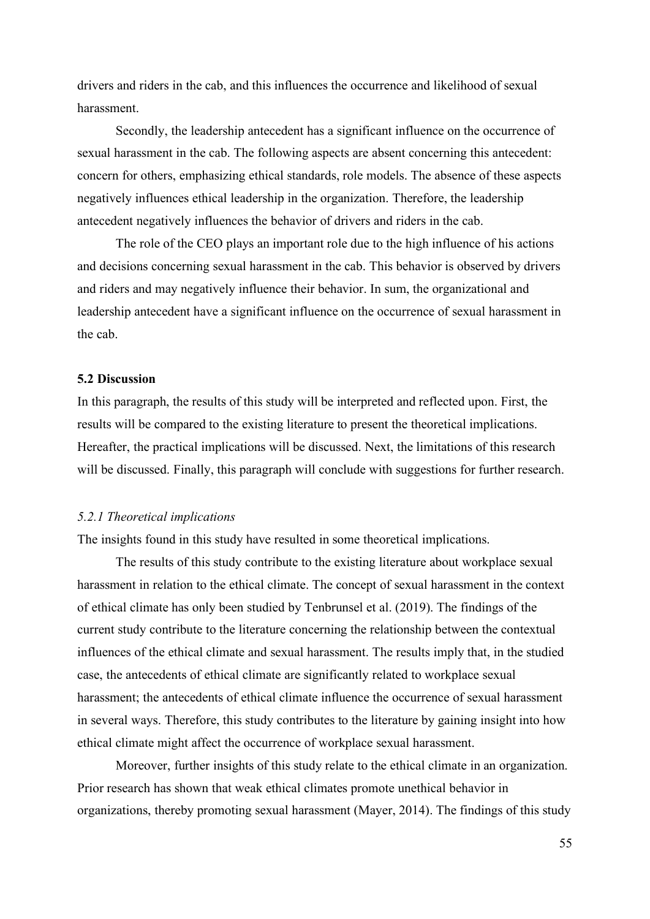drivers and riders in the cab, and this influences the occurrence and likelihood of sexual harassment.

Secondly, the leadership antecedent has a significant influence on the occurrence of sexual harassment in the cab. The following aspects are absent concerning this antecedent: concern for others, emphasizing ethical standards, role models. The absence of these aspects negatively influences ethical leadership in the organization. Therefore, the leadership antecedent negatively influences the behavior of drivers and riders in the cab.

The role of the CEO plays an important role due to the high influence of his actions and decisions concerning sexual harassment in the cab. This behavior is observed by drivers and riders and may negatively influence their behavior. In sum, the organizational and leadership antecedent have a significant influence on the occurrence of sexual harassment in the cab.

### 5.2 Discussion

In this paragraph, the results of this study will be interpreted and reflected upon. First, the results will be compared to the existing literature to present the theoretical implications. Hereafter, the practical implications will be discussed. Next, the limitations of this research will be discussed. Finally, this paragraph will conclude with suggestions for further research.

#### *5.2.1 Theoretical implications*

The insights found in this study have resulted in some theoretical implications.

The results of this study contribute to the existing literature about workplace sexual harassment in relation to the ethical climate. The concept of sexual harassment in the context of ethical climate has only been studied by Tenbrunsel et al. (2019). The findings of the current study contribute to the literature concerning the relationship between the contextual influences of the ethical climate and sexual harassment. The results imply that, in the studied case, the antecedents of ethical climate are significantly related to workplace sexual harassment; the antecedents of ethical climate influence the occurrence of sexual harassment in several ways. Therefore, this study contributes to the literature by gaining insight into how ethical climate might affect the occurrence of workplace sexual harassment.

Moreover, further insights of this study relate to the ethical climate in an organization. Prior research has shown that weak ethical climates promote unethical behavior in organizations, thereby promoting sexual harassment (Mayer, 2014). The findings of this study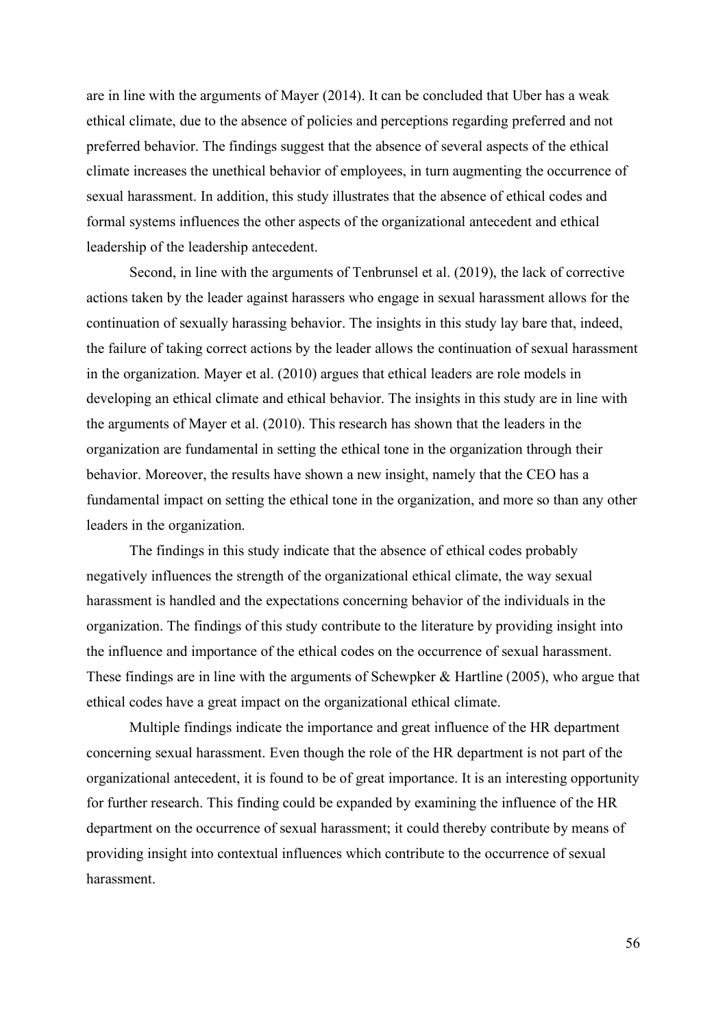are in line with the arguments of Mayer (2014). It can be concluded that Uber has a weak ethical climate, due to the absence of policies and perceptions regarding preferred and not preferred behavior. The findings suggest that the absence of several aspects of the ethical climate increases the unethical behavior of employees, in turn augmenting the occurrence of sexual harassment. In addition, this study illustrates that the absence of ethical codes and formal systems influences the other aspects of the organizational antecedent and ethical leadership of the leadership antecedent.

Second, in line with the arguments of Tenbrunsel et al. (2019), the lack of corrective actions taken by the leader against harassers who engage in sexual harassment allows for the continuation of sexually harassing behavior. The insights in this study lay bare that, indeed, the failure of taking correct actions by the leader allows the continuation of sexual harassment in the organization. Mayer et al. (2010) argues that ethical leaders are role models in developing an ethical climate and ethical behavior. The insights in this study are in line with the arguments of Mayer et al. (2010). This research has shown that the leaders in the organization are fundamental in setting the ethical tone in the organization through their behavior. Moreover, the results have shown a new insight, namely that the CEO has a fundamental impact on setting the ethical tone in the organization, and more so than any other leaders in the organization.

The findings in this study indicate that the absence of ethical codes probably negatively influences the strength of the organizational ethical climate, the way sexual harassment is handled and the expectations concerning behavior of the individuals in the organization. The findings of this study contribute to the literature by providing insight into the influence and importance of the ethical codes on the occurrence of sexual harassment. These findings are in line with the arguments of Schewpker & Hartline (2005), who argue that ethical codes have a great impact on the organizational ethical climate.

Multiple findings indicate the importance and great influence of the HR department concerning sexual harassment. Even though the role of the HR department is not part of the organizational antecedent, it is found to be of great importance. It is an interesting opportunity for further research. This finding could be expanded by examining the influence of the HR department on the occurrence of sexual harassment; it could thereby contribute by means of providing insight into contextual influences which contribute to the occurrence of sexual harassment.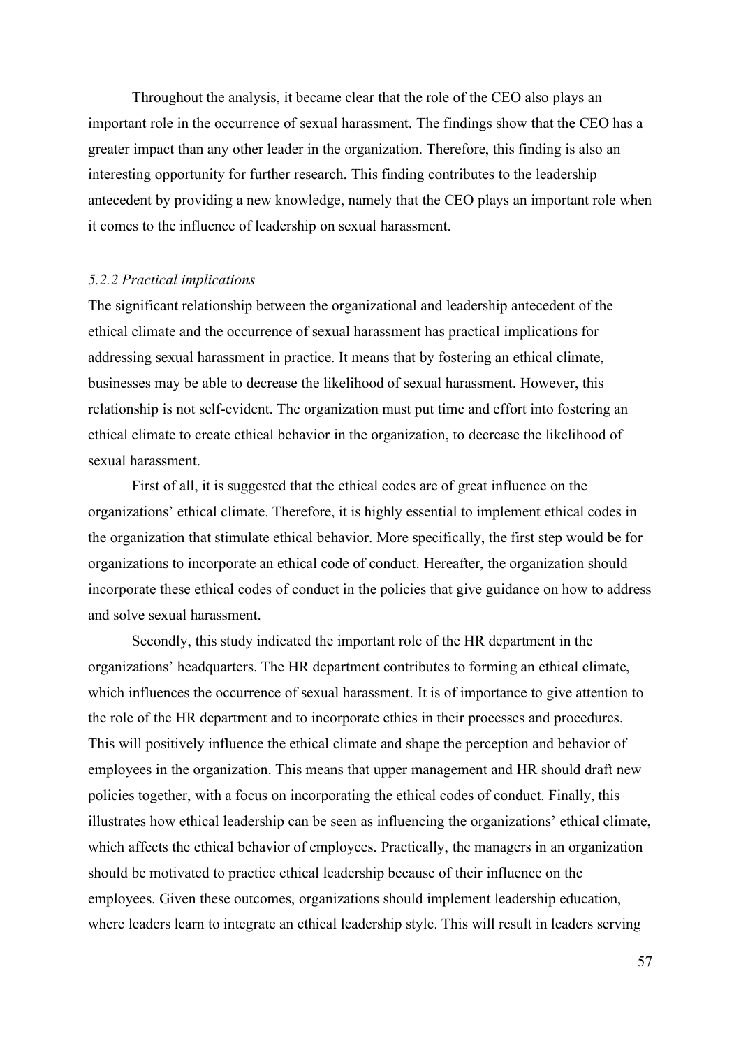Throughout the analysis, it became clear that the role of the CEO also plays an important role in the occurrence of sexual harassment. The findings show that the CEO has a greater impact than any other leader in the organization. Therefore, this finding is also an interesting opportunity for further research. This finding contributes to the leadership antecedent by providing a new knowledge, namely that the CEO plays an important role when it comes to the influence of leadership on sexual harassment.

### *5.2.2 Practical implications*

The significant relationship between the organizational and leadership antecedent of the ethical climate and the occurrence of sexual harassment has practical implications for addressing sexual harassment in practice. It means that by fostering an ethical climate, businesses may be able to decrease the likelihood of sexual harassment. However, this relationship is not self-evident. The organization must put time and effort into fostering an ethical climate to create ethical behavior in the organization, to decrease the likelihood of sexual harassment.

First of all, it is suggested that the ethical codes are of great influence on the organizations' ethical climate. Therefore, it is highly essential to implement ethical codes in the organization that stimulate ethical behavior. More specifically, the first step would be for organizations to incorporate an ethical code of conduct. Hereafter, the organization should incorporate these ethical codes of conduct in the policies that give guidance on how to address and solve sexual harassment.

Secondly, this study indicated the important role of the HR department in the organizations' headquarters. The HR department contributes to forming an ethical climate, which influences the occurrence of sexual harassment. It is of importance to give attention to the role of the HR department and to incorporate ethics in their processes and procedures. This will positively influence the ethical climate and shape the perception and behavior of employees in the organization. This means that upper management and HR should draft new policies together, with a focus on incorporating the ethical codes of conduct. Finally, this illustrates how ethical leadership can be seen as influencing the organizations' ethical climate, which affects the ethical behavior of employees. Practically, the managers in an organization should be motivated to practice ethical leadership because of their influence on the employees. Given these outcomes, organizations should implement leadership education, where leaders learn to integrate an ethical leadership style. This will result in leaders serving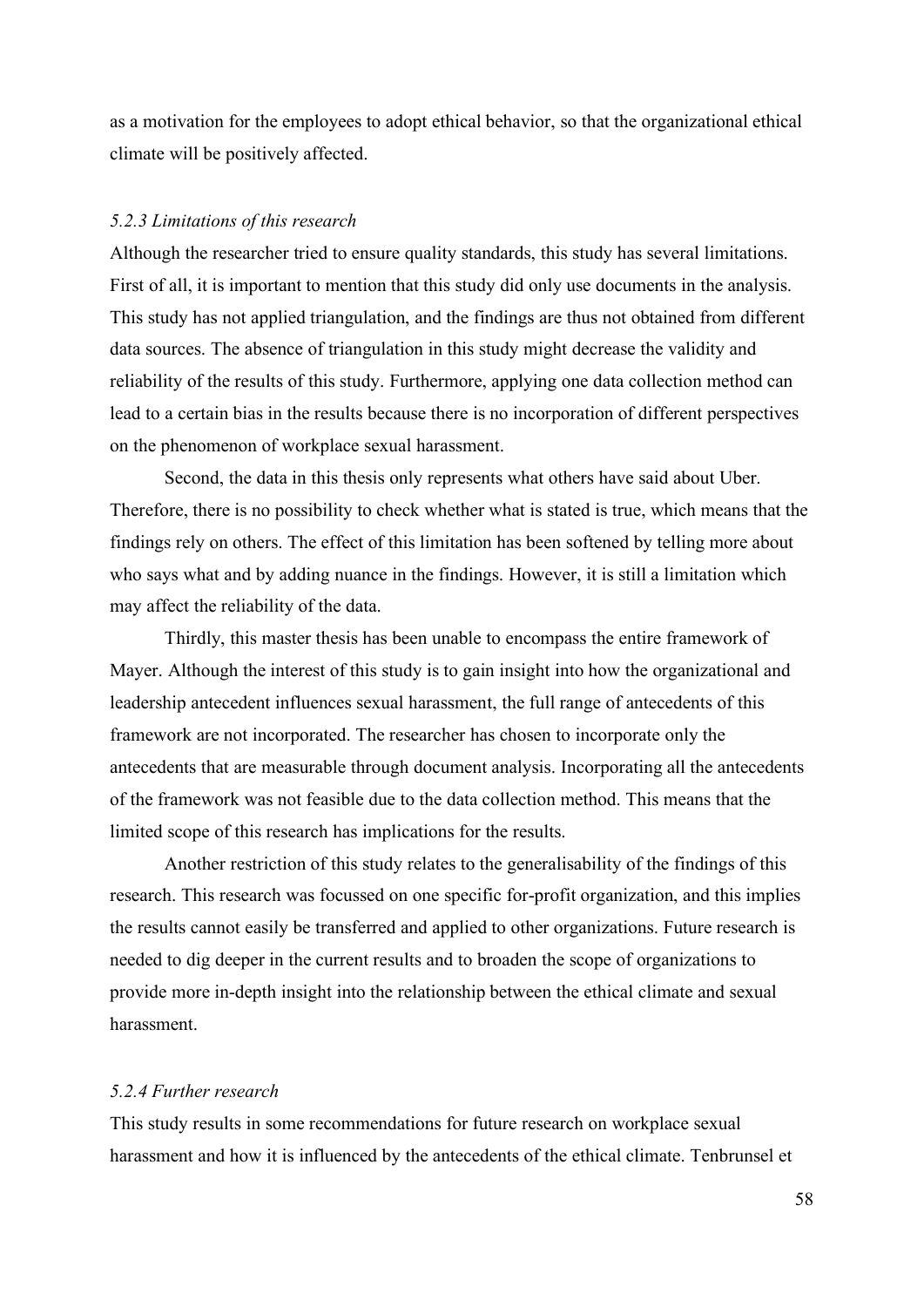as a motivation for the employees to adopt ethical behavior, so that the organizational ethical climate will be positively affected.

### *5.2.3 Limitations of this research*

Although the researcher tried to ensure quality standards, this study has several limitations. First of all, it is important to mention that this study did only use documents in the analysis. This study has not applied triangulation, and the findings are thus not obtained from different data sources. The absence of triangulation in this study might decrease the validity and reliability of the results of this study. Furthermore, applying one data collection method can lead to a certain bias in the results because there is no incorporation of different perspectives on the phenomenon of workplace sexual harassment.

Second, the data in this thesis only represents what others have said about Uber. Therefore, there is no possibility to check whether what is stated is true, which means that the findings rely on others. The effect of this limitation has been softened by telling more about who says what and by adding nuance in the findings. However, it is still a limitation which may affect the reliability of the data.

Thirdly, this master thesis has been unable to encompass the entire framework of Mayer. Although the interest of this study is to gain insight into how the organizational and leadership antecedent influences sexual harassment, the full range of antecedents of this framework are not incorporated. The researcher has chosen to incorporate only the antecedents that are measurable through document analysis. Incorporating all the antecedents of the framework was not feasible due to the data collection method. This means that the limited scope of this research has implications for the results.

Another restriction of this study relates to the generalisability of the findings of this research. This research was focussed on one specific for-profit organization, and this implies the results cannot easily be transferred and applied to other organizations. Future research is needed to dig deeper in the current results and to broaden the scope of organizations to provide more in-depth insight into the relationship between the ethical climate and sexual harassment.

### *5.2.4 Further research*

This study results in some recommendations for future research on workplace sexual harassment and how it is influenced by the antecedents of the ethical climate. Tenbrunsel et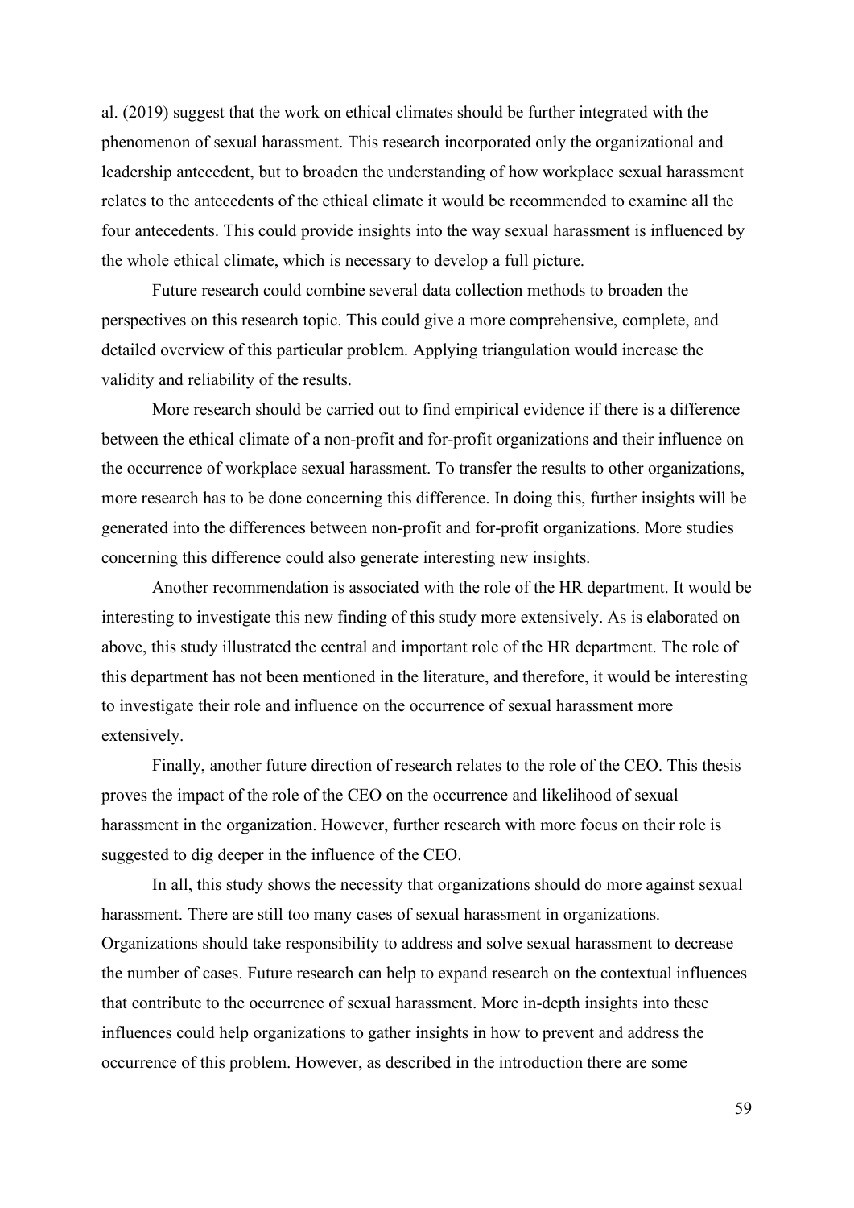al. (2019) suggest that the work on ethical climates should be further integrated with the phenomenon of sexual harassment. This research incorporated only the organizational and leadership antecedent, but to broaden the understanding of how workplace sexual harassment relates to the antecedents of the ethical climate it would be recommended to examine all the four antecedents. This could provide insights into the way sexual harassment is influenced by the whole ethical climate, which is necessary to develop a full picture.

Future research could combine several data collection methods to broaden the perspectives on this research topic. This could give a more comprehensive, complete, and detailed overview of this particular problem. Applying triangulation would increase the validity and reliability of the results.

More research should be carried out to find empirical evidence if there is a difference between the ethical climate of a non-profit and for-profit organizations and their influence on the occurrence of workplace sexual harassment. To transfer the results to other organizations, more research has to be done concerning this difference. In doing this, further insights will be generated into the differences between non-profit and for-profit organizations. More studies concerning this difference could also generate interesting new insights.

Another recommendation is associated with the role of the HR department. It would be interesting to investigate this new finding of this study more extensively. As is elaborated on above, this study illustrated the central and important role of the HR department. The role of this department has not been mentioned in the literature, and therefore, it would be interesting to investigate their role and influence on the occurrence of sexual harassment more extensively.

Finally, another future direction of research relates to the role of the CEO. This thesis proves the impact of the role of the CEO on the occurrence and likelihood of sexual harassment in the organization. However, further research with more focus on their role is suggested to dig deeper in the influence of the CEO.

In all, this study shows the necessity that organizations should do more against sexual harassment. There are still too many cases of sexual harassment in organizations. Organizations should take responsibility to address and solve sexual harassment to decrease the number of cases. Future research can help to expand research on the contextual influences that contribute to the occurrence of sexual harassment. More in-depth insights into these influences could help organizations to gather insights in how to prevent and address the occurrence of this problem. However, as described in the introduction there are some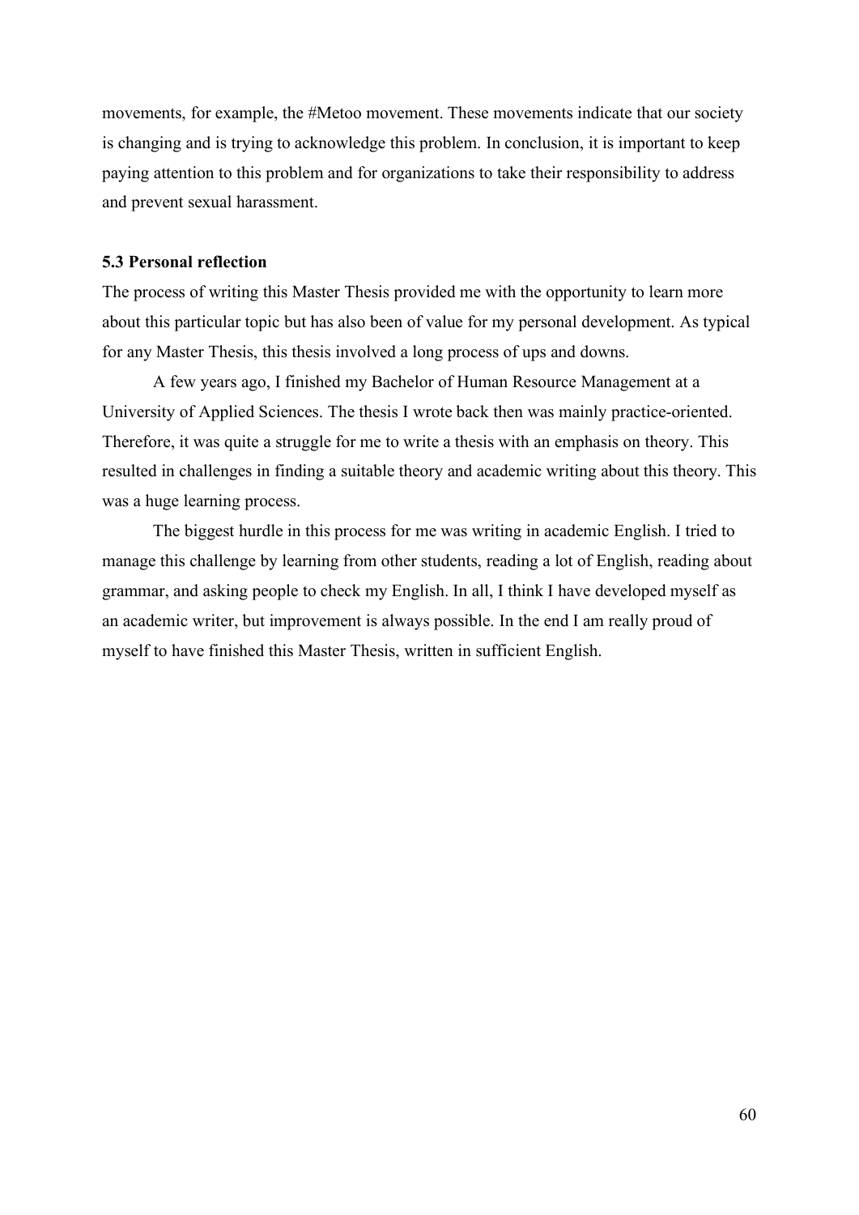movements, for example, the #Metoo movement. These movements indicate that our society is changing and is trying to acknowledge this problem. In conclusion, it is important to keep paying attention to this problem and for organizations to take their responsibility to address and prevent sexual harassment.

### 5.3 Personal reflection

The process of writing this Master Thesis provided me with the opportunity to learn more about this particular topic but has also been of value for my personal development. As typical for any Master Thesis, this thesis involved a long process of ups and downs.

A few years ago, I finished my Bachelor of Human Resource Management at a University of Applied Sciences. The thesis I wrote back then was mainly practice-oriented. Therefore, it was quite a struggle for me to write a thesis with an emphasis on theory. This resulted in challenges in finding a suitable theory and academic writing about this theory. This was a huge learning process.

The biggest hurdle in this process for me was writing in academic English. I tried to manage this challenge by learning from other students, reading a lot of English, reading about grammar, and asking people to check my English. In all, I think I have developed myself as an academic writer, but improvement is always possible. In the end I am really proud of myself to have finished this Master Thesis, written in sufficient English.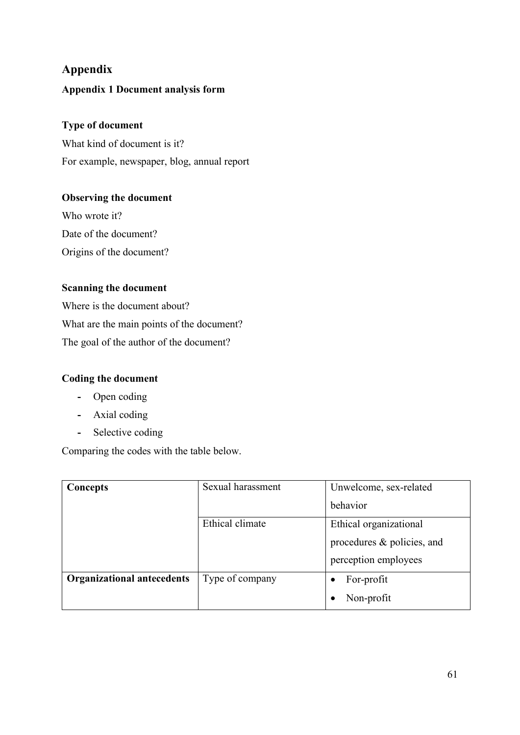# Appendix

## Appendix 1 Document analysis form

**Type of document**

What kind of document is it?

For example, newspaper, blog, annual report

**Observing the document**

Who wrote it?

Date of the document?

Origins of the document?

**Scanning the document**

Where is the document about?

What are the main points of the document?

The goal of the author of the document?

**Coding the document**

- Open coding
- Axial coding
- Selective coding

Comparing the codes with the table below.

| | | |
|---|---|---|
| **Concepts** | Sexual harassment | Unwelcome, sex-related behavior |
| | Ethical climate | Ethical organizational procedures & policies, and perception employees |
| **Organizational antecedents** | Type of company | • For-profit<br>• Non-profit |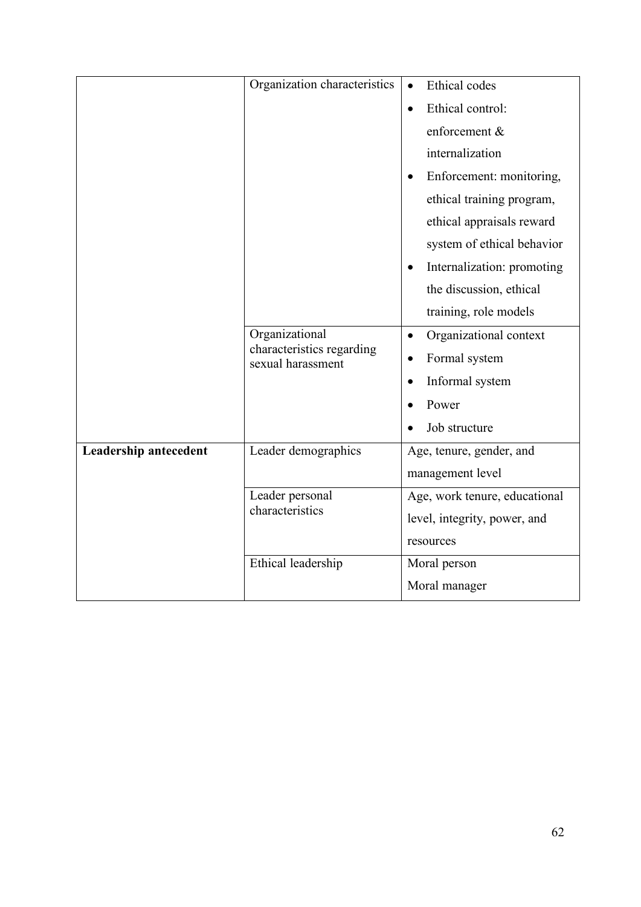| | | |
|---|---|---|
| | Organization characteristics | • Ethical codes<br>• Ethical control: enforcement & internalization<br>• Enforcement: monitoring, ethical training program, ethical appraisals reward system of ethical behavior<br>• Internalization: promoting the discussion, ethical training, role models |
| | Organizational characteristics regarding sexual harassment | • Organizational context<br>• Formal system<br>• Informal system<br>• Power<br>• Job structure |
| **Leadership antecedent** | Leader demographics | Age, tenure, gender, and management level |
| | Leader personal characteristics | Age, work tenure, educational level, integrity, power, and resources |
| | Ethical leadership | Moral person<br>Moral manager |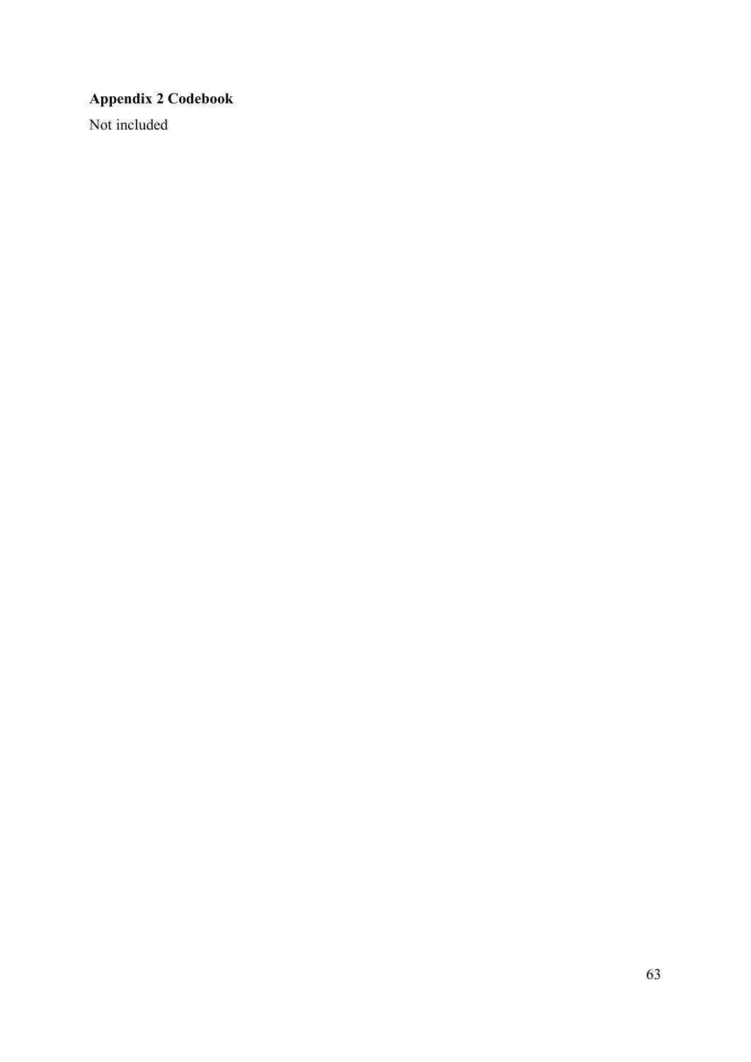## Appendix 2 Codebook

Not included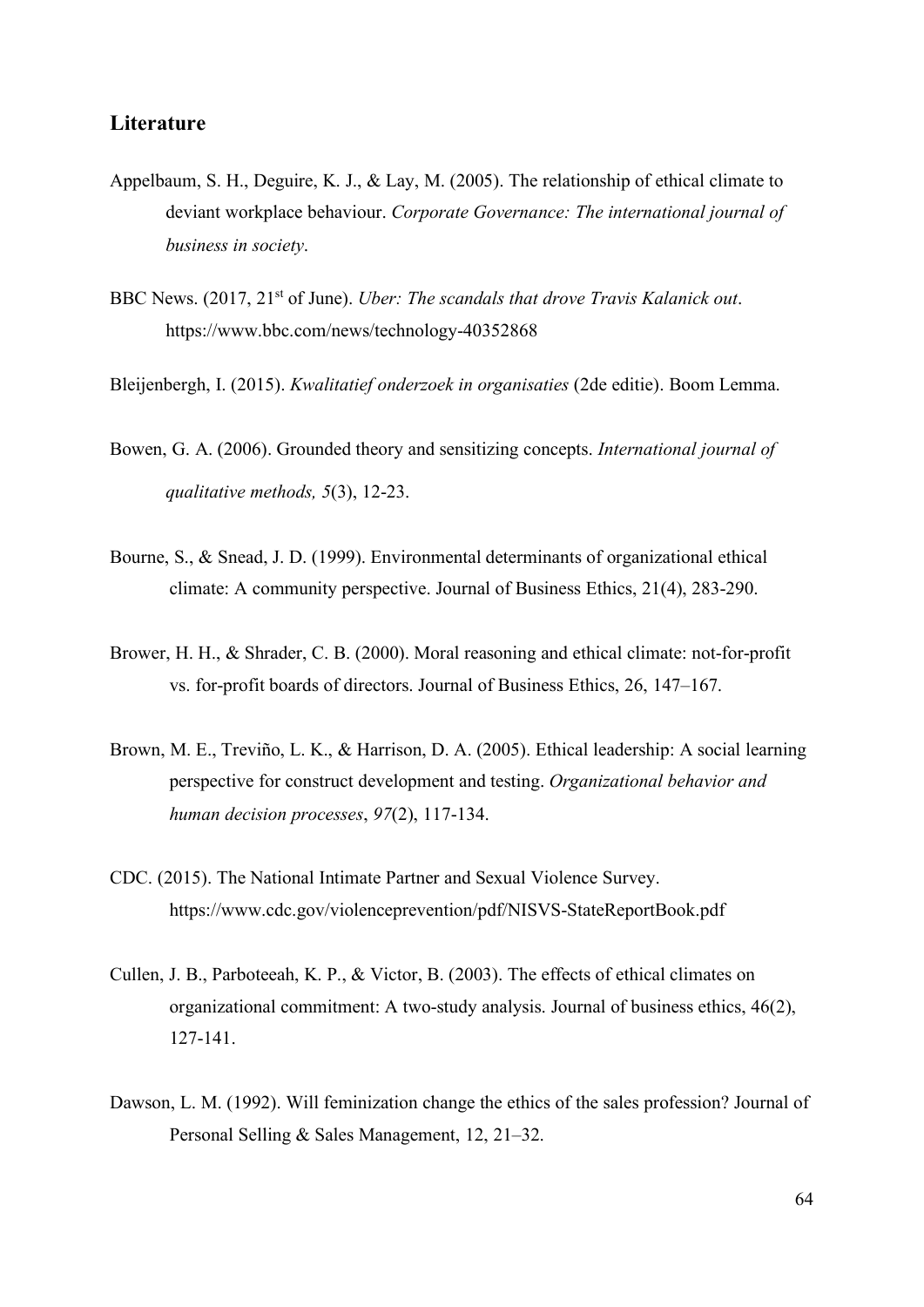## Literature

Appelbaum, S. H., Deguire, K. J., & Lay, M. (2005). The relationship of ethical climate to deviant workplace behaviour. *Corporate Governance: The international journal of business in society*.

BBC News. (2017, 21st of June). *Uber: The scandals that drove Travis Kalanick out*. https://www.bbc.com/news/technology-40352868

Bleijenbergh, I. (2015). *Kwalitatief onderzoek in organisaties* (2de editie). Boom Lemma.

Bowen, G. A. (2006). Grounded theory and sensitizing concepts. *International journal of qualitative methods, 5*(3), 12-23.

Bourne, S., & Snead, J. D. (1999). Environmental determinants of organizational ethical climate: A community perspective. Journal of Business Ethics, 21(4), 283-290.

Brower, H. H., & Shrader, C. B. (2000). Moral reasoning and ethical climate: not-for-profit vs. for-profit boards of directors. Journal of Business Ethics, 26, 147–167.

Brown, M. E., Treviño, L. K., & Harrison, D. A. (2005). Ethical leadership: A social learning perspective for construct development and testing. *Organizational behavior and human decision processes*, *97*(2), 117-134.

CDC. (2015). The National Intimate Partner and Sexual Violence Survey. https://www.cdc.gov/violenceprevention/pdf/NISVS-StateReportBook.pdf

Cullen, J. B., Parboteeah, K. P., & Victor, B. (2003). The effects of ethical climates on organizational commitment: A two-study analysis. Journal of business ethics, 46(2), 127-141.

Dawson, L. M. (1992). Will feminization change the ethics of the sales profession? Journal of Personal Selling & Sales Management, 12, 21–32.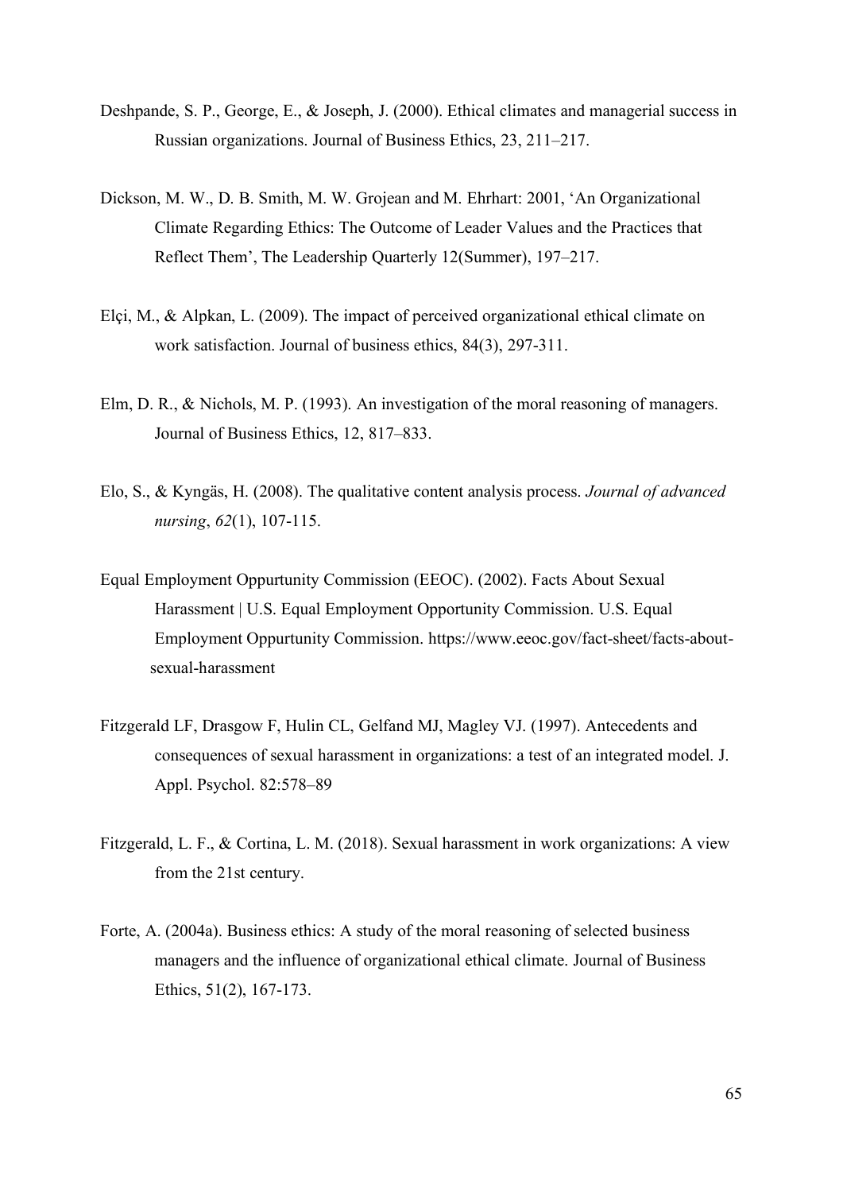Deshpande, S. P., George, E., & Joseph, J. (2000). Ethical climates and managerial success in Russian organizations. Journal of Business Ethics, 23, 211–217.

Dickson, M. W., D. B. Smith, M. W. Grojean and M. Ehrhart: 2001, 'An Organizational Climate Regarding Ethics: The Outcome of Leader Values and the Practices that Reflect Them', The Leadership Quarterly 12(Summer), 197–217.

Elçi, M., & Alpkan, L. (2009). The impact of perceived organizational ethical climate on work satisfaction. Journal of business ethics, 84(3), 297-311.

Elm, D. R., & Nichols, M. P. (1993). An investigation of the moral reasoning of managers. Journal of Business Ethics, 12, 817–833.

Elo, S., & Kyngäs, H. (2008). The qualitative content analysis process. *Journal of advanced nursing*, *62*(1), 107-115.

Equal Employment Oppurtunity Commission (EEOC). (2002). Facts About Sexual Harassment | U.S. Equal Employment Opportunity Commission. U.S. Equal Employment Oppurtunity Commission. https://www.eeoc.gov/fact-sheet/facts-about-sexual-harassment

Fitzgerald LF, Drasgow F, Hulin CL, Gelfand MJ, Magley VJ. (1997). Antecedents and consequences of sexual harassment in organizations: a test of an integrated model. J. Appl. Psychol. 82:578–89

Fitzgerald, L. F., & Cortina, L. M. (2018). Sexual harassment in work organizations: A view from the 21st century.

Forte, A. (2004a). Business ethics: A study of the moral reasoning of selected business managers and the influence of organizational ethical climate. Journal of Business Ethics, 51(2), 167-173.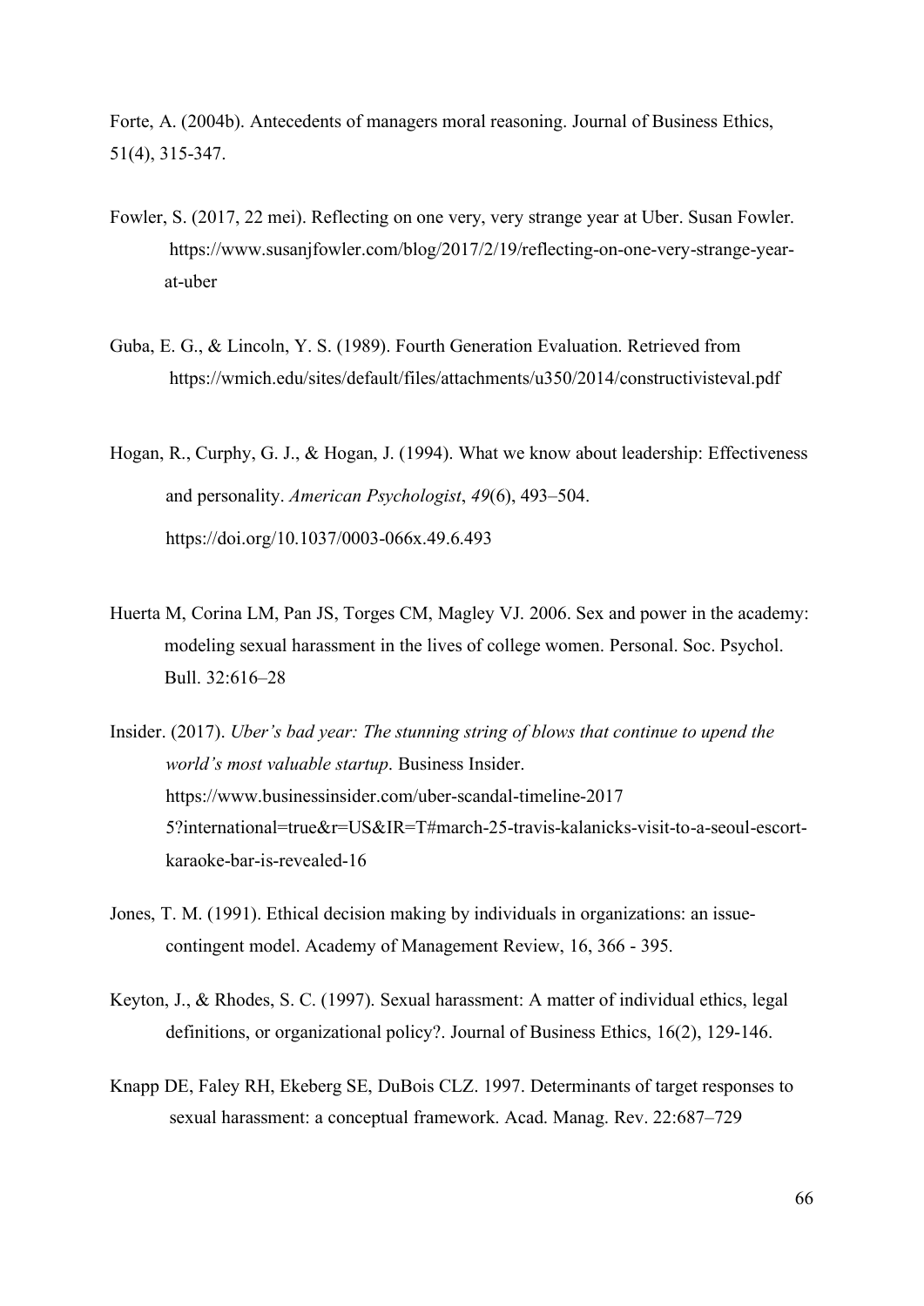Forte, A. (2004b). Antecedents of managers moral reasoning. Journal of Business Ethics, 51(4), 315-347.

Fowler, S. (2017, 22 mei). Reflecting on one very, very strange year at Uber. Susan Fowler. https://www.susanjfowler.com/blog/2017/2/19/reflecting-on-one-very-strange-year-at-uber

Guba, E. G., & Lincoln, Y. S. (1989). Fourth Generation Evaluation. Retrieved from https://wmich.edu/sites/default/files/attachments/u350/2014/constructivisteval.pdf

Hogan, R., Curphy, G. J., & Hogan, J. (1994). What we know about leadership: Effectiveness and personality. *American Psychologist*, *49*(6), 493–504. https://doi.org/10.1037/0003-066x.49.6.493

Huerta M, Corina LM, Pan JS, Torges CM, Magley VJ. 2006. Sex and power in the academy: modeling sexual harassment in the lives of college women. Personal. Soc. Psychol. Bull. 32:616–28

Insider. (2017). *Uber's bad year: The stunning string of blows that continue to upend the world's most valuable startup*. Business Insider. https://www.businessinsider.com/uber-scandal-timeline-2017 5?international=true&r=US&IR=T#march-25-travis-kalanicks-visit-to-a-seoul-escort-karaoke-bar-is-revealed-16

Jones, T. M. (1991). Ethical decision making by individuals in organizations: an issue-contingent model. Academy of Management Review, 16, 366 - 395.

Keyton, J., & Rhodes, S. C. (1997). Sexual harassment: A matter of individual ethics, legal definitions, or organizational policy?. Journal of Business Ethics, 16(2), 129-146.

Knapp DE, Faley RH, Ekeberg SE, DuBois CLZ. 1997. Determinants of target responses to sexual harassment: a conceptual framework. Acad. Manag. Rev. 22:687–729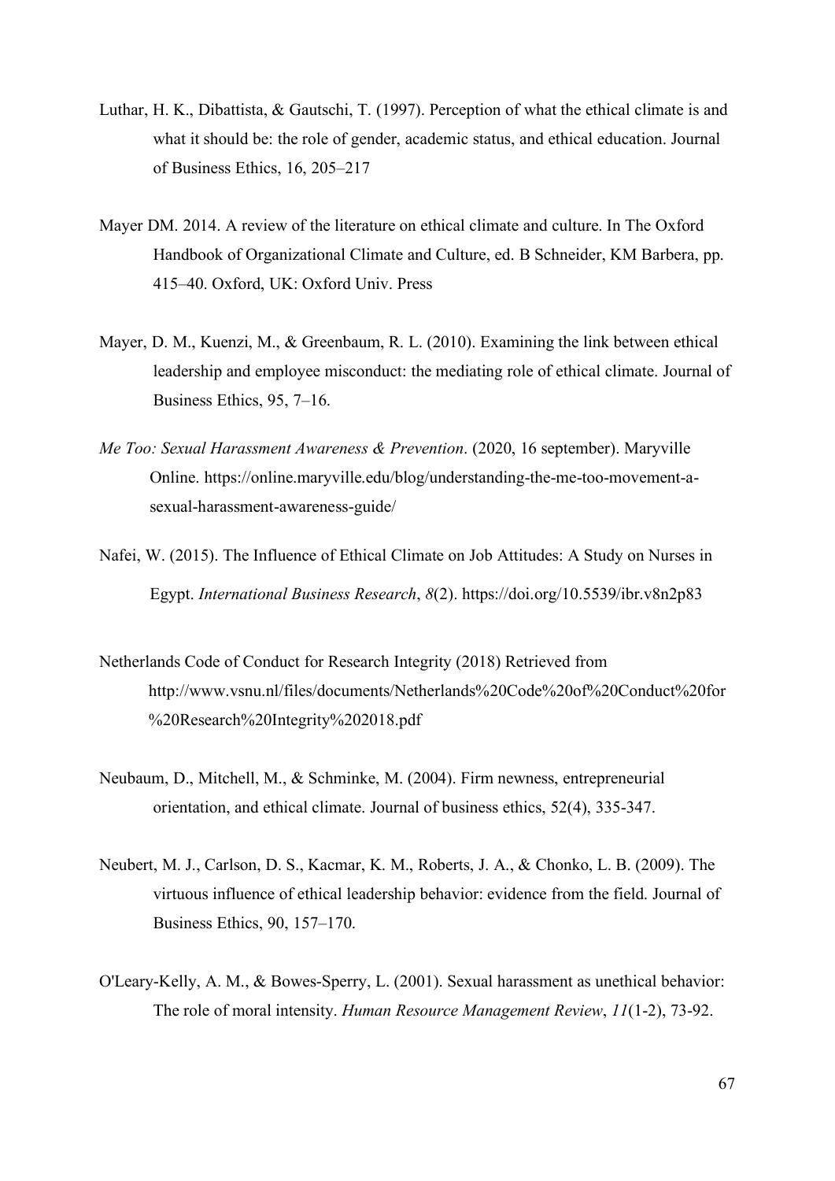Luthar, H. K., Dibattista, & Gautschi, T. (1997). Perception of what the ethical climate is and what it should be: the role of gender, academic status, and ethical education. Journal of Business Ethics, 16, 205–217

Mayer DM. 2014. A review of the literature on ethical climate and culture. In The Oxford Handbook of Organizational Climate and Culture, ed. B Schneider, KM Barbera, pp. 415–40. Oxford, UK: Oxford Univ. Press

Mayer, D. M., Kuenzi, M., & Greenbaum, R. L. (2010). Examining the link between ethical leadership and employee misconduct: the mediating role of ethical climate. Journal of Business Ethics, 95, 7–16.

*Me Too: Sexual Harassment Awareness & Prevention*. (2020, 16 september). Maryville Online. https://online.maryville.edu/blog/understanding-the-me-too-movement-a-sexual-harassment-awareness-guide/

Nafei, W. (2015). The Influence of Ethical Climate on Job Attitudes: A Study on Nurses in Egypt. *International Business Research*, *8*(2). https://doi.org/10.5539/ibr.v8n2p83

Netherlands Code of Conduct for Research Integrity (2018) Retrieved from http://www.vsnu.nl/files/documents/Netherlands%20Code%20of%20Conduct%20for%20Research%20Integrity%202018.pdf

Neubaum, D., Mitchell, M., & Schminke, M. (2004). Firm newness, entrepreneurial orientation, and ethical climate. Journal of business ethics, 52(4), 335-347.

Neubert, M. J., Carlson, D. S., Kacmar, K. M., Roberts, J. A., & Chonko, L. B. (2009). The virtuous influence of ethical leadership behavior: evidence from the field. Journal of Business Ethics, 90, 157–170.

O'Leary-Kelly, A. M., & Bowes-Sperry, L. (2001). Sexual harassment as unethical behavior: The role of moral intensity. *Human Resource Management Review*, *11*(1-2), 73-92.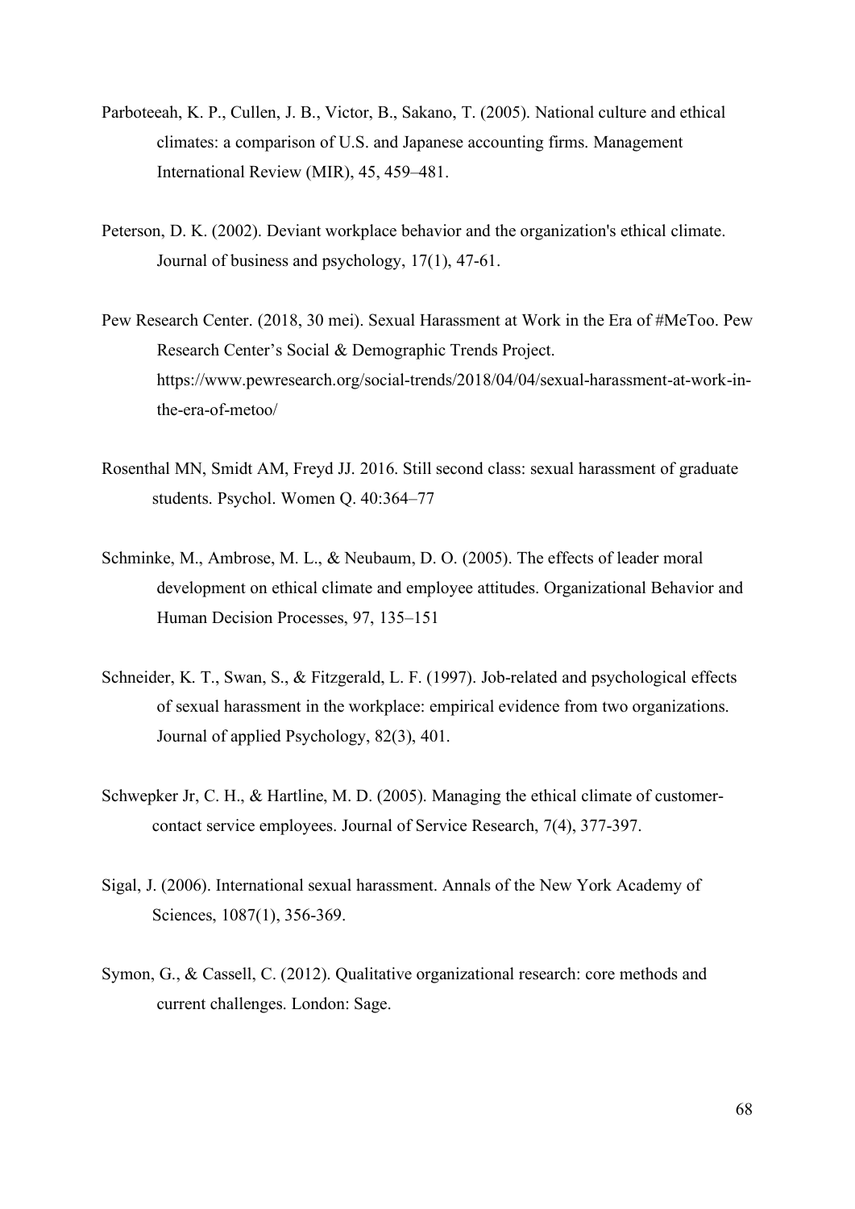Parboteeah, K. P., Cullen, J. B., Victor, B., Sakano, T. (2005). National culture and ethical climates: a comparison of U.S. and Japanese accounting firms. Management International Review (MIR), 45, 459–481.

Peterson, D. K. (2002). Deviant workplace behavior and the organization's ethical climate. Journal of business and psychology, 17(1), 47-61.

Pew Research Center. (2018, 30 mei). Sexual Harassment at Work in the Era of #MeToo. Pew Research Center's Social & Demographic Trends Project. https://www.pewresearch.org/social-trends/2018/04/04/sexual-harassment-at-work-in-the-era-of-metoo/

Rosenthal MN, Smidt AM, Freyd JJ. 2016. Still second class: sexual harassment of graduate students. Psychol. Women Q. 40:364–77

Schminke, M., Ambrose, M. L., & Neubaum, D. O. (2005). The effects of leader moral development on ethical climate and employee attitudes. Organizational Behavior and Human Decision Processes, 97, 135–151

Schneider, K. T., Swan, S., & Fitzgerald, L. F. (1997). Job-related and psychological effects of sexual harassment in the workplace: empirical evidence from two organizations. Journal of applied Psychology, 82(3), 401.

Schwepker Jr, C. H., & Hartline, M. D. (2005). Managing the ethical climate of customer-contact service employees. Journal of Service Research, 7(4), 377-397.

Sigal, J. (2006). International sexual harassment. Annals of the New York Academy of Sciences, 1087(1), 356-369.

Symon, G., & Cassell, C. (2012). Qualitative organizational research: core methods and current challenges. London: Sage.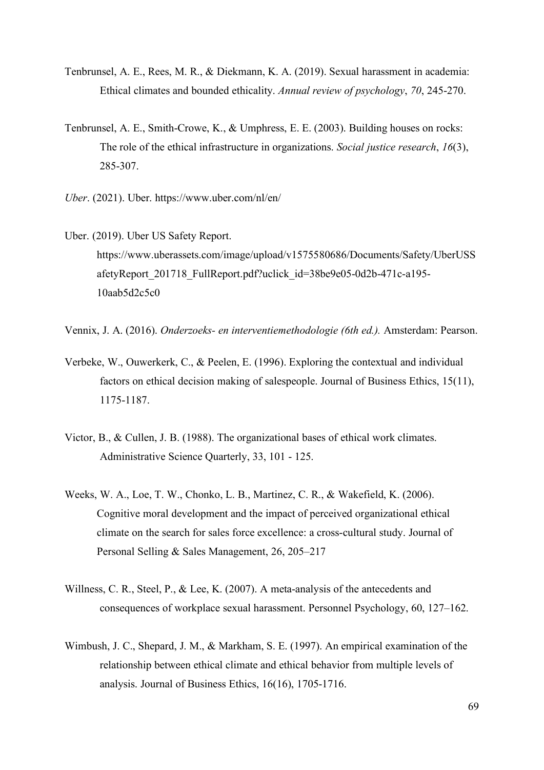Tenbrunsel, A. E., Rees, M. R., & Diekmann, K. A. (2019). Sexual harassment in academia: Ethical climates and bounded ethicality. *Annual review of psychology*, *70*, 245-270.

Tenbrunsel, A. E., Smith-Crowe, K., & Umphress, E. E. (2003). Building houses on rocks: The role of the ethical infrastructure in organizations. *Social justice research*, *16*(3), 285-307.

*Uber*. (2021). Uber. https://www.uber.com/nl/en/

Uber. (2019). Uber US Safety Report. https://www.uberassets.com/image/upload/v1575580686/Documents/Safety/UberUSSafetyReport_201718_FullReport.pdf?uclick_id=38be9e05-0d2b-471c-a195-10aab5d2c5c0

Vennix, J. A. (2016). *Onderzoeks- en interventiemethodologie (6th ed.).* Amsterdam: Pearson.

Verbeke, W., Ouwerkerk, C., & Peelen, E. (1996). Exploring the contextual and individual factors on ethical decision making of salespeople. Journal of Business Ethics, 15(11), 1175-1187.

Victor, B., & Cullen, J. B. (1988). The organizational bases of ethical work climates. Administrative Science Quarterly, 33, 101 - 125.

Weeks, W. A., Loe, T. W., Chonko, L. B., Martinez, C. R., & Wakefield, K. (2006). Cognitive moral development and the impact of perceived organizational ethical climate on the search for sales force excellence: a cross-cultural study. Journal of Personal Selling & Sales Management, 26, 205–217

Willness, C. R., Steel, P., & Lee, K. (2007). A meta-analysis of the antecedents and consequences of workplace sexual harassment. Personnel Psychology, 60, 127–162.

Wimbush, J. C., Shepard, J. M., & Markham, S. E. (1997). An empirical examination of the relationship between ethical climate and ethical behavior from multiple levels of analysis. Journal of Business Ethics, 16(16), 1705-1716.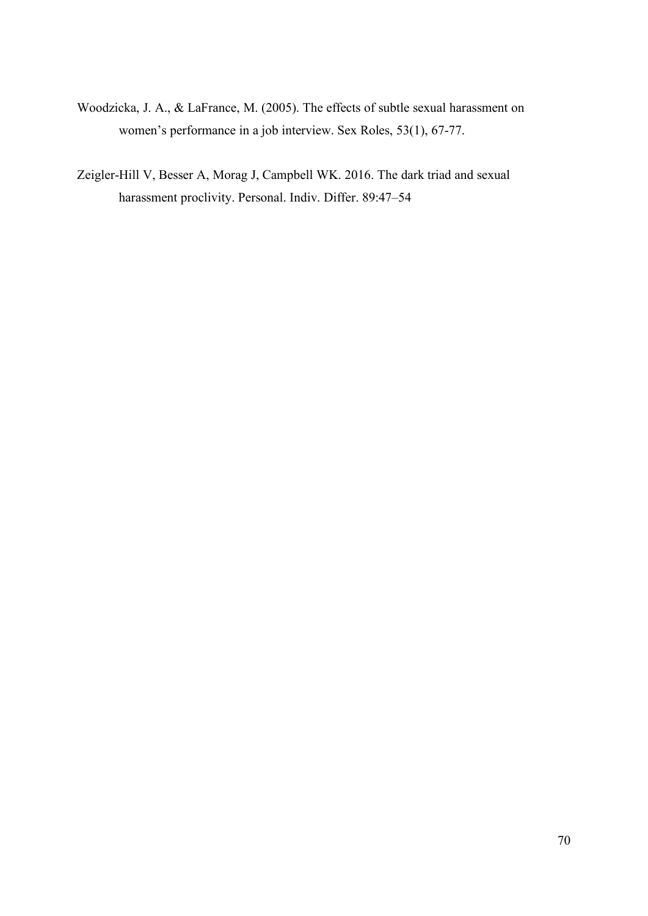Woodzicka, J. A., & LaFrance, M. (2005). The effects of subtle sexual harassment on women's performance in a job interview. Sex Roles, 53(1), 67-77.

Zeigler-Hill V, Besser A, Morag J, Campbell WK. 2016. The dark triad and sexual harassment proclivity. Personal. Indiv. Differ. 89:47–54